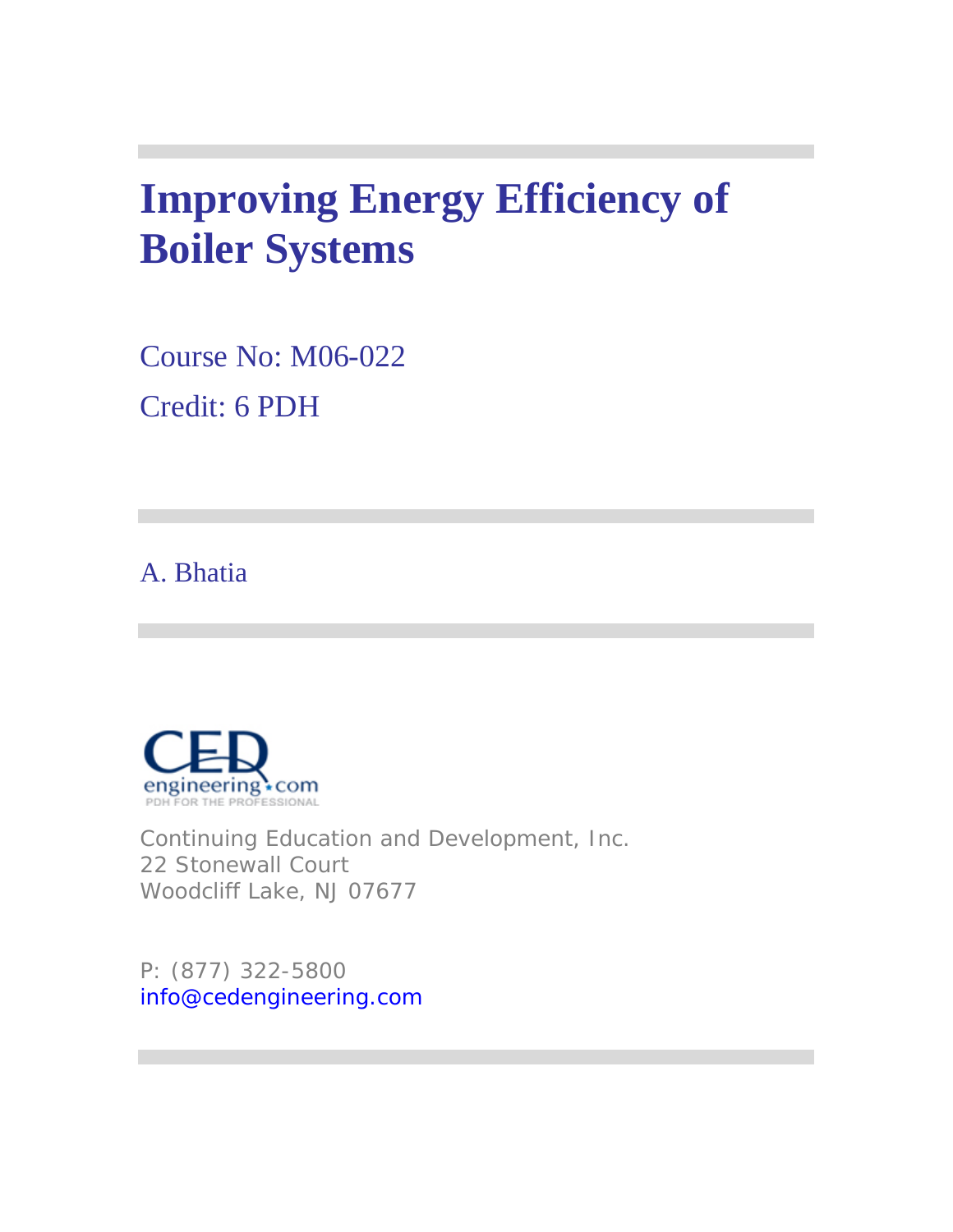# Improving Energy Efficiency of Boiler Systems

Course No: M06-022

Credit: 6 PDH

A. Bhatia

Continuing Education and Development, Inc.
22 Stonewall Court
Woodcliff Lake, NJ 07677

P: (877) 322-5800
info@cedengineering.com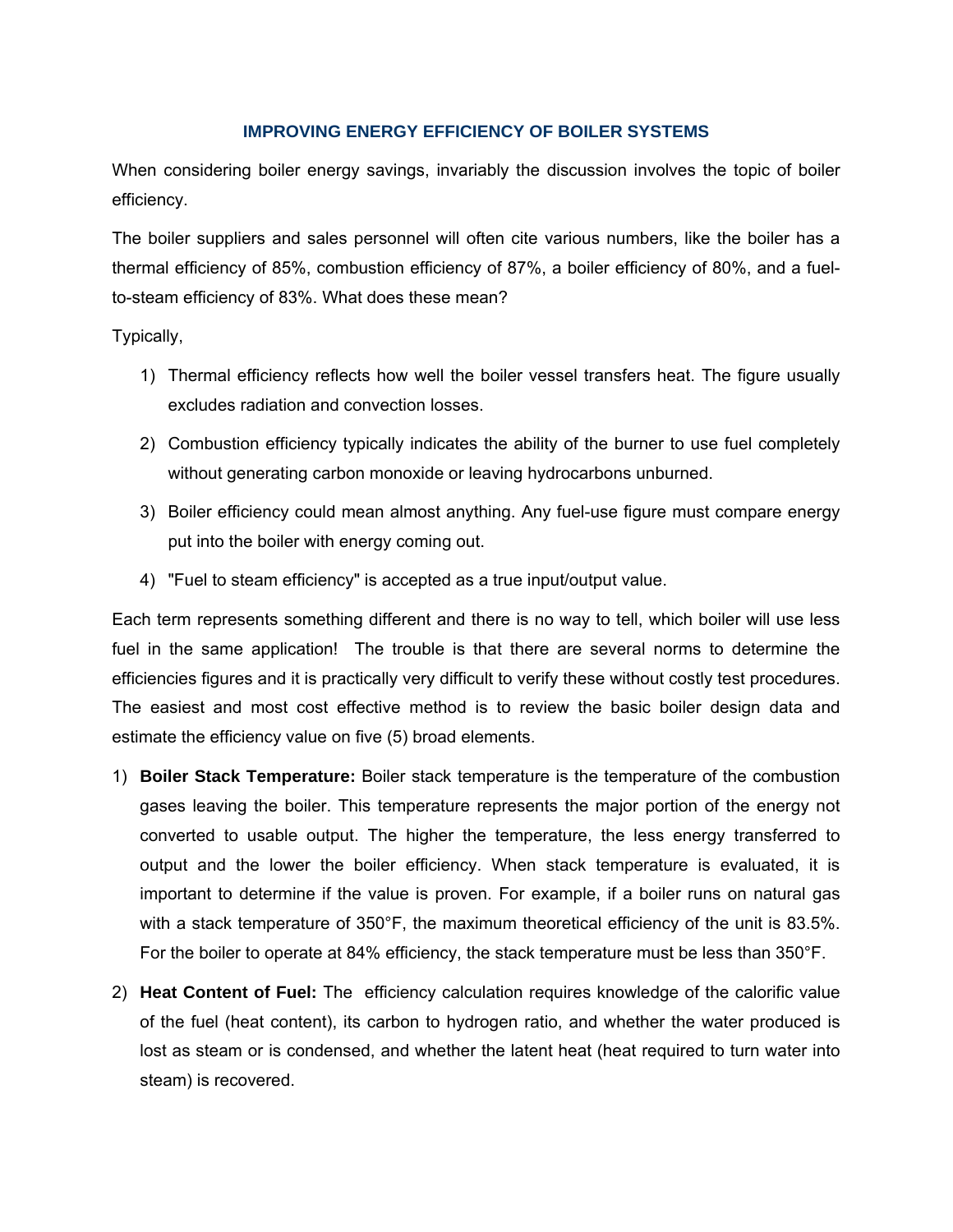## IMPROVING ENERGY EFFICIENCY OF BOILER SYSTEMS

When considering boiler energy savings, invariably the discussion involves the topic of boiler efficiency.

The boiler suppliers and sales personnel will often cite various numbers, like the boiler has a thermal efficiency of 85%, combustion efficiency of 87%, a boiler efficiency of 80%, and a fuel-to-steam efficiency of 83%. What does these mean?

Typically,

1) Thermal efficiency reflects how well the boiler vessel transfers heat. The figure usually excludes radiation and convection losses.
2) Combustion efficiency typically indicates the ability of the burner to use fuel completely without generating carbon monoxide or leaving hydrocarbons unburned.
3) Boiler efficiency could mean almost anything. Any fuel-use figure must compare energy put into the boiler with energy coming out.
4) "Fuel to steam efficiency" is accepted as a true input/output value.

Each term represents something different and there is no way to tell, which boiler will use less fuel in the same application! The trouble is that there are several norms to determine the efficiencies figures and it is practically very difficult to verify these without costly test procedures. The easiest and most cost effective method is to review the basic boiler design data and estimate the efficiency value on five (5) broad elements.

1) **Boiler Stack Temperature:** Boiler stack temperature is the temperature of the combustion gases leaving the boiler. This temperature represents the major portion of the energy not converted to usable output. The higher the temperature, the less energy transferred to output and the lower the boiler efficiency. When stack temperature is evaluated, it is important to determine if the value is proven. For example, if a boiler runs on natural gas with a stack temperature of 350°F, the maximum theoretical efficiency of the unit is 83.5%. For the boiler to operate at 84% efficiency, the stack temperature must be less than 350°F.
2) **Heat Content of Fuel:** The efficiency calculation requires knowledge of the calorific value of the fuel (heat content), its carbon to hydrogen ratio, and whether the water produced is lost as steam or is condensed, and whether the latent heat (heat required to turn water into steam) is recovered.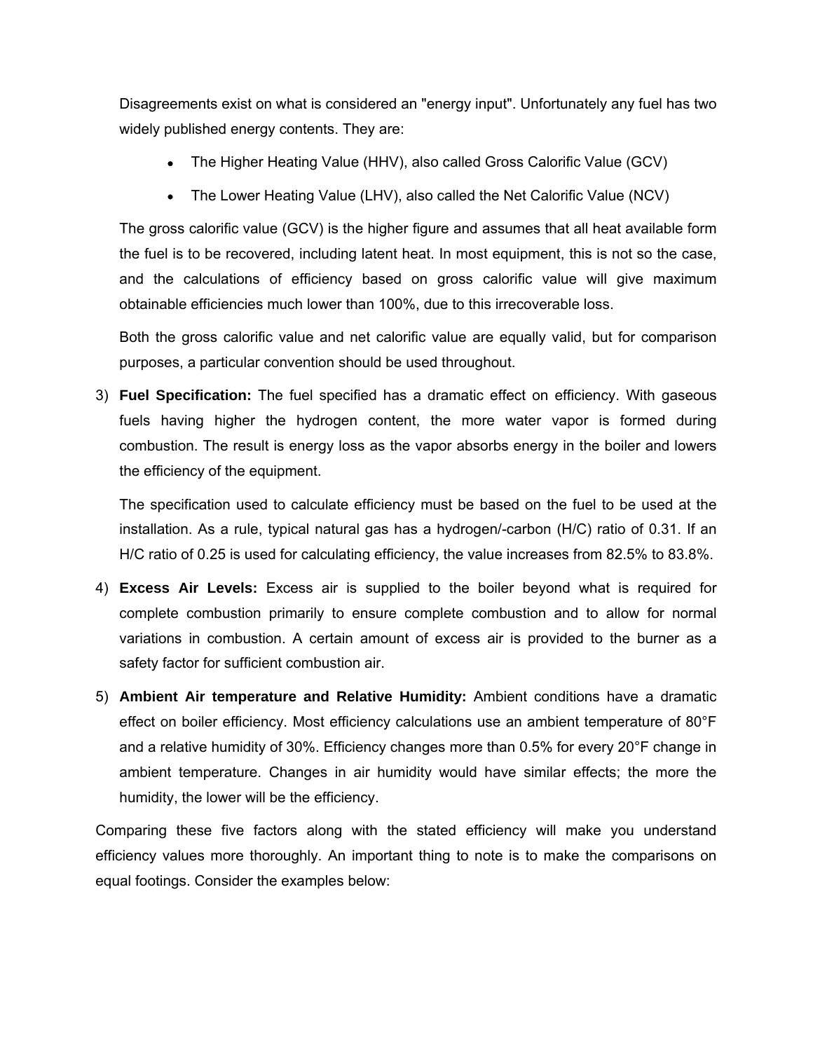Disagreements exist on what is considered an "energy input". Unfortunately any fuel has two widely published energy contents. They are:

- The Higher Heating Value (HHV), also called Gross Calorific Value (GCV)
- The Lower Heating Value (LHV), also called the Net Calorific Value (NCV)

The gross calorific value (GCV) is the higher figure and assumes that all heat available form the fuel is to be recovered, including latent heat. In most equipment, this is not so the case, and the calculations of efficiency based on gross calorific value will give maximum obtainable efficiencies much lower than 100%, due to this irrecoverable loss.

Both the gross calorific value and net calorific value are equally valid, but for comparison purposes, a particular convention should be used throughout.

3) **Fuel Specification:** The fuel specified has a dramatic effect on efficiency. With gaseous fuels having higher the hydrogen content, the more water vapor is formed during combustion. The result is energy loss as the vapor absorbs energy in the boiler and lowers the efficiency of the equipment.

   The specification used to calculate efficiency must be based on the fuel to be used at the installation. As a rule, typical natural gas has a hydrogen/-carbon (H/C) ratio of 0.31. If an H/C ratio of 0.25 is used for calculating efficiency, the value increases from 82.5% to 83.8%.

4) **Excess Air Levels:** Excess air is supplied to the boiler beyond what is required for complete combustion primarily to ensure complete combustion and to allow for normal variations in combustion. A certain amount of excess air is provided to the burner as a safety factor for sufficient combustion air.

5) **Ambient Air temperature and Relative Humidity:** Ambient conditions have a dramatic effect on boiler efficiency. Most efficiency calculations use an ambient temperature of 80°F and a relative humidity of 30%. Efficiency changes more than 0.5% for every 20°F change in ambient temperature. Changes in air humidity would have similar effects; the more the humidity, the lower will be the efficiency.

Comparing these five factors along with the stated efficiency will make you understand efficiency values more thoroughly. An important thing to note is to make the comparisons on equal footings. Consider the examples below: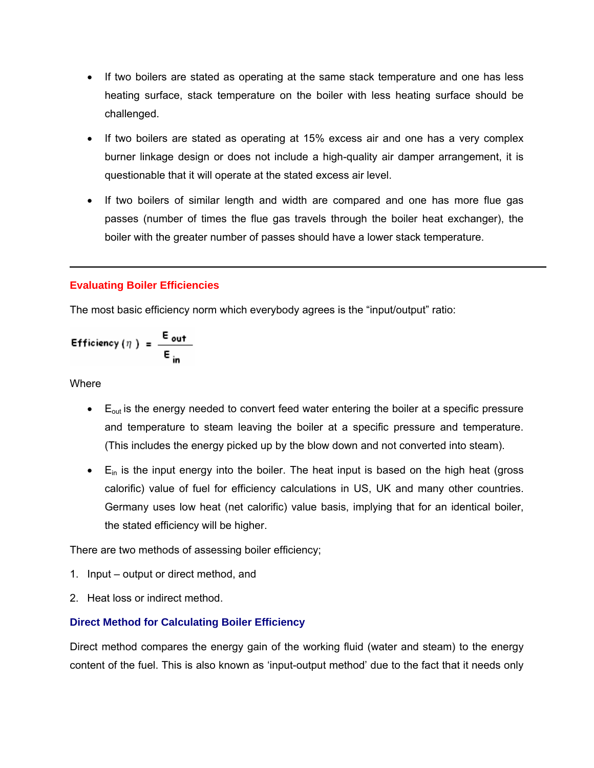- If two boilers are stated as operating at the same stack temperature and one has less heating surface, stack temperature on the boiler with less heating surface should be challenged.
- If two boilers are stated as operating at 15% excess air and one has a very complex burner linkage design or does not include a high-quality air damper arrangement, it is questionable that it will operate at the stated excess air level.
- If two boilers of similar length and width are compared and one has more flue gas passes (number of times the flue gas travels through the boiler heat exchanger), the boiler with the greater number of passes should have a lower stack temperature.

---

## Evaluating Boiler Efficiencies

The most basic efficiency norm which everybody agrees is the "input/output" ratio:

$$\text{Efficiency}\ (\eta) = \frac{E_{out}}{E_{in}}$$

Where

- $E_{out}$ is the energy needed to convert feed water entering the boiler at a specific pressure and temperature to steam leaving the boiler at a specific pressure and temperature. (This includes the energy picked up by the blow down and not converted into steam).
- $E_{in}$ is the input energy into the boiler. The heat input is based on the high heat (gross calorific) value of fuel for efficiency calculations in US, UK and many other countries. Germany uses low heat (net calorific) value basis, implying that for an identical boiler, the stated efficiency will be higher.

There are two methods of assessing boiler efficiency;

1. Input – output or direct method, and
2. Heat loss or indirect method.

### Direct Method for Calculating Boiler Efficiency

Direct method compares the energy gain of the working fluid (water and steam) to the energy content of the fuel. This is also known as 'input-output method' due to the fact that it needs only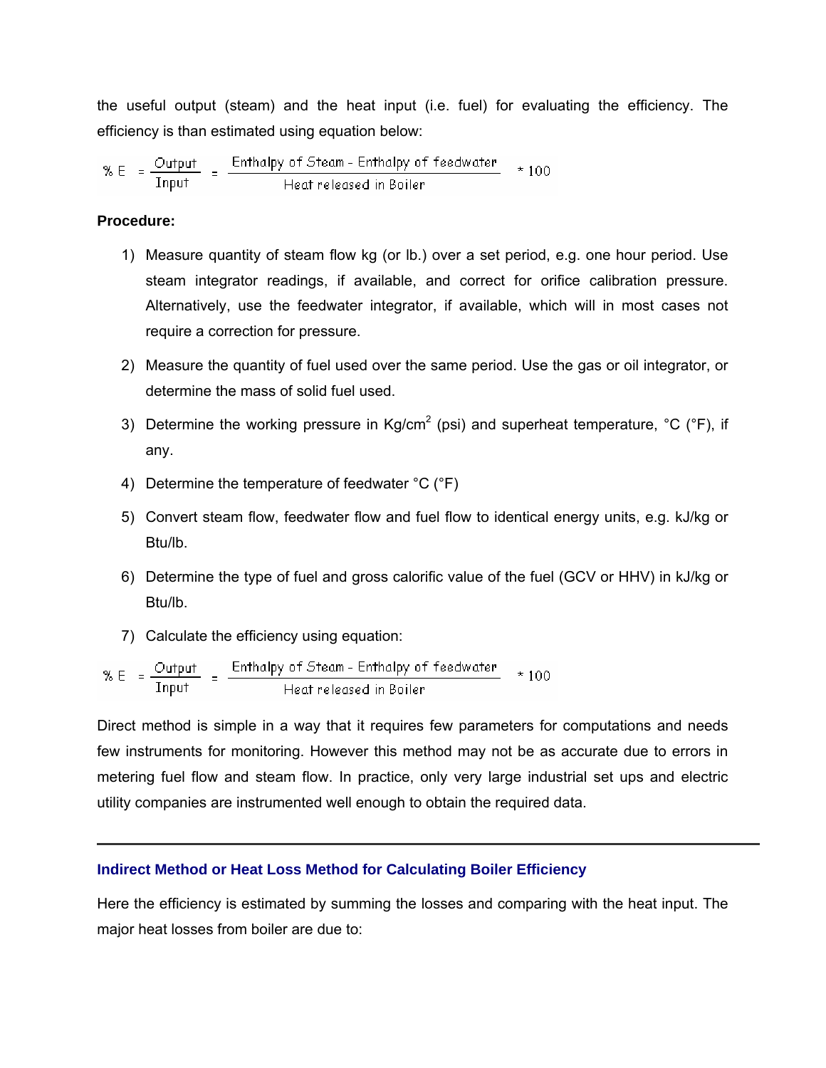the useful output (steam) and the heat input (i.e. fuel) for evaluating the efficiency. The efficiency is than estimated using equation below:

$$\% E = \frac{\text{Output}}{\text{Input}} = \frac{\text{Enthalpy of Steam - Enthalpy of feedwater}}{\text{Heat released in Boiler}} * 100$$

**Procedure:**

1) Measure quantity of steam flow kg (or lb.) over a set period, e.g. one hour period. Use steam integrator readings, if available, and correct for orifice calibration pressure. Alternatively, use the feedwater integrator, if available, which will in most cases not require a correction for pressure.

2) Measure the quantity of fuel used over the same period. Use the gas or oil integrator, or determine the mass of solid fuel used.

3) Determine the working pressure in Kg/cm$^2$ (psi) and superheat temperature, °C (°F), if any.

4) Determine the temperature of feedwater °C (°F)

5) Convert steam flow, feedwater flow and fuel flow to identical energy units, e.g. kJ/kg or Btu/lb.

6) Determine the type of fuel and gross calorific value of the fuel (GCV or HHV) in kJ/kg or Btu/lb.

7) Calculate the efficiency using equation:

$$\% E = \frac{\text{Output}}{\text{Input}} = \frac{\text{Enthalpy of Steam - Enthalpy of feedwater}}{\text{Heat released in Boiler}} * 100$$

Direct method is simple in a way that it requires few parameters for computations and needs few instruments for monitoring. However this method may not be as accurate due to errors in metering fuel flow and steam flow. In practice, only very large industrial set ups and electric utility companies are instrumented well enough to obtain the required data.

---

### Indirect Method or Heat Loss Method for Calculating Boiler Efficiency

Here the efficiency is estimated by summing the losses and comparing with the heat input. The major heat losses from boiler are due to: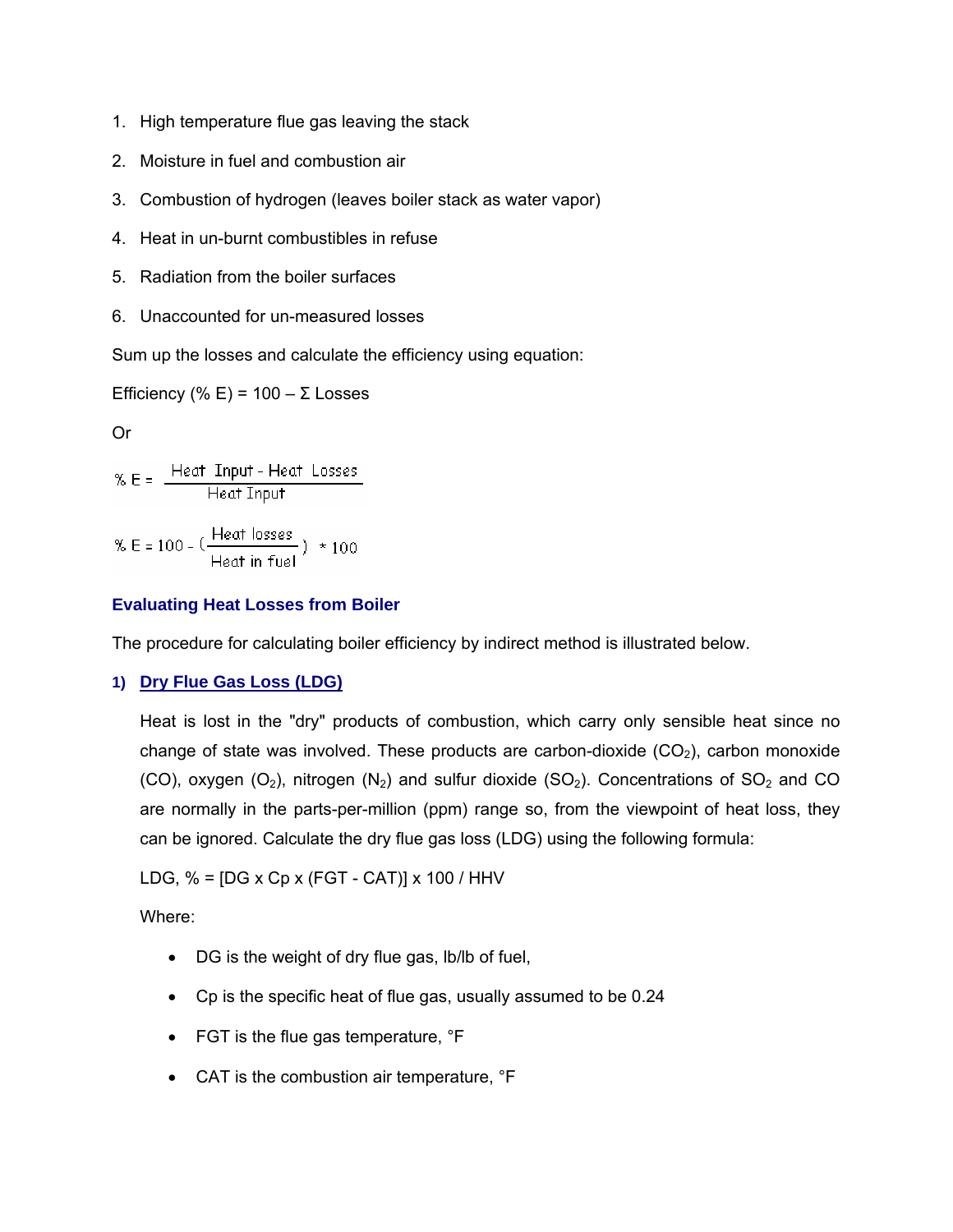1. High temperature flue gas leaving the stack
2. Moisture in fuel and combustion air
3. Combustion of hydrogen (leaves boiler stack as water vapor)
4. Heat in un-burnt combustibles in refuse
5. Radiation from the boiler surfaces
6. Unaccounted for un-measured losses

Sum up the losses and calculate the efficiency using equation:

Efficiency (% E) = 100 – Σ Losses

Or

$$\% E = \frac{\text{Heat Input} - \text{Heat Losses}}{\text{Heat Input}}$$

$$\% E = 100 - \left(\frac{\text{Heat losses}}{\text{Heat in fuel}}\right) * 100$$

### Evaluating Heat Losses from Boiler

The procedure for calculating boiler efficiency by indirect method is illustrated below.

#### 1) Dry Flue Gas Loss (LDG)

Heat is lost in the "dry" products of combustion, which carry only sensible heat since no change of state was involved. These products are carbon-dioxide ($CO_2$), carbon monoxide (CO), oxygen ($O_2$), nitrogen ($N_2$) and sulfur dioxide ($SO_2$). Concentrations of $SO_2$ and CO are normally in the parts-per-million (ppm) range so, from the viewpoint of heat loss, they can be ignored. Calculate the dry flue gas loss (LDG) using the following formula:

LDG, % = [DG x Cp x (FGT - CAT)] x 100 / HHV

Where:

- DG is the weight of dry flue gas, lb/lb of fuel,
- Cp is the specific heat of flue gas, usually assumed to be 0.24
- FGT is the flue gas temperature, °F
- CAT is the combustion air temperature, °F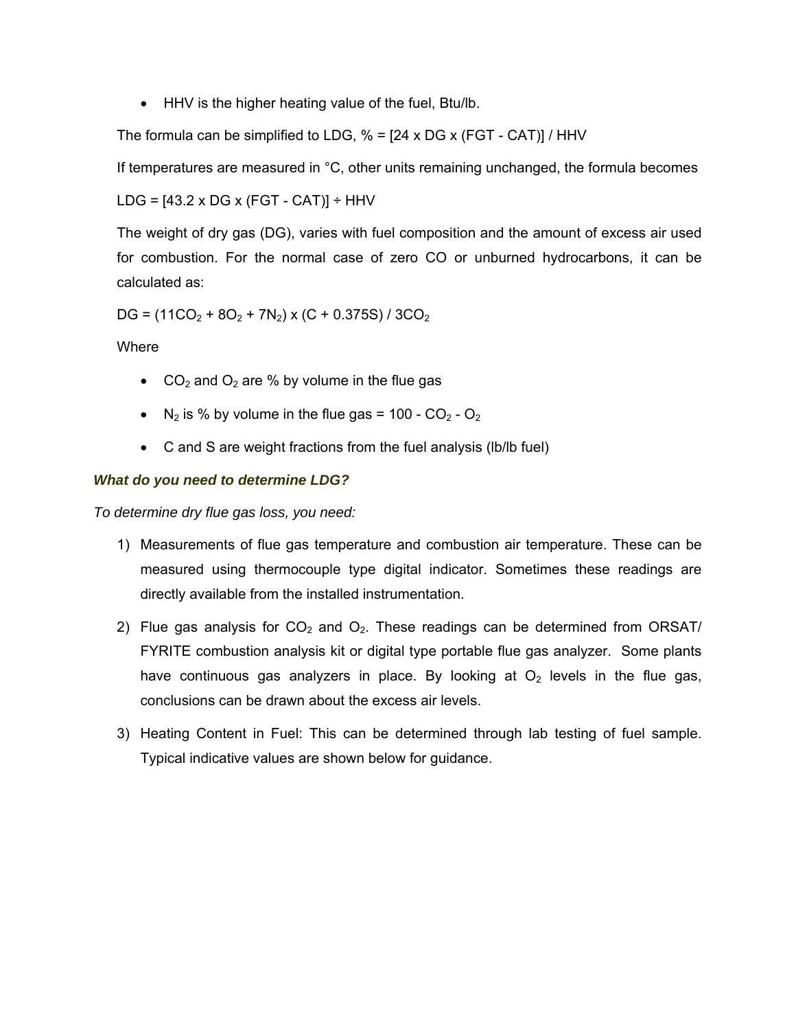- HHV is the higher heating value of the fuel, Btu/lb.

The formula can be simplified to LDG, % = [24 x DG x (FGT - CAT)] / HHV

If temperatures are measured in °C, other units remaining unchanged, the formula becomes

LDG = [43.2 x DG x (FGT - CAT)] ÷ HHV

The weight of dry gas (DG), varies with fuel composition and the amount of excess air used for combustion. For the normal case of zero CO or unburned hydrocarbons, it can be calculated as:

$$DG = (11CO_2 + 8O_2 + 7N_2) \times (C + 0.375S) / 3CO_2$$

Where

- $CO_2$ and $O_2$ are % by volume in the flue gas
- $N_2$ is % by volume in the flue gas = 100 - $CO_2$ - $O_2$
- C and S are weight fractions from the fuel analysis (lb/lb fuel)

***What do you need to determine LDG?***

*To determine dry flue gas loss, you need:*

1) Measurements of flue gas temperature and combustion air temperature. These can be measured using thermocouple type digital indicator. Sometimes these readings are directly available from the installed instrumentation.
2) Flue gas analysis for $CO_2$ and $O_2$. These readings can be determined from ORSAT/ FYRITE combustion analysis kit or digital type portable flue gas analyzer. Some plants have continuous gas analyzers in place. By looking at $O_2$ levels in the flue gas, conclusions can be drawn about the excess air levels.
3) Heating Content in Fuel: This can be determined through lab testing of fuel sample. Typical indicative values are shown below for guidance.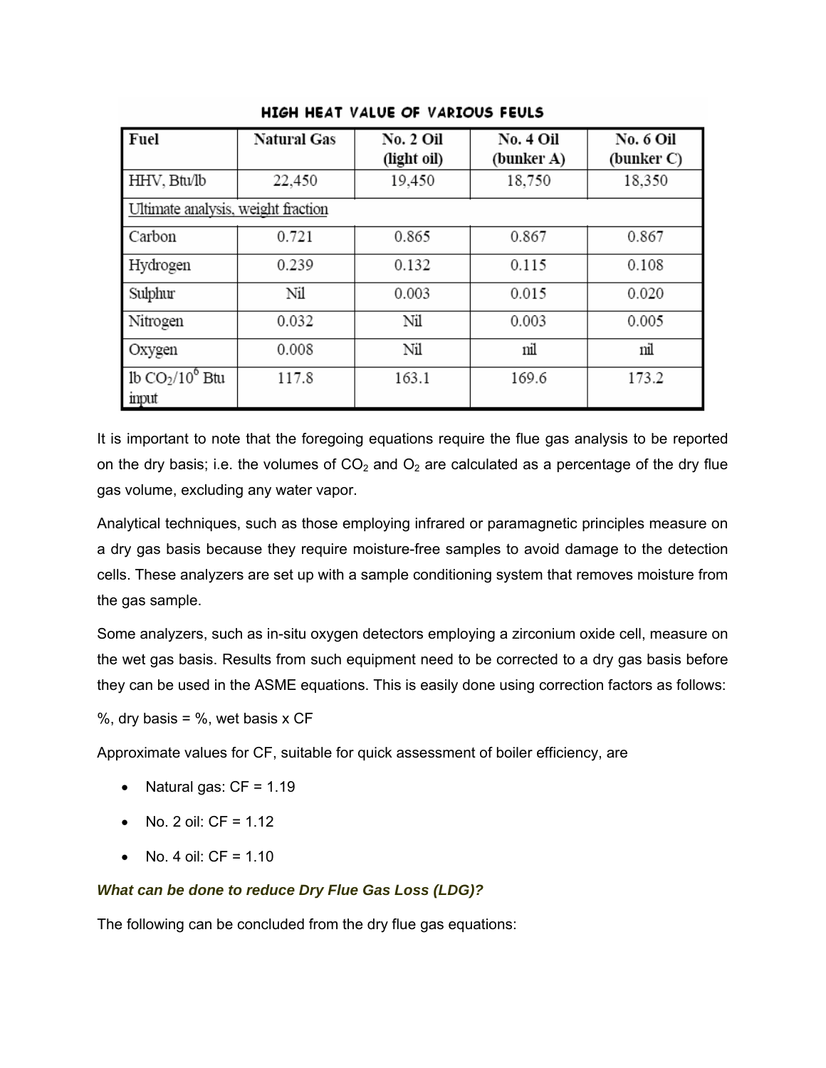**HIGH HEAT VALUE OF VARIOUS FEULS**

| Fuel | Natural Gas | No. 2 Oil (light oil) | No. 4 Oil (bunker A) | No. 6 Oil (bunker C) |
|---|---|---|---|---|
| HHV, Btu/lb | 22,450 | 19,450 | 18,750 | 18,350 |
| Ultimate analysis, weight fraction | | | | |
| Carbon | 0.721 | 0.865 | 0.867 | 0.867 |
| Hydrogen | 0.239 | 0.132 | 0.115 | 0.108 |
| Sulphur | Nil | 0.003 | 0.015 | 0.020 |
| Nitrogen | 0.032 | Nil | 0.003 | 0.005 |
| Oxygen | 0.008 | Nil | nil | nil |
| lb $CO_2/10^6$ Btu input | 117.8 | 163.1 | 169.6 | 173.2 |

It is important to note that the foregoing equations require the flue gas analysis to be reported on the dry basis; i.e. the volumes of $CO_2$ and $O_2$ are calculated as a percentage of the dry flue gas volume, excluding any water vapor.

Analytical techniques, such as those employing infrared or paramagnetic principles measure on a dry gas basis because they require moisture-free samples to avoid damage to the detection cells. These analyzers are set up with a sample conditioning system that removes moisture from the gas sample.

Some analyzers, such as in-situ oxygen detectors employing a zirconium oxide cell, measure on the wet gas basis. Results from such equipment need to be corrected to a dry gas basis before they can be used in the ASME equations. This is easily done using correction factors as follows:

%, dry basis = %, wet basis x CF

Approximate values for CF, suitable for quick assessment of boiler efficiency, are

- Natural gas: CF = 1.19
- No. 2 oil: CF = 1.12
- No. 4 oil: CF = 1.10

***What can be done to reduce Dry Flue Gas Loss (LDG)?***

The following can be concluded from the dry flue gas equations: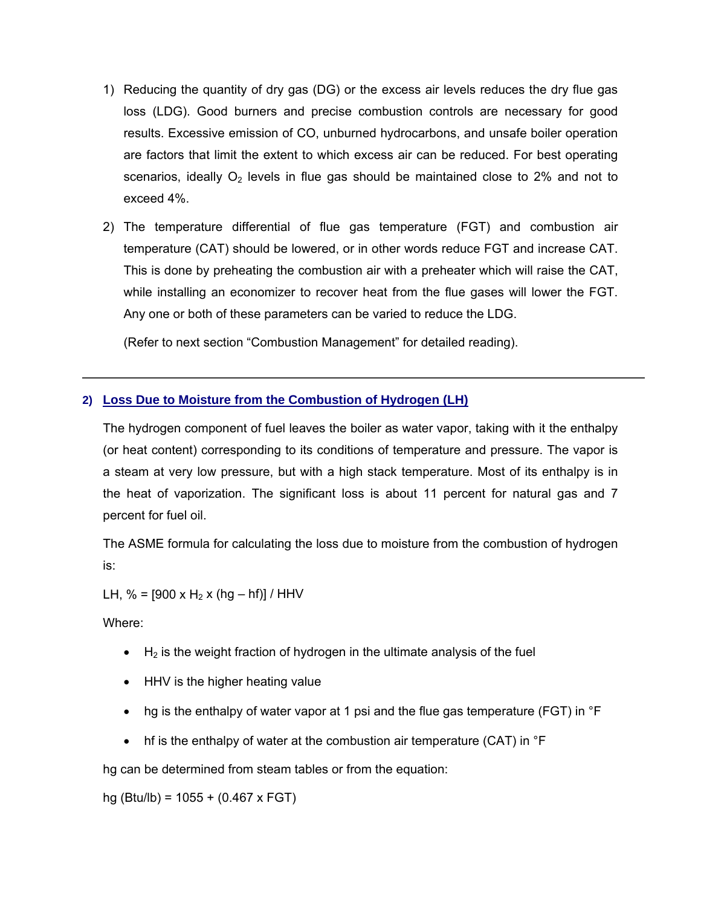1) Reducing the quantity of dry gas (DG) or the excess air levels reduces the dry flue gas loss (LDG). Good burners and precise combustion controls are necessary for good results. Excessive emission of CO, unburned hydrocarbons, and unsafe boiler operation are factors that limit the extent to which excess air can be reduced. For best operating scenarios, ideally $O_2$ levels in flue gas should be maintained close to 2% and not to exceed 4%.

2) The temperature differential of flue gas temperature (FGT) and combustion air temperature (CAT) should be lowered, or in other words reduce FGT and increase CAT. This is done by preheating the combustion air with a preheater which will raise the CAT, while installing an economizer to recover heat from the flue gases will lower the FGT. Any one or both of these parameters can be varied to reduce the LDG.

   (Refer to next section "Combustion Management" for detailed reading).

---

## 2) Loss Due to Moisture from the Combustion of Hydrogen (LH)

The hydrogen component of fuel leaves the boiler as water vapor, taking with it the enthalpy (or heat content) corresponding to its conditions of temperature and pressure. The vapor is a steam at very low pressure, but with a high stack temperature. Most of its enthalpy is in the heat of vaporization. The significant loss is about 11 percent for natural gas and 7 percent for fuel oil.

The ASME formula for calculating the loss due to moisture from the combustion of hydrogen is:

$$LH, \% = [900 \times H_2 \times (hg - hf)] / HHV$$

Where:

- $H_2$ is the weight fraction of hydrogen in the ultimate analysis of the fuel
- HHV is the higher heating value
- hg is the enthalpy of water vapor at 1 psi and the flue gas temperature (FGT) in °F
- hf is the enthalpy of water at the combustion air temperature (CAT) in °F

hg can be determined from steam tables or from the equation:

$$hg \text{ (Btu/lb)} = 1055 + (0.467 \times FGT)$$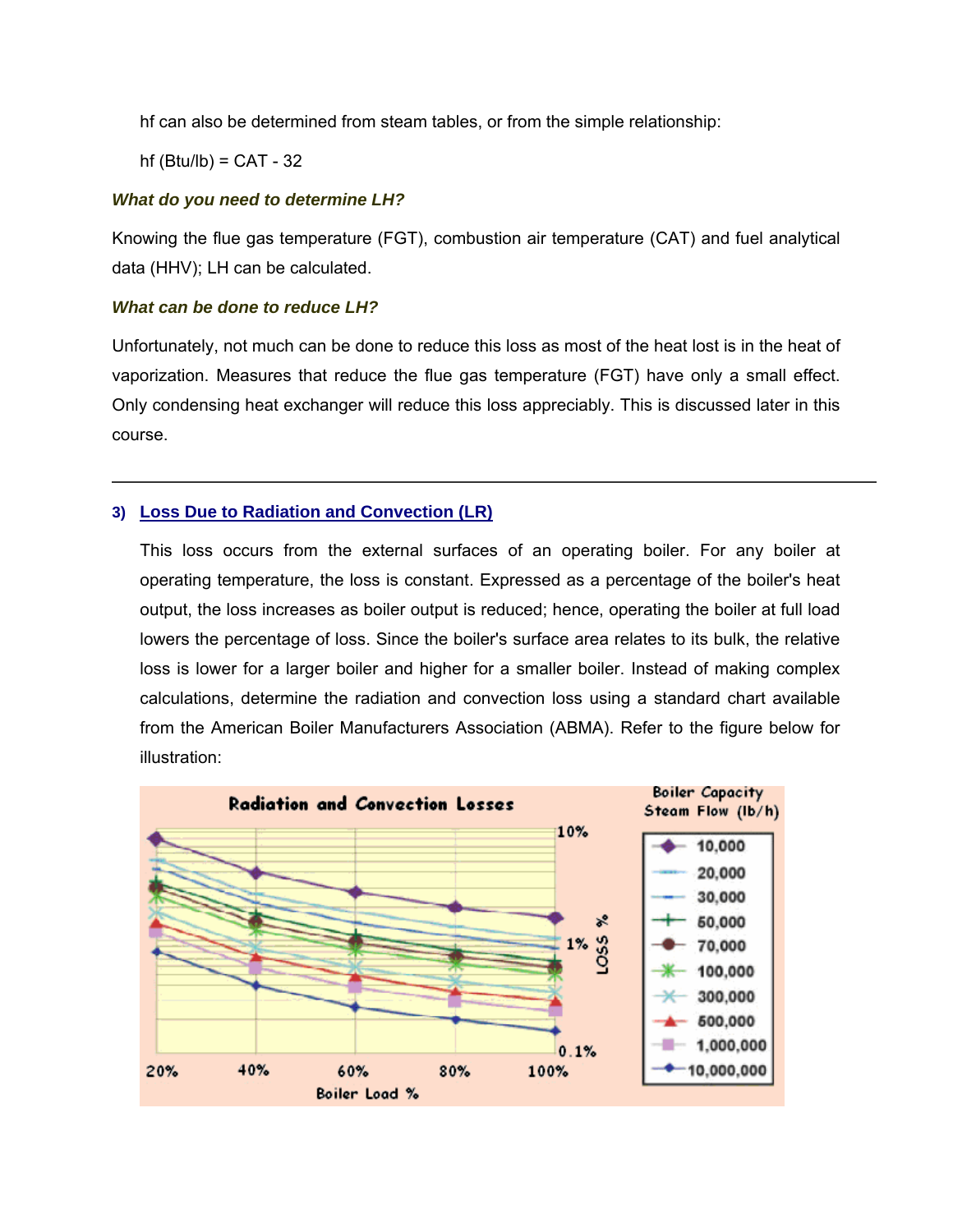hf can also be determined from steam tables, or from the simple relationship:

hf (Btu/lb) = CAT - 32

***What do you need to determine LH?***

Knowing the flue gas temperature (FGT), combustion air temperature (CAT) and fuel analytical data (HHV); LH can be calculated.

***What can be done to reduce LH?***

Unfortunately, not much can be done to reduce this loss as most of the heat lost is in the heat of vaporization. Measures that reduce the flue gas temperature (FGT) have only a small effect. Only condensing heat exchanger will reduce this loss appreciably. This is discussed later in this course.

---

### 3) Loss Due to Radiation and Convection (LR)

This loss occurs from the external surfaces of an operating boiler. For any boiler at operating temperature, the loss is constant. Expressed as a percentage of the boiler's heat output, the loss increases as boiler output is reduced; hence, operating the boiler at full load lowers the percentage of loss. Since the boiler's surface area relates to its bulk, the relative loss is lower for a larger boiler and higher for a smaller boiler. Instead of making complex calculations, determine the radiation and convection loss using a standard chart available from the American Boiler Manufacturers Association (ABMA). Refer to the figure below for illustration: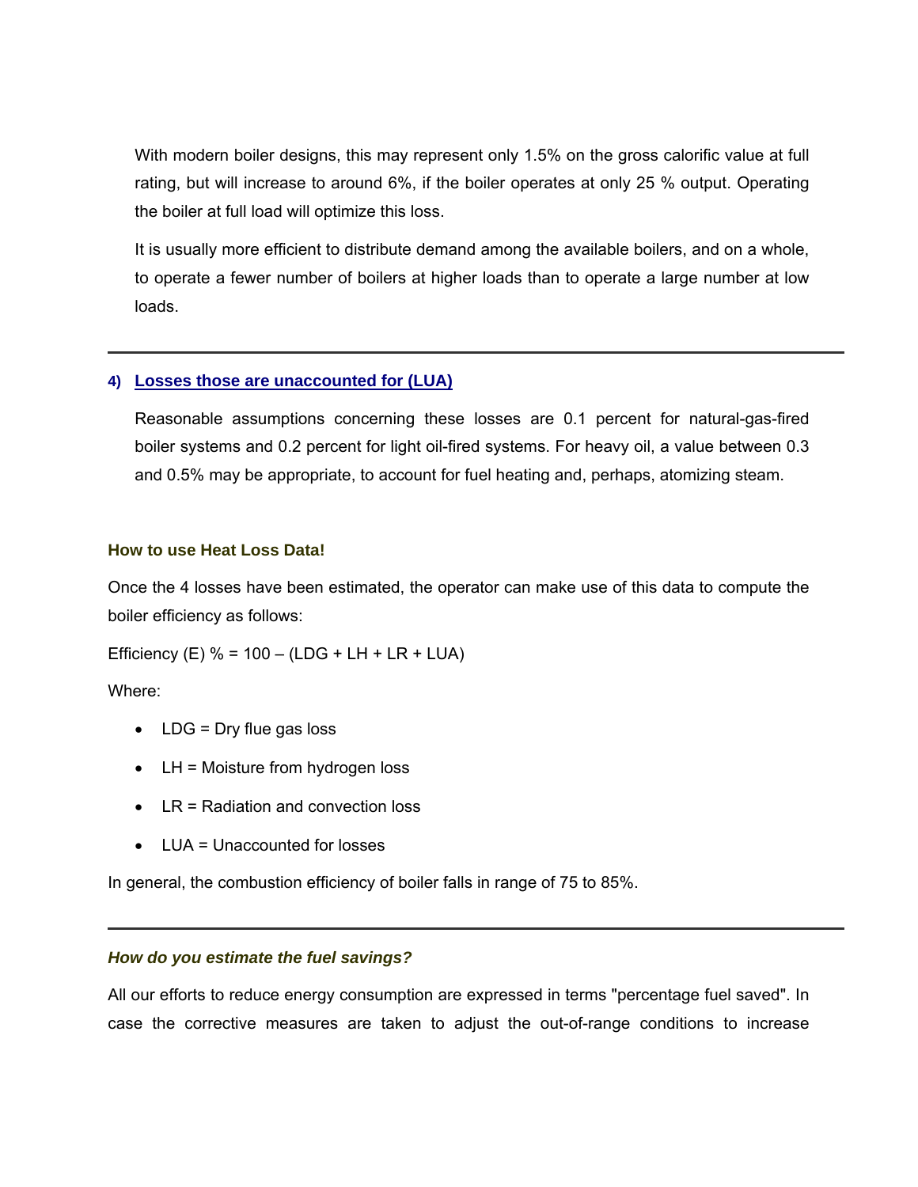With modern boiler designs, this may represent only 1.5% on the gross calorific value at full rating, but will increase to around 6%, if the boiler operates at only 25 % output. Operating the boiler at full load will optimize this loss.

It is usually more efficient to distribute demand among the available boilers, and on a whole, to operate a fewer number of boilers at higher loads than to operate a large number at low loads.

---

### 4) Losses those are unaccounted for (LUA)

Reasonable assumptions concerning these losses are 0.1 percent for natural-gas-fired boiler systems and 0.2 percent for light oil-fired systems. For heavy oil, a value between 0.3 and 0.5% may be appropriate, to account for fuel heating and, perhaps, atomizing steam.

### How to use Heat Loss Data!

Once the 4 losses have been estimated, the operator can make use of this data to compute the boiler efficiency as follows:

Efficiency (E) % = 100 – (LDG + LH + LR + LUA)

Where:

- LDG = Dry flue gas loss
- LH = Moisture from hydrogen loss
- LR = Radiation and convection loss
- LUA = Unaccounted for losses

In general, the combustion efficiency of boiler falls in range of 75 to 85%.

---

### *How do you estimate the fuel savings?*

All our efforts to reduce energy consumption are expressed in terms "percentage fuel saved". In case the corrective measures are taken to adjust the out-of-range conditions to increase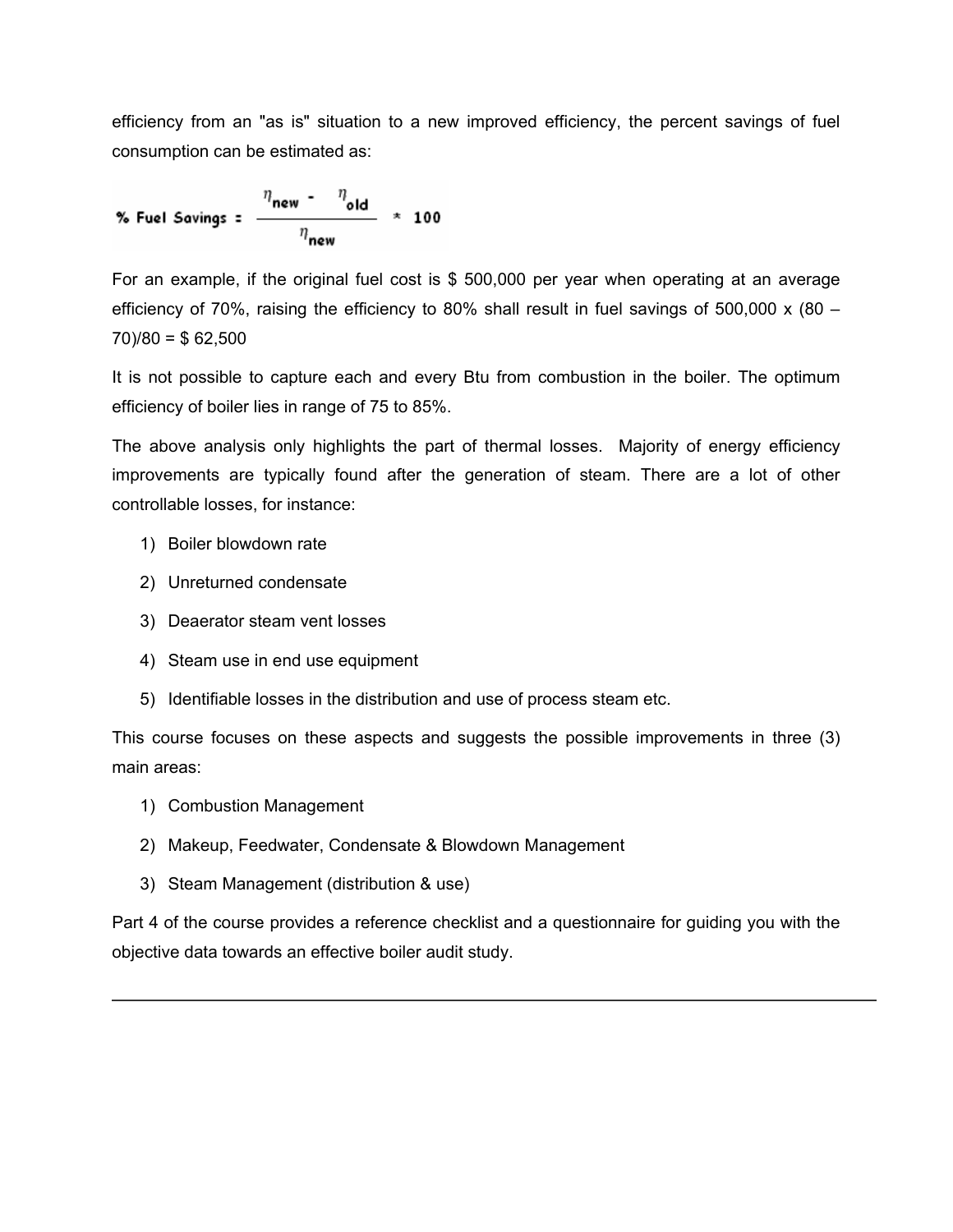efficiency from an "as is" situation to a new improved efficiency, the percent savings of fuel consumption can be estimated as:

$$\% \text{ Fuel Savings} = \frac{\eta_{new} - \eta_{old}}{\eta_{new}} * 100$$

For an example, if the original fuel cost is $ 500,000 per year when operating at an average efficiency of 70%, raising the efficiency to 80% shall result in fuel savings of 500,000 x (80 – 70)/80 = $ 62,500

It is not possible to capture each and every Btu from combustion in the boiler. The optimum efficiency of boiler lies in range of 75 to 85%.

The above analysis only highlights the part of thermal losses. Majority of energy efficiency improvements are typically found after the generation of steam. There are a lot of other controllable losses, for instance:

1) Boiler blowdown rate
2) Unreturned condensate
3) Deaerator steam vent losses
4) Steam use in end use equipment
5) Identifiable losses in the distribution and use of process steam etc.

This course focuses on these aspects and suggests the possible improvements in three (3) main areas:

1) Combustion Management
2) Makeup, Feedwater, Condensate & Blowdown Management
3) Steam Management (distribution & use)

Part 4 of the course provides a reference checklist and a questionnaire for guiding you with the objective data towards an effective boiler audit study.

---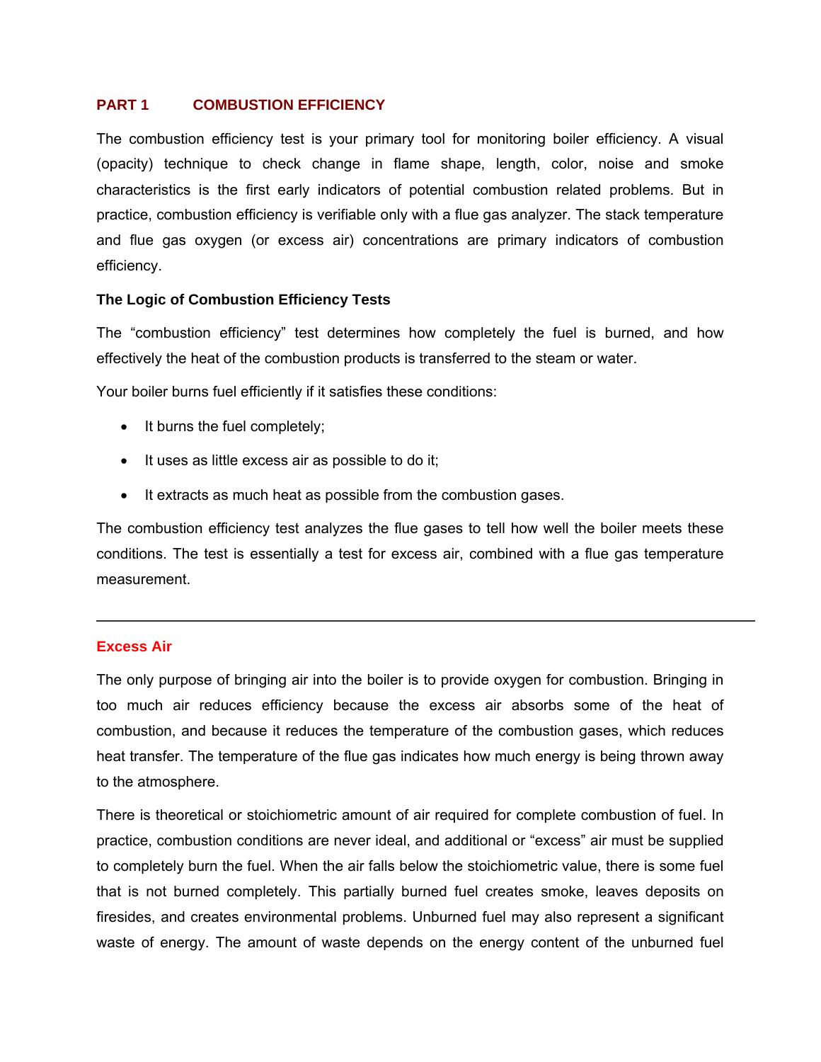## PART 1 COMBUSTION EFFICIENCY

The combustion efficiency test is your primary tool for monitoring boiler efficiency. A visual (opacity) technique to check change in flame shape, length, color, noise and smoke characteristics is the first early indicators of potential combustion related problems. But in practice, combustion efficiency is verifiable only with a flue gas analyzer. The stack temperature and flue gas oxygen (or excess air) concentrations are primary indicators of combustion efficiency.

### The Logic of Combustion Efficiency Tests

The "combustion efficiency" test determines how completely the fuel is burned, and how effectively the heat of the combustion products is transferred to the steam or water.

Your boiler burns fuel efficiently if it satisfies these conditions:

- It burns the fuel completely;
- It uses as little excess air as possible to do it;
- It extracts as much heat as possible from the combustion gases.

The combustion efficiency test analyzes the flue gases to tell how well the boiler meets these conditions. The test is essentially a test for excess air, combined with a flue gas temperature measurement.

---

### Excess Air

The only purpose of bringing air into the boiler is to provide oxygen for combustion. Bringing in too much air reduces efficiency because the excess air absorbs some of the heat of combustion, and because it reduces the temperature of the combustion gases, which reduces heat transfer. The temperature of the flue gas indicates how much energy is being thrown away to the atmosphere.

There is theoretical or stoichiometric amount of air required for complete combustion of fuel. In practice, combustion conditions are never ideal, and additional or "excess" air must be supplied to completely burn the fuel. When the air falls below the stoichiometric value, there is some fuel that is not burned completely. This partially burned fuel creates smoke, leaves deposits on firesides, and creates environmental problems. Unburned fuel may also represent a significant waste of energy. The amount of waste depends on the energy content of the unburned fuel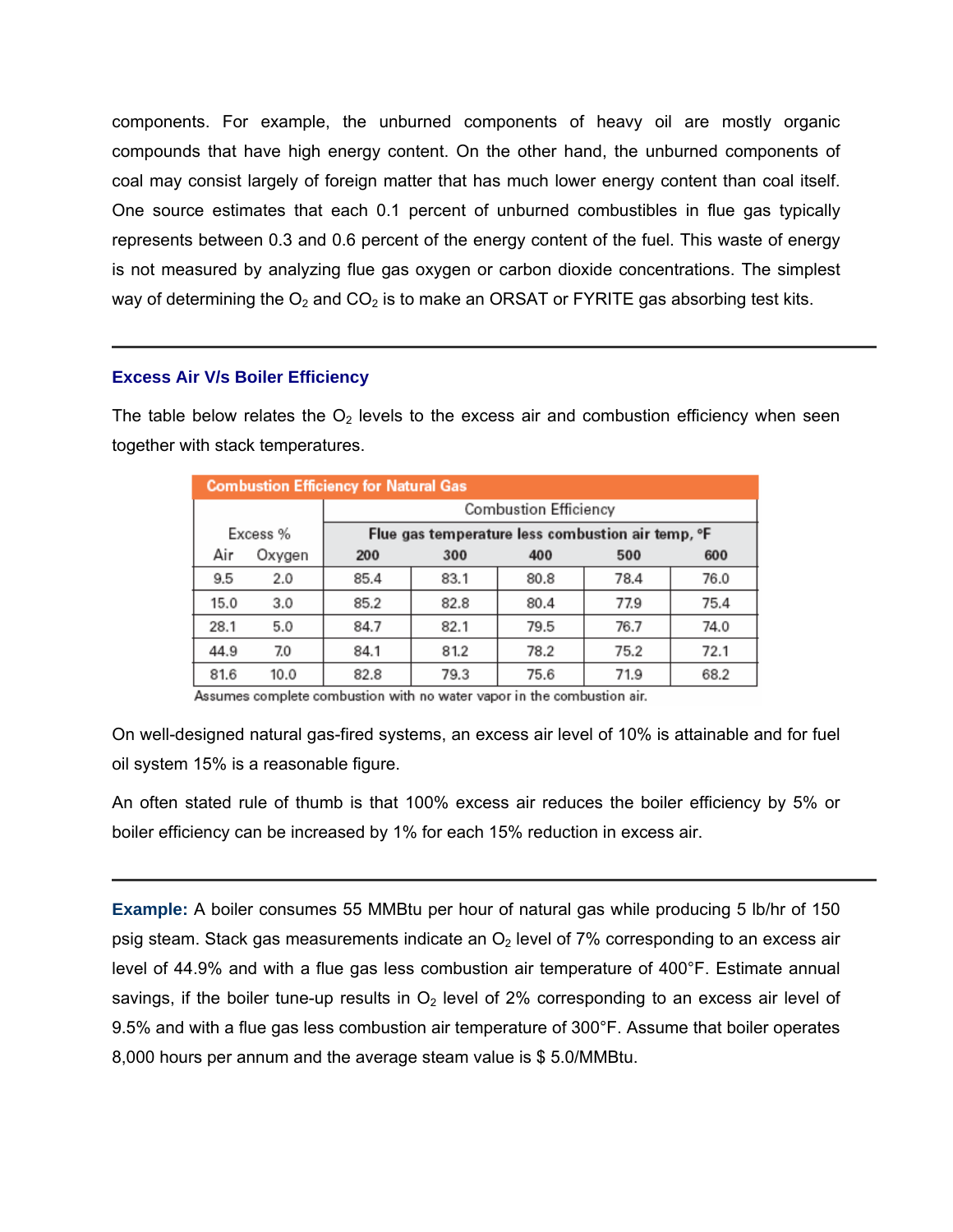components. For example, the unburned components of heavy oil are mostly organic compounds that have high energy content. On the other hand, the unburned components of coal may consist largely of foreign matter that has much lower energy content than coal itself. One source estimates that each 0.1 percent of unburned combustibles in flue gas typically represents between 0.3 and 0.6 percent of the energy content of the fuel. This waste of energy is not measured by analyzing flue gas oxygen or carbon dioxide concentrations. The simplest way of determining the $O_2$ and $CO_2$ is to make an ORSAT or FYRITE gas absorbing test kits.

---

### Excess Air V/s Boiler Efficiency

The table below relates the $O_2$ levels to the excess air and combustion efficiency when seen together with stack temperatures.

**Combustion Efficiency for Natural Gas**

| Excess % | | Combustion Efficiency | | | | |
|---|---|---|---|---|---|---|
| | | Flue gas temperature less combustion air temp, °F | | | | |
| Air | Oxygen | 200 | 300 | 400 | 500 | 600 |
| 9.5 | 2.0 | 85.4 | 83.1 | 80.8 | 78.4 | 76.0 |
| 15.0 | 3.0 | 85.2 | 82.8 | 80.4 | 77.9 | 75.4 |
| 28.1 | 5.0 | 84.7 | 82.1 | 79.5 | 76.7 | 74.0 |
| 44.9 | 7.0 | 84.1 | 81.2 | 78.2 | 75.2 | 72.1 |
| 81.6 | 10.0 | 82.8 | 79.3 | 75.6 | 71.9 | 68.2 |

Assumes complete combustion with no water vapor in the combustion air.

On well-designed natural gas-fired systems, an excess air level of 10% is attainable and for fuel oil system 15% is a reasonable figure.

An often stated rule of thumb is that 100% excess air reduces the boiler efficiency by 5% or boiler efficiency can be increased by 1% for each 15% reduction in excess air.

---

**Example:** A boiler consumes 55 MMBtu per hour of natural gas while producing 5 lb/hr of 150 psig steam. Stack gas measurements indicate an $O_2$ level of 7% corresponding to an excess air level of 44.9% and with a flue gas less combustion air temperature of 400°F. Estimate annual savings, if the boiler tune-up results in $O_2$ level of 2% corresponding to an excess air level of 9.5% and with a flue gas less combustion air temperature of 300°F. Assume that boiler operates 8,000 hours per annum and the average steam value is $ 5.0/MMBtu.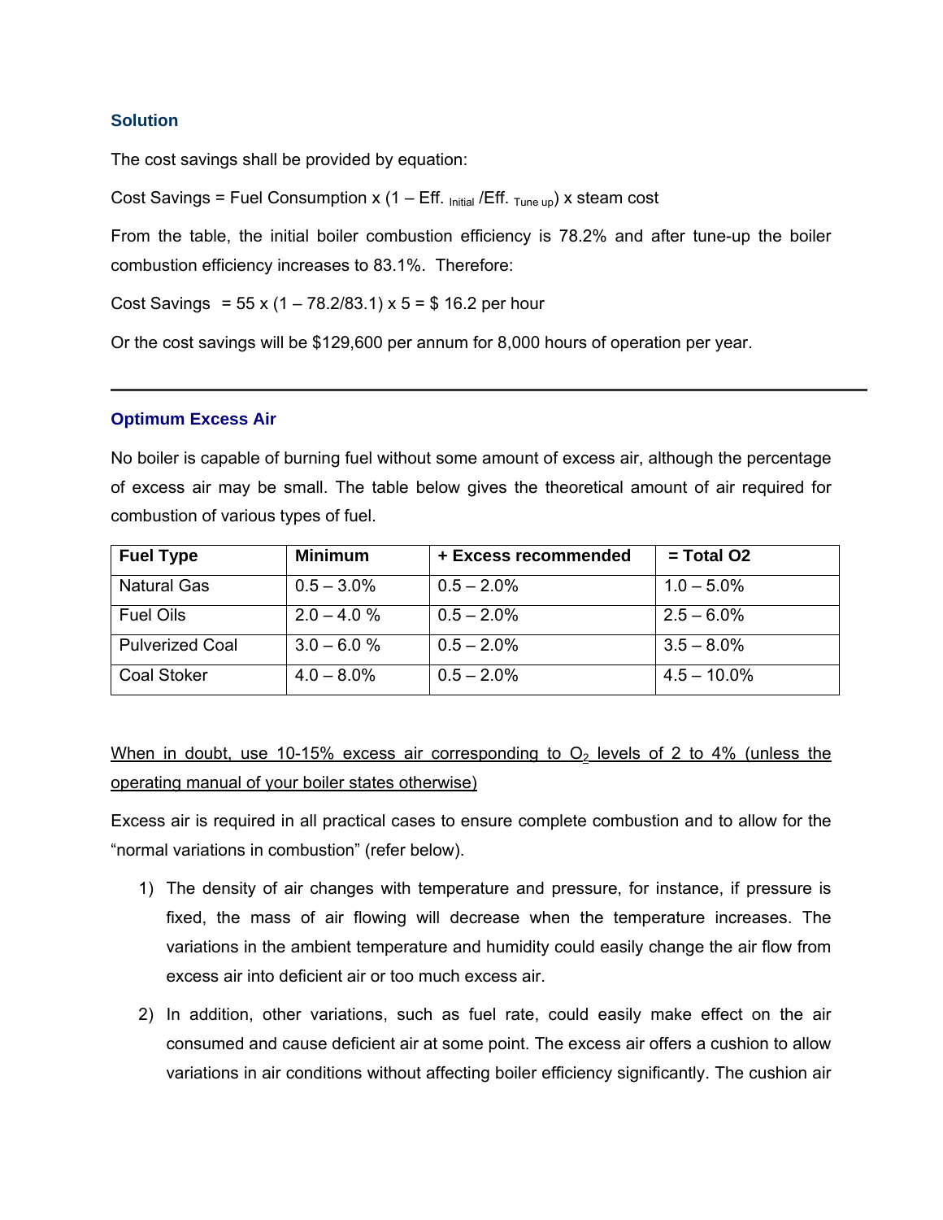### Solution

The cost savings shall be provided by equation:

Cost Savings = Fuel Consumption x (1 – Eff. $_{Initial}$ /Eff. $_{Tune\ up}$) x steam cost

From the table, the initial boiler combustion efficiency is 78.2% and after tune-up the boiler combustion efficiency increases to 83.1%. Therefore:

Cost Savings = 55 x (1 – 78.2/83.1) x 5 = $ 16.2 per hour

Or the cost savings will be $129,600 per annum for 8,000 hours of operation per year.

---

### Optimum Excess Air

No boiler is capable of burning fuel without some amount of excess air, although the percentage of excess air may be small. The table below gives the theoretical amount of air required for combustion of various types of fuel.

| Fuel Type | Minimum | + Excess recommended | = Total O2 |
|---|---|---|---|
| Natural Gas | 0.5 – 3.0% | 0.5 – 2.0% | 1.0 – 5.0% |
| Fuel Oils | 2.0 – 4.0 % | 0.5 – 2.0% | 2.5 – 6.0% |
| Pulverized Coal | 3.0 – 6.0 % | 0.5 – 2.0% | 3.5 – 8.0% |
| Coal Stoker | 4.0 – 8.0% | 0.5 – 2.0% | 4.5 – 10.0% |

<u>When in doubt, use 10-15% excess air corresponding to $O_2$ levels of 2 to 4% (unless the operating manual of your boiler states otherwise)</u>

Excess air is required in all practical cases to ensure complete combustion and to allow for the "normal variations in combustion" (refer below).

1) The density of air changes with temperature and pressure, for instance, if pressure is fixed, the mass of air flowing will decrease when the temperature increases. The variations in the ambient temperature and humidity could easily change the air flow from excess air into deficient air or too much excess air.

2) In addition, other variations, such as fuel rate, could easily make effect on the air consumed and cause deficient air at some point. The excess air offers a cushion to allow variations in air conditions without affecting boiler efficiency significantly. The cushion air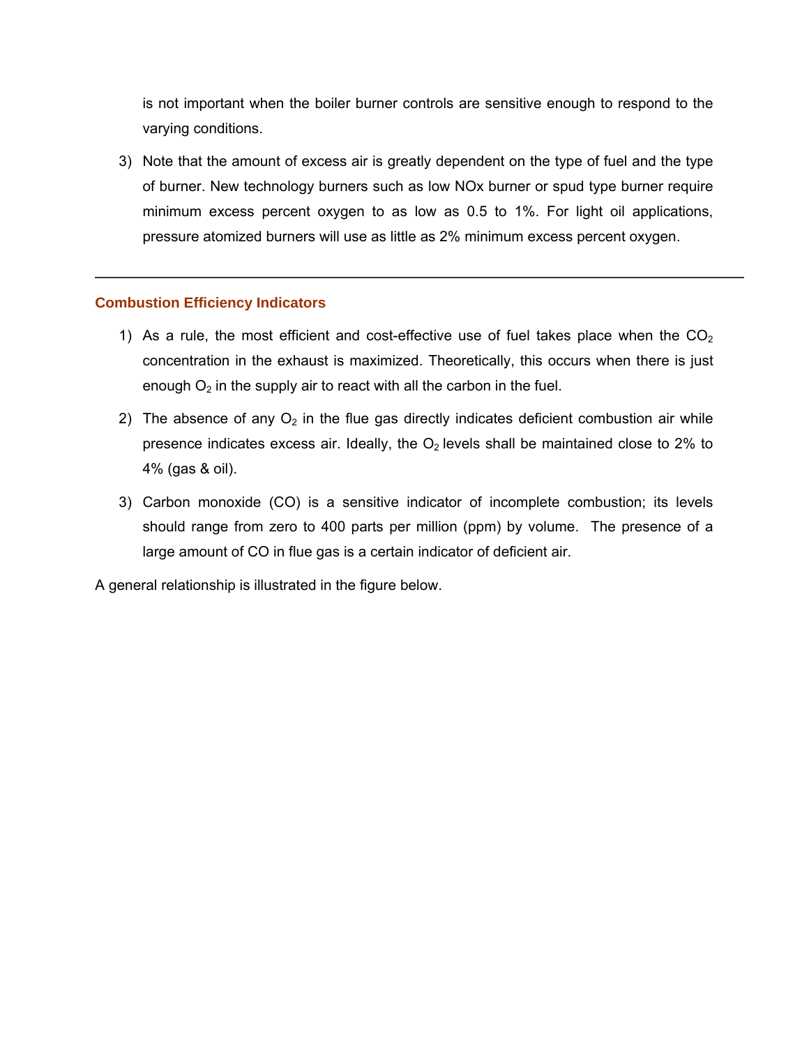is not important when the boiler burner controls are sensitive enough to respond to the varying conditions.

3) Note that the amount of excess air is greatly dependent on the type of fuel and the type of burner. New technology burners such as low NOx burner or spud type burner require minimum excess percent oxygen to as low as 0.5 to 1%. For light oil applications, pressure atomized burners will use as little as 2% minimum excess percent oxygen.

---

## Combustion Efficiency Indicators

1) As a rule, the most efficient and cost-effective use of fuel takes place when the $CO_2$ concentration in the exhaust is maximized. Theoretically, this occurs when there is just enough $O_2$ in the supply air to react with all the carbon in the fuel.

2) The absence of any $O_2$ in the flue gas directly indicates deficient combustion air while presence indicates excess air. Ideally, the $O_2$ levels shall be maintained close to 2% to 4% (gas & oil).

3) Carbon monoxide (CO) is a sensitive indicator of incomplete combustion; its levels should range from zero to 400 parts per million (ppm) by volume. The presence of a large amount of CO in flue gas is a certain indicator of deficient air.

A general relationship is illustrated in the figure below.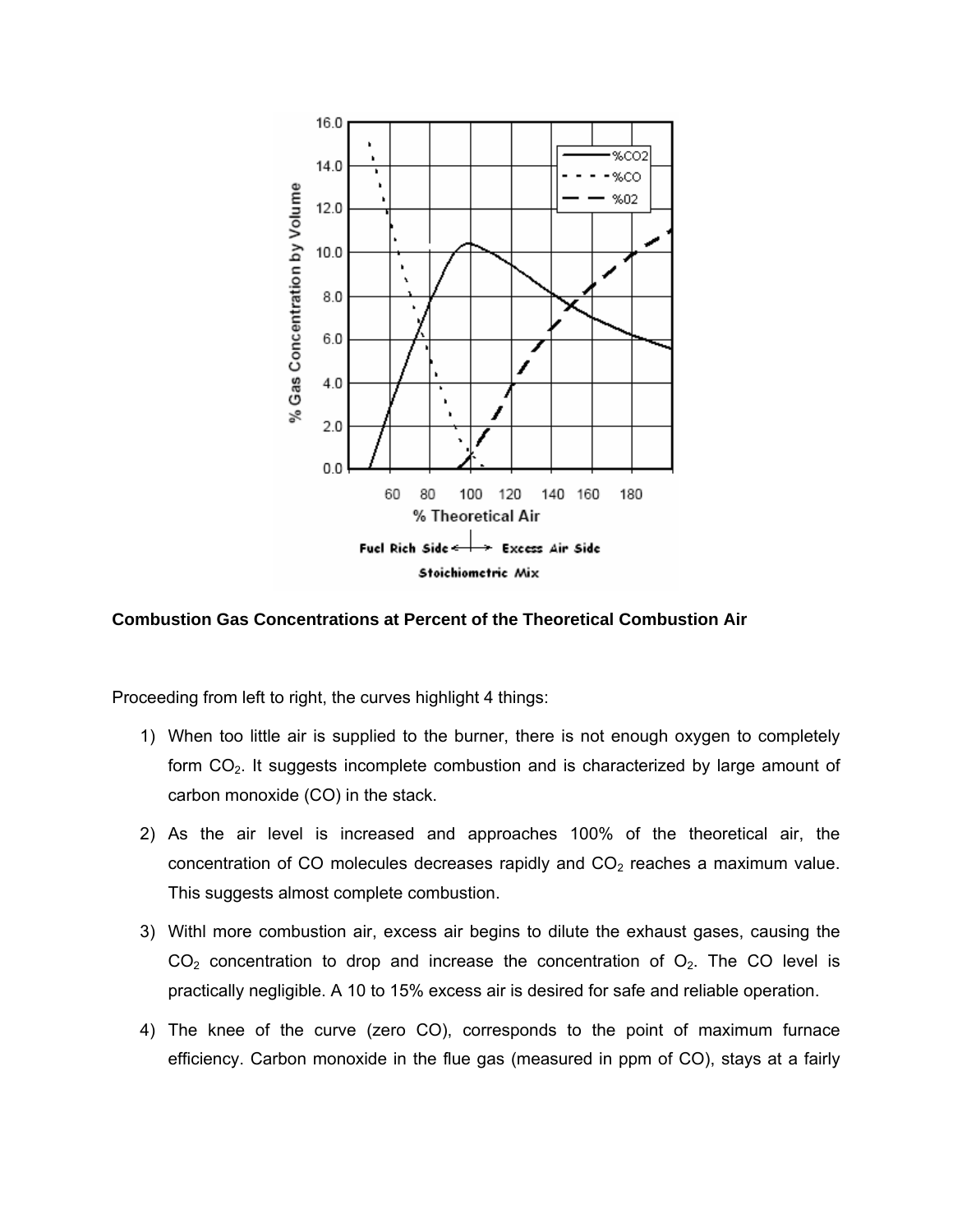**Combustion Gas Concentrations at Percent of the Theoretical Combustion Air**

Proceeding from left to right, the curves highlight 4 things:

1) When too little air is supplied to the burner, there is not enough oxygen to completely form $CO_2$. It suggests incomplete combustion and is characterized by large amount of carbon monoxide (CO) in the stack.

2) As the air level is increased and approaches 100% of the theoretical air, the concentration of CO molecules decreases rapidly and $CO_2$ reaches a maximum value. This suggests almost complete combustion.

3) Withl more combustion air, excess air begins to dilute the exhaust gases, causing the $CO_2$ concentration to drop and increase the concentration of $O_2$. The CO level is practically negligible. A 10 to 15% excess air is desired for safe and reliable operation.

4) The knee of the curve (zero CO), corresponds to the point of maximum furnace efficiency. Carbon monoxide in the flue gas (measured in ppm of CO), stays at a fairly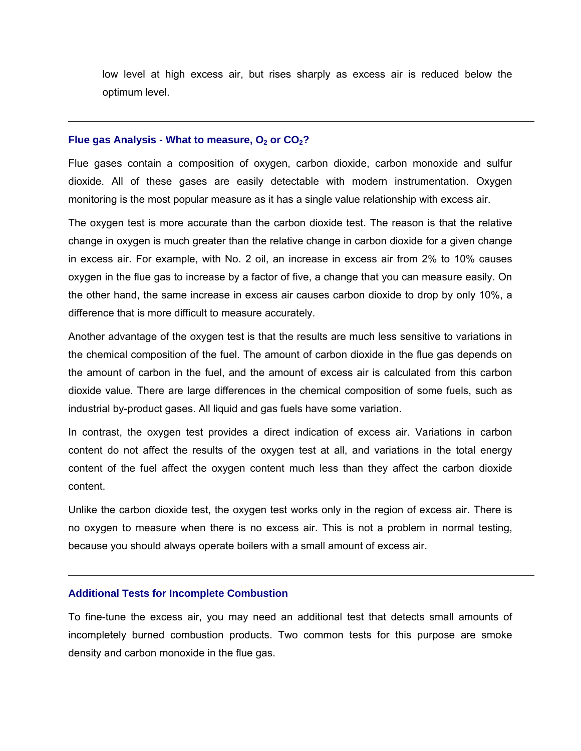low level at high excess air, but rises sharply as excess air is reduced below the optimum level.

---

### Flue gas Analysis - What to measure, $O_2$ or $CO_2$?

Flue gases contain a composition of oxygen, carbon dioxide, carbon monoxide and sulfur dioxide. All of these gases are easily detectable with modern instrumentation. Oxygen monitoring is the most popular measure as it has a single value relationship with excess air.

The oxygen test is more accurate than the carbon dioxide test. The reason is that the relative change in oxygen is much greater than the relative change in carbon dioxide for a given change in excess air. For example, with No. 2 oil, an increase in excess air from 2% to 10% causes oxygen in the flue gas to increase by a factor of five, a change that you can measure easily. On the other hand, the same increase in excess air causes carbon dioxide to drop by only 10%, a difference that is more difficult to measure accurately.

Another advantage of the oxygen test is that the results are much less sensitive to variations in the chemical composition of the fuel. The amount of carbon dioxide in the flue gas depends on the amount of carbon in the fuel, and the amount of excess air is calculated from this carbon dioxide value. There are large differences in the chemical composition of some fuels, such as industrial by-product gases. All liquid and gas fuels have some variation.

In contrast, the oxygen test provides a direct indication of excess air. Variations in carbon content do not affect the results of the oxygen test at all, and variations in the total energy content of the fuel affect the oxygen content much less than they affect the carbon dioxide content.

Unlike the carbon dioxide test, the oxygen test works only in the region of excess air. There is no oxygen to measure when there is no excess air. This is not a problem in normal testing, because you should always operate boilers with a small amount of excess air.

---

### Additional Tests for Incomplete Combustion

To fine-tune the excess air, you may need an additional test that detects small amounts of incompletely burned combustion products. Two common tests for this purpose are smoke density and carbon monoxide in the flue gas.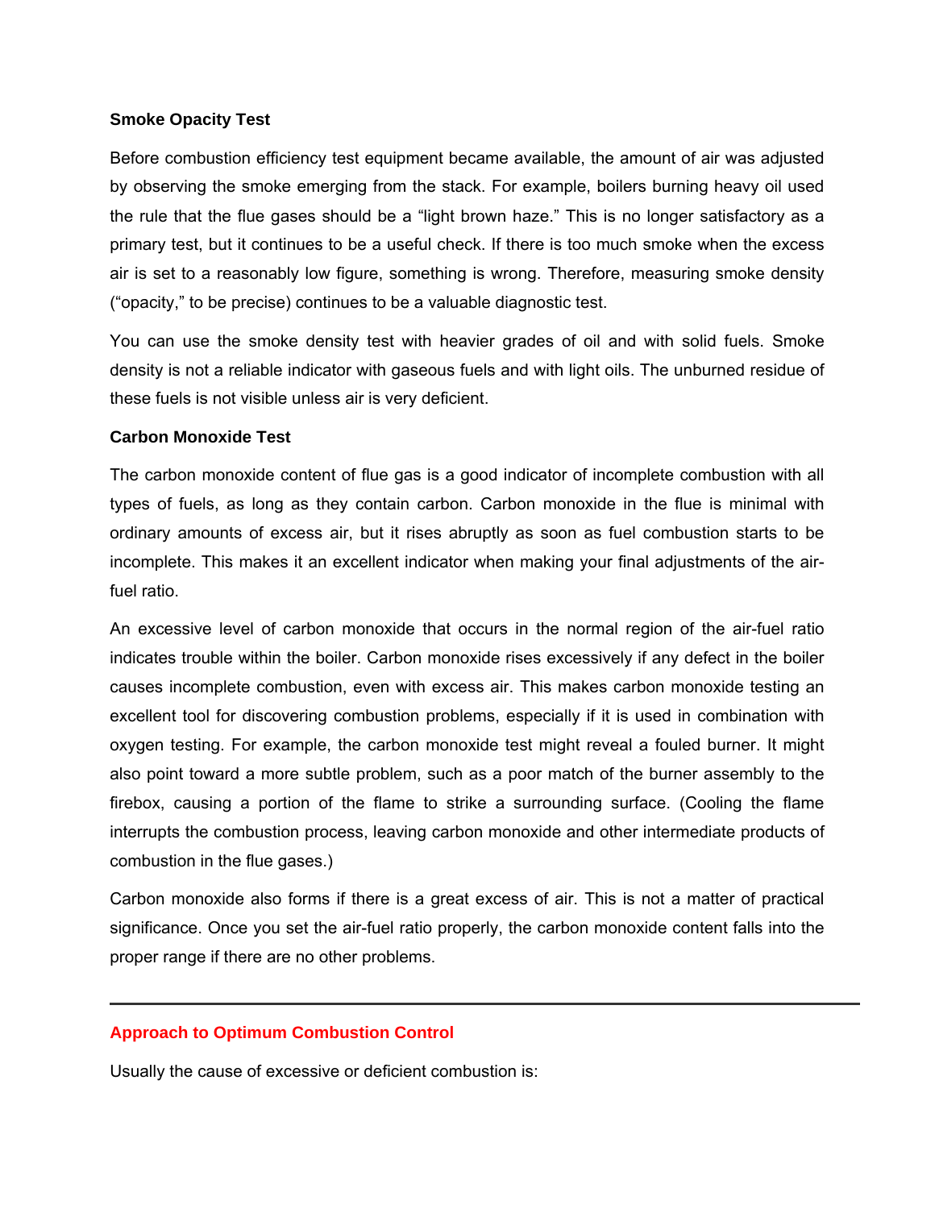### Smoke Opacity Test

Before combustion efficiency test equipment became available, the amount of air was adjusted by observing the smoke emerging from the stack. For example, boilers burning heavy oil used the rule that the flue gases should be a "light brown haze." This is no longer satisfactory as a primary test, but it continues to be a useful check. If there is too much smoke when the excess air is set to a reasonably low figure, something is wrong. Therefore, measuring smoke density ("opacity," to be precise) continues to be a valuable diagnostic test.

You can use the smoke density test with heavier grades of oil and with solid fuels. Smoke density is not a reliable indicator with gaseous fuels and with light oils. The unburned residue of these fuels is not visible unless air is very deficient.

### Carbon Monoxide Test

The carbon monoxide content of flue gas is a good indicator of incomplete combustion with all types of fuels, as long as they contain carbon. Carbon monoxide in the flue is minimal with ordinary amounts of excess air, but it rises abruptly as soon as fuel combustion starts to be incomplete. This makes it an excellent indicator when making your final adjustments of the air-fuel ratio.

An excessive level of carbon monoxide that occurs in the normal region of the air-fuel ratio indicates trouble within the boiler. Carbon monoxide rises excessively if any defect in the boiler causes incomplete combustion, even with excess air. This makes carbon monoxide testing an excellent tool for discovering combustion problems, especially if it is used in combination with oxygen testing. For example, the carbon monoxide test might reveal a fouled burner. It might also point toward a more subtle problem, such as a poor match of the burner assembly to the firebox, causing a portion of the flame to strike a surrounding surface. (Cooling the flame interrupts the combustion process, leaving carbon monoxide and other intermediate products of combustion in the flue gases.)

Carbon monoxide also forms if there is a great excess of air. This is not a matter of practical significance. Once you set the air-fuel ratio properly, the carbon monoxide content falls into the proper range if there are no other problems.

---

## Approach to Optimum Combustion Control

Usually the cause of excessive or deficient combustion is: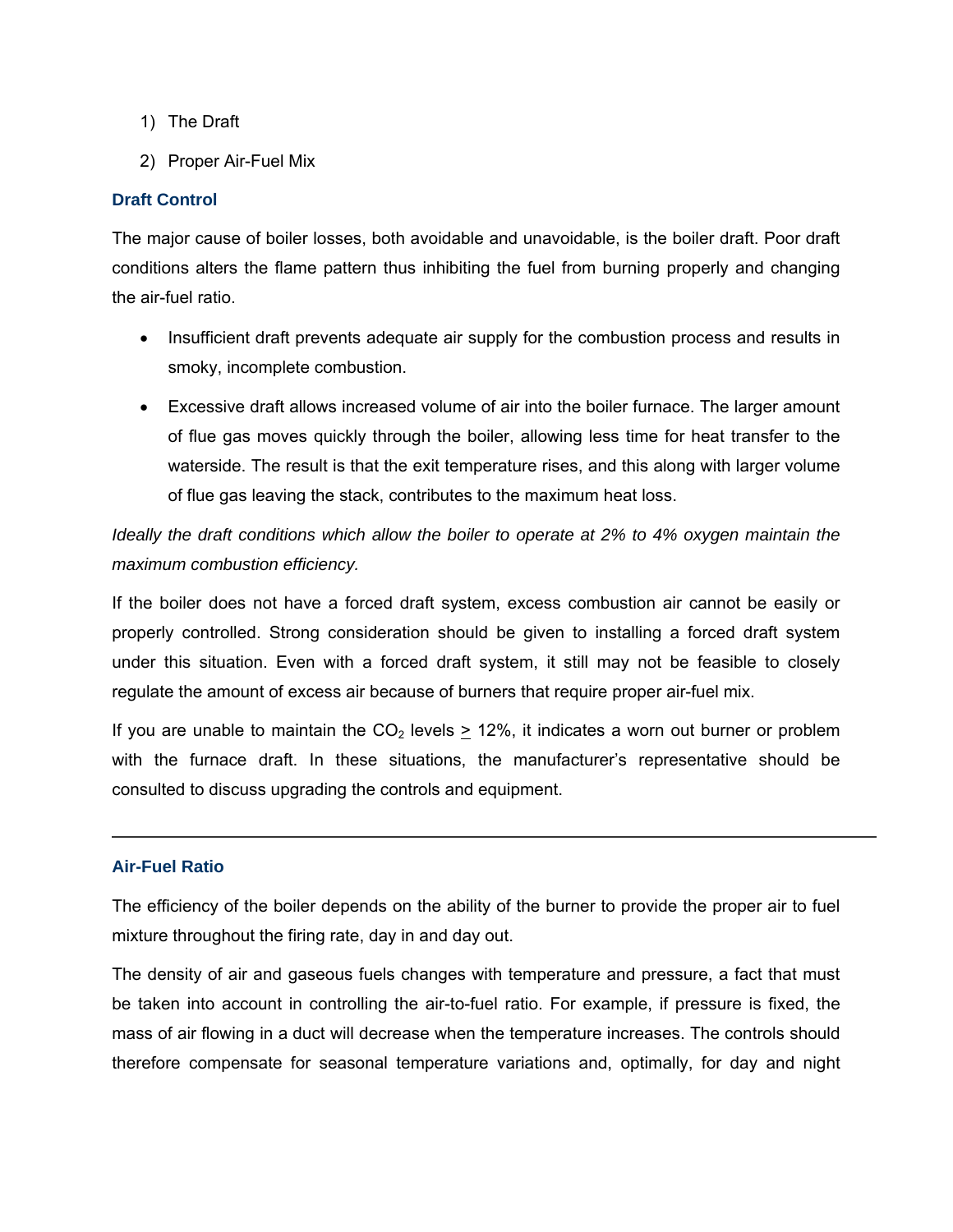1) The Draft
2) Proper Air-Fuel Mix

### Draft Control

The major cause of boiler losses, both avoidable and unavoidable, is the boiler draft. Poor draft conditions alters the flame pattern thus inhibiting the fuel from burning properly and changing the air-fuel ratio.

- Insufficient draft prevents adequate air supply for the combustion process and results in smoky, incomplete combustion.
- Excessive draft allows increased volume of air into the boiler furnace. The larger amount of flue gas moves quickly through the boiler, allowing less time for heat transfer to the waterside. The result is that the exit temperature rises, and this along with larger volume of flue gas leaving the stack, contributes to the maximum heat loss.

*Ideally the draft conditions which allow the boiler to operate at 2% to 4% oxygen maintain the maximum combustion efficiency.*

If the boiler does not have a forced draft system, excess combustion air cannot be easily or properly controlled. Strong consideration should be given to installing a forced draft system under this situation. Even with a forced draft system, it still may not be feasible to closely regulate the amount of excess air because of burners that require proper air-fuel mix.

If you are unable to maintain the $CO_2$ levels $\geq$ 12%, it indicates a worn out burner or problem with the furnace draft. In these situations, the manufacturer's representative should be consulted to discuss upgrading the controls and equipment.

---

### Air-Fuel Ratio

The efficiency of the boiler depends on the ability of the burner to provide the proper air to fuel mixture throughout the firing rate, day in and day out.

The density of air and gaseous fuels changes with temperature and pressure, a fact that must be taken into account in controlling the air-to-fuel ratio. For example, if pressure is fixed, the mass of air flowing in a duct will decrease when the temperature increases. The controls should therefore compensate for seasonal temperature variations and, optimally, for day and night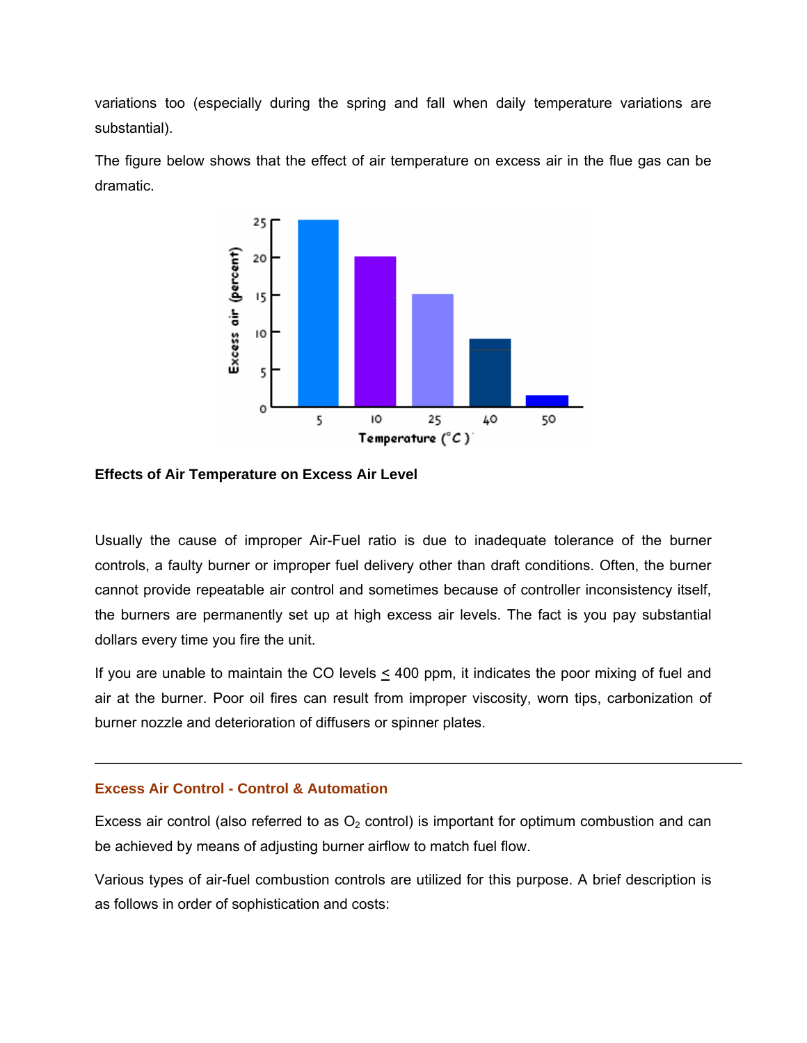variations too (especially during the spring and fall when daily temperature variations are substantial).

The figure below shows that the effect of air temperature on excess air in the flue gas can be dramatic.

**Effects of Air Temperature on Excess Air Level**

Usually the cause of improper Air-Fuel ratio is due to inadequate tolerance of the burner controls, a faulty burner or improper fuel delivery other than draft conditions. Often, the burner cannot provide repeatable air control and sometimes because of controller inconsistency itself, the burners are permanently set up at high excess air levels. The fact is you pay substantial dollars every time you fire the unit.

If you are unable to maintain the CO levels ≤ 400 ppm, it indicates the poor mixing of fuel and air at the burner. Poor oil fires can result from improper viscosity, worn tips, carbonization of burner nozzle and deterioration of diffusers or spinner plates.

---

## Excess Air Control - Control & Automation

Excess air control (also referred to as $O_2$ control) is important for optimum combustion and can be achieved by means of adjusting burner airflow to match fuel flow.

Various types of air-fuel combustion controls are utilized for this purpose. A brief description is as follows in order of sophistication and costs: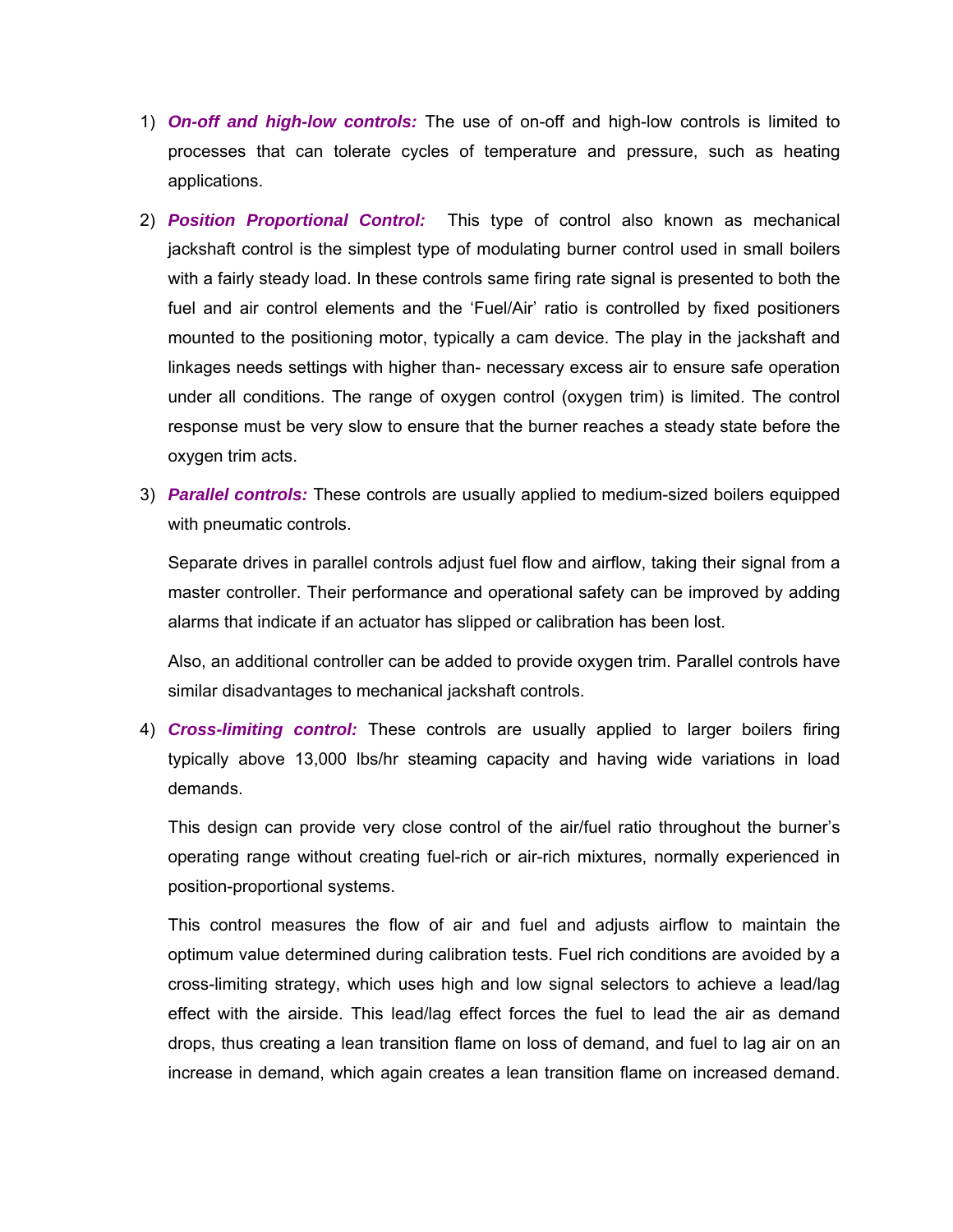1) ***On-off and high-low controls:*** The use of on-off and high-low controls is limited to processes that can tolerate cycles of temperature and pressure, such as heating applications.

2) ***Position Proportional Control:*** This type of control also known as mechanical jackshaft control is the simplest type of modulating burner control used in small boilers with a fairly steady load. In these controls same firing rate signal is presented to both the fuel and air control elements and the 'Fuel/Air' ratio is controlled by fixed positioners mounted to the positioning motor, typically a cam device. The play in the jackshaft and linkages needs settings with higher than- necessary excess air to ensure safe operation under all conditions. The range of oxygen control (oxygen trim) is limited. The control response must be very slow to ensure that the burner reaches a steady state before the oxygen trim acts.

3) ***Parallel controls:*** These controls are usually applied to medium-sized boilers equipped with pneumatic controls.

   Separate drives in parallel controls adjust fuel flow and airflow, taking their signal from a master controller. Their performance and operational safety can be improved by adding alarms that indicate if an actuator has slipped or calibration has been lost.

   Also, an additional controller can be added to provide oxygen trim. Parallel controls have similar disadvantages to mechanical jackshaft controls.

4) ***Cross-limiting control:*** These controls are usually applied to larger boilers firing typically above 13,000 lbs/hr steaming capacity and having wide variations in load demands.

   This design can provide very close control of the air/fuel ratio throughout the burner's operating range without creating fuel-rich or air-rich mixtures, normally experienced in position-proportional systems.

   This control measures the flow of air and fuel and adjusts airflow to maintain the optimum value determined during calibration tests. Fuel rich conditions are avoided by a cross-limiting strategy, which uses high and low signal selectors to achieve a lead/lag effect with the airside. This lead/lag effect forces the fuel to lead the air as demand drops, thus creating a lean transition flame on loss of demand, and fuel to lag air on an increase in demand, which again creates a lean transition flame on increased demand.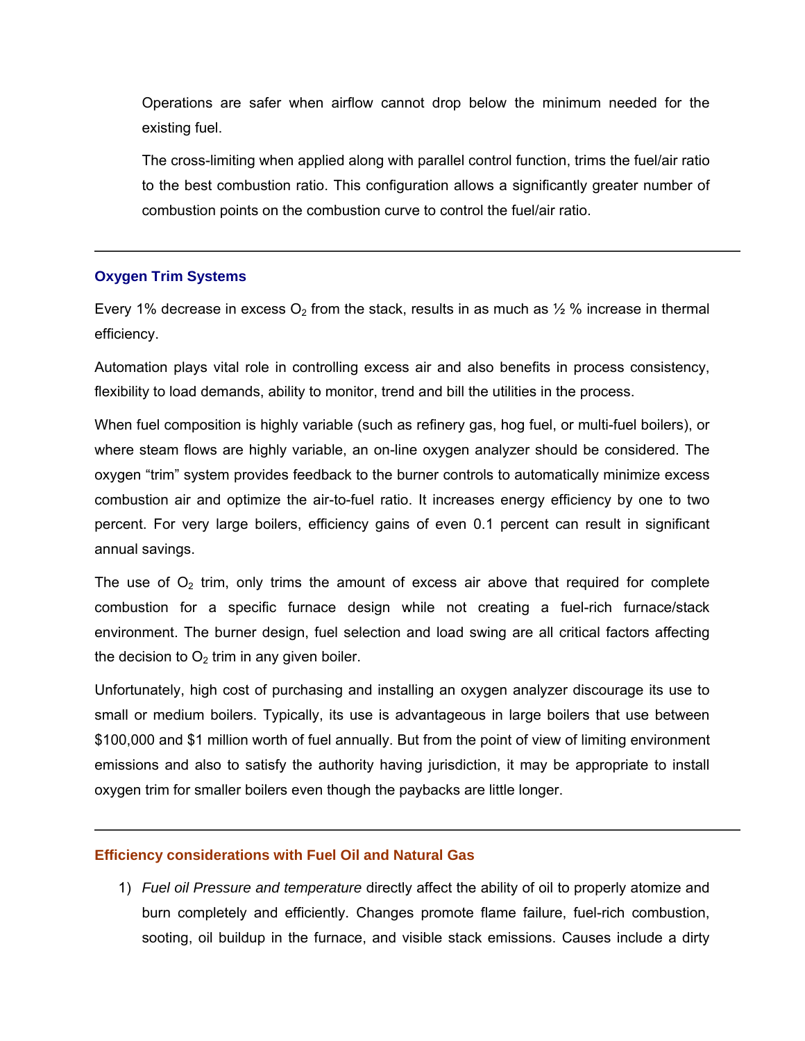Operations are safer when airflow cannot drop below the minimum needed for the existing fuel.

The cross-limiting when applied along with parallel control function, trims the fuel/air ratio to the best combustion ratio. This configuration allows a significantly greater number of combustion points on the combustion curve to control the fuel/air ratio.

---

### Oxygen Trim Systems

Every 1% decrease in excess $O_2$ from the stack, results in as much as ½ % increase in thermal efficiency.

Automation plays vital role in controlling excess air and also benefits in process consistency, flexibility to load demands, ability to monitor, trend and bill the utilities in the process.

When fuel composition is highly variable (such as refinery gas, hog fuel, or multi-fuel boilers), or where steam flows are highly variable, an on-line oxygen analyzer should be considered. The oxygen "trim" system provides feedback to the burner controls to automatically minimize excess combustion air and optimize the air-to-fuel ratio. It increases energy efficiency by one to two percent. For very large boilers, efficiency gains of even 0.1 percent can result in significant annual savings.

The use of $O_2$ trim, only trims the amount of excess air above that required for complete combustion for a specific furnace design while not creating a fuel-rich furnace/stack environment. The burner design, fuel selection and load swing are all critical factors affecting the decision to $O_2$ trim in any given boiler.

Unfortunately, high cost of purchasing and installing an oxygen analyzer discourage its use to small or medium boilers. Typically, its use is advantageous in large boilers that use between $100,000 and $1 million worth of fuel annually. But from the point of view of limiting environment emissions and also to satisfy the authority having jurisdiction, it may be appropriate to install oxygen trim for smaller boilers even though the paybacks are little longer.

---

### Efficiency considerations with Fuel Oil and Natural Gas

1) *Fuel oil Pressure and temperature* directly affect the ability of oil to properly atomize and burn completely and efficiently. Changes promote flame failure, fuel-rich combustion, sooting, oil buildup in the furnace, and visible stack emissions. Causes include a dirty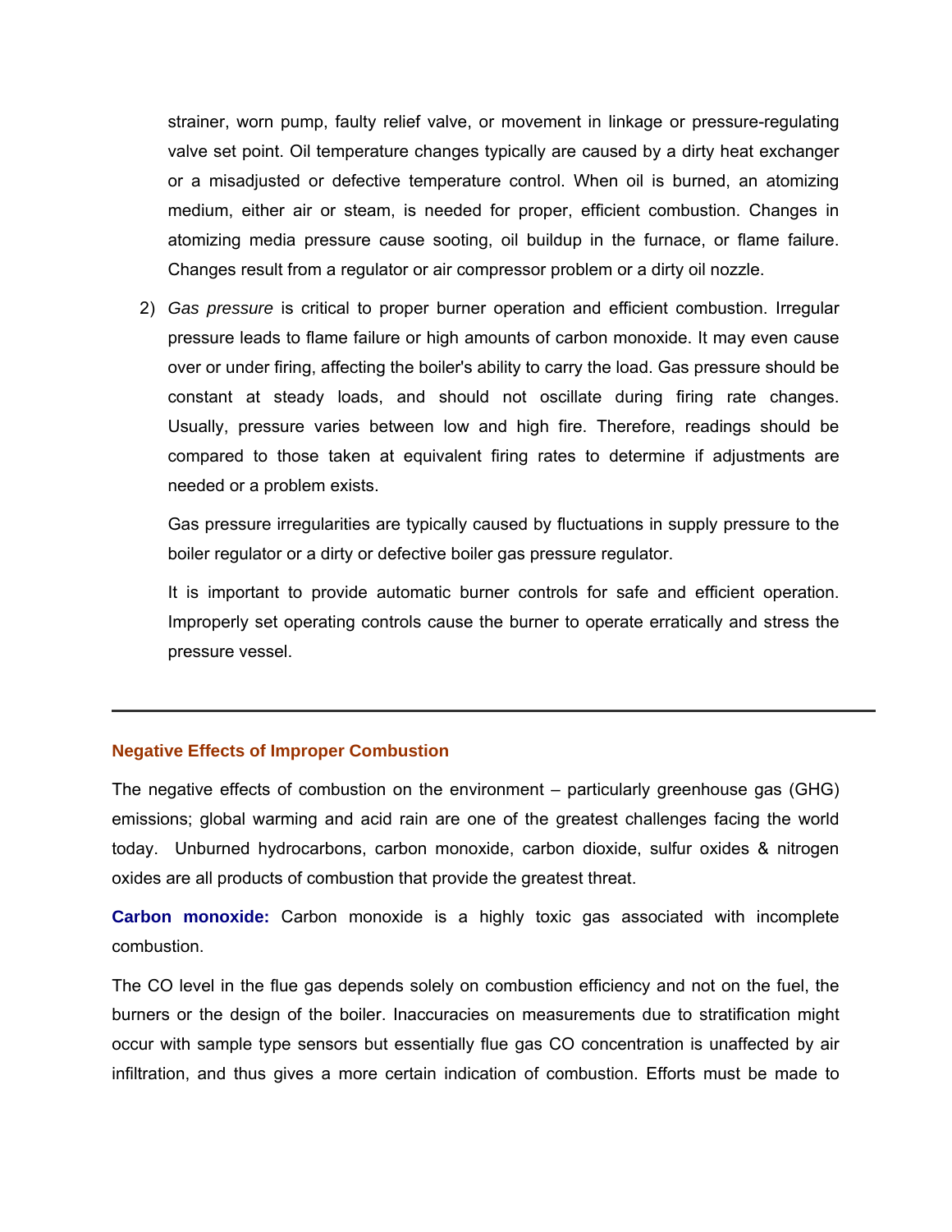strainer, worn pump, faulty relief valve, or movement in linkage or pressure-regulating valve set point. Oil temperature changes typically are caused by a dirty heat exchanger or a misadjusted or defective temperature control. When oil is burned, an atomizing medium, either air or steam, is needed for proper, efficient combustion. Changes in atomizing media pressure cause sooting, oil buildup in the furnace, or flame failure. Changes result from a regulator or air compressor problem or a dirty oil nozzle.

2) *Gas pressure* is critical to proper burner operation and efficient combustion. Irregular pressure leads to flame failure or high amounts of carbon monoxide. It may even cause over or under firing, affecting the boiler's ability to carry the load. Gas pressure should be constant at steady loads, and should not oscillate during firing rate changes. Usually, pressure varies between low and high fire. Therefore, readings should be compared to those taken at equivalent firing rates to determine if adjustments are needed or a problem exists.

   Gas pressure irregularities are typically caused by fluctuations in supply pressure to the boiler regulator or a dirty or defective boiler gas pressure regulator.

   It is important to provide automatic burner controls for safe and efficient operation. Improperly set operating controls cause the burner to operate erratically and stress the pressure vessel.

---

### Negative Effects of Improper Combustion

The negative effects of combustion on the environment – particularly greenhouse gas (GHG) emissions; global warming and acid rain are one of the greatest challenges facing the world today. Unburned hydrocarbons, carbon monoxide, carbon dioxide, sulfur oxides & nitrogen oxides are all products of combustion that provide the greatest threat.

**Carbon monoxide:** Carbon monoxide is a highly toxic gas associated with incomplete combustion.

The CO level in the flue gas depends solely on combustion efficiency and not on the fuel, the burners or the design of the boiler. Inaccuracies on measurements due to stratification might occur with sample type sensors but essentially flue gas CO concentration is unaffected by air infiltration, and thus gives a more certain indication of combustion. Efforts must be made to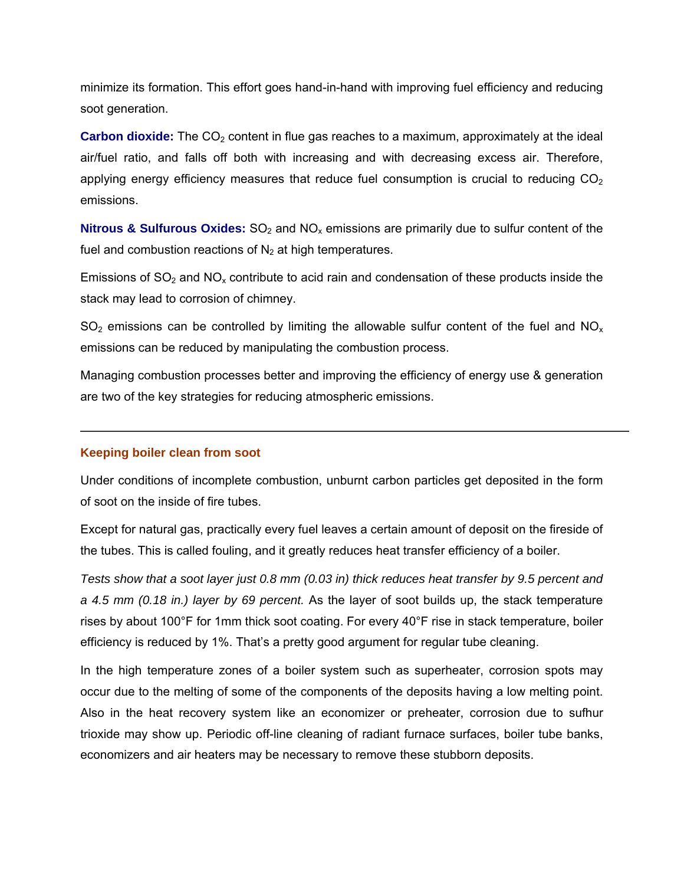minimize its formation. This effort goes hand-in-hand with improving fuel efficiency and reducing soot generation.

**Carbon dioxide:** The $CO_2$ content in flue gas reaches to a maximum, approximately at the ideal air/fuel ratio, and falls off both with increasing and with decreasing excess air. Therefore, applying energy efficiency measures that reduce fuel consumption is crucial to reducing $CO_2$ emissions.

**Nitrous & Sulfurous Oxides:** $SO_2$ and $NO_x$ emissions are primarily due to sulfur content of the fuel and combustion reactions of $N_2$ at high temperatures.

Emissions of $SO_2$ and $NO_x$ contribute to acid rain and condensation of these products inside the stack may lead to corrosion of chimney.

$SO_2$ emissions can be controlled by limiting the allowable sulfur content of the fuel and $NO_x$ emissions can be reduced by manipulating the combustion process.

Managing combustion processes better and improving the efficiency of energy use & generation are two of the key strategies for reducing atmospheric emissions.

---

### Keeping boiler clean from soot

Under conditions of incomplete combustion, unburnt carbon particles get deposited in the form of soot on the inside of fire tubes.

Except for natural gas, practically every fuel leaves a certain amount of deposit on the fireside of the tubes. This is called fouling, and it greatly reduces heat transfer efficiency of a boiler.

*Tests show that a soot layer just 0.8 mm (0.03 in) thick reduces heat transfer by 9.5 percent and a 4.5 mm (0.18 in.) layer by 69 percent.* As the layer of soot builds up, the stack temperature rises by about 100°F for 1mm thick soot coating. For every 40°F rise in stack temperature, boiler efficiency is reduced by 1%. That's a pretty good argument for regular tube cleaning.

In the high temperature zones of a boiler system such as superheater, corrosion spots may occur due to the melting of some of the components of the deposits having a low melting point. Also in the heat recovery system like an economizer or preheater, corrosion due to sufhur trioxide may show up. Periodic off-line cleaning of radiant furnace surfaces, boiler tube banks, economizers and air heaters may be necessary to remove these stubborn deposits.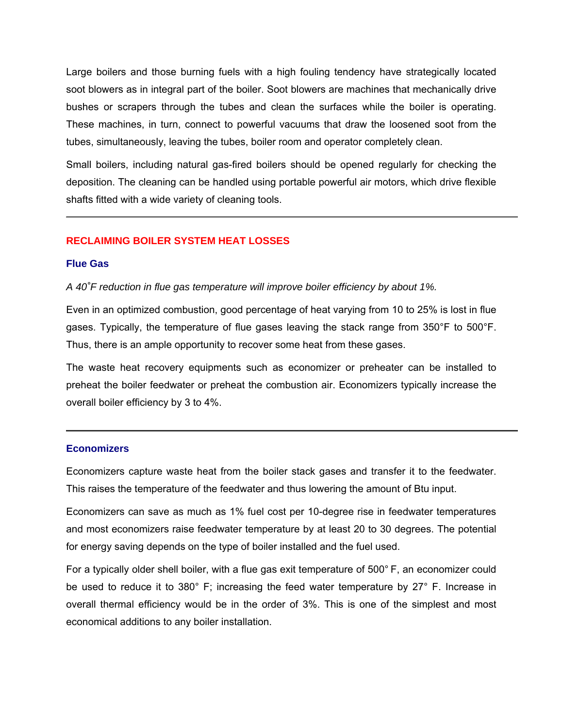Large boilers and those burning fuels with a high fouling tendency have strategically located soot blowers as in integral part of the boiler. Soot blowers are machines that mechanically drive bushes or scrapers through the tubes and clean the surfaces while the boiler is operating. These machines, in turn, connect to powerful vacuums that draw the loosened soot from the tubes, simultaneously, leaving the tubes, boiler room and operator completely clean.

Small boilers, including natural gas-fired boilers should be opened regularly for checking the deposition. The cleaning can be handled using portable powerful air motors, which drive flexible shafts fitted with a wide variety of cleaning tools.

---

## RECLAIMING BOILER SYSTEM HEAT LOSSES

### Flue Gas

*A 40˚F reduction in flue gas temperature will improve boiler efficiency by about 1%.*

Even in an optimized combustion, good percentage of heat varying from 10 to 25% is lost in flue gases. Typically, the temperature of flue gases leaving the stack range from 350°F to 500°F. Thus, there is an ample opportunity to recover some heat from these gases.

The waste heat recovery equipments such as economizer or preheater can be installed to preheat the boiler feedwater or preheat the combustion air. Economizers typically increase the overall boiler efficiency by 3 to 4%.

---

### Economizers

Economizers capture waste heat from the boiler stack gases and transfer it to the feedwater. This raises the temperature of the feedwater and thus lowering the amount of Btu input.

Economizers can save as much as 1% fuel cost per 10-degree rise in feedwater temperatures and most economizers raise feedwater temperature by at least 20 to 30 degrees. The potential for energy saving depends on the type of boiler installed and the fuel used.

For a typically older shell boiler, with a flue gas exit temperature of 500° F, an economizer could be used to reduce it to 380° F; increasing the feed water temperature by 27° F. Increase in overall thermal efficiency would be in the order of 3%. This is one of the simplest and most economical additions to any boiler installation.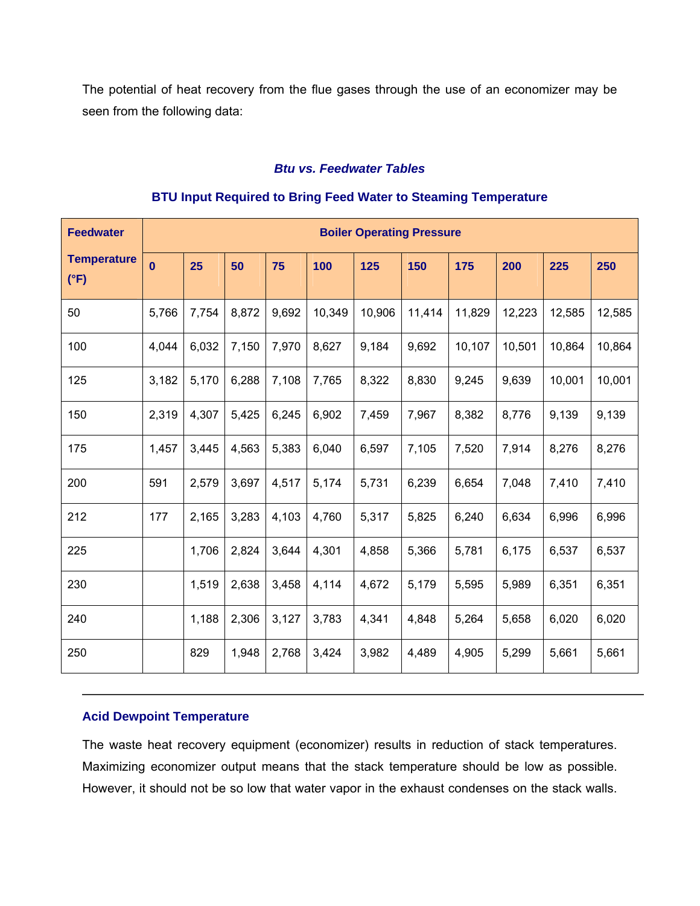The potential of heat recovery from the flue gases through the use of an economizer may be seen from the following data:

### *Btu vs. Feedwater Tables*

### BTU Input Required to Bring Feed Water to Steaming Temperature

| Feedwater Temperature (°F) | Boiler Operating Pressure | | | | | | | | | | |
|---|---|---|---|---|---|---|---|---|---|---|---|
| | 0 | 25 | 50 | 75 | 100 | 125 | 150 | 175 | 200 | 225 | 250 |
| 50 | 5,766 | 7,754 | 8,872 | 9,692 | 10,349 | 10,906 | 11,414 | 11,829 | 12,223 | 12,585 | 12,585 |
| 100 | 4,044 | 6,032 | 7,150 | 7,970 | 8,627 | 9,184 | 9,692 | 10,107 | 10,501 | 10,864 | 10,864 |
| 125 | 3,182 | 5,170 | 6,288 | 7,108 | 7,765 | 8,322 | 8,830 | 9,245 | 9,639 | 10,001 | 10,001 |
| 150 | 2,319 | 4,307 | 5,425 | 6,245 | 6,902 | 7,459 | 7,967 | 8,382 | 8,776 | 9,139 | 9,139 |
| 175 | 1,457 | 3,445 | 4,563 | 5,383 | 6,040 | 6,597 | 7,105 | 7,520 | 7,914 | 8,276 | 8,276 |
| 200 | 591 | 2,579 | 3,697 | 4,517 | 5,174 | 5,731 | 6,239 | 6,654 | 7,048 | 7,410 | 7,410 |
| 212 | 177 | 2,165 | 3,283 | 4,103 | 4,760 | 5,317 | 5,825 | 6,240 | 6,634 | 6,996 | 6,996 |
| 225 | | 1,706 | 2,824 | 3,644 | 4,301 | 4,858 | 5,366 | 5,781 | 6,175 | 6,537 | 6,537 |
| 230 | | 1,519 | 2,638 | 3,458 | 4,114 | 4,672 | 5,179 | 5,595 | 5,989 | 6,351 | 6,351 |
| 240 | | 1,188 | 2,306 | 3,127 | 3,783 | 4,341 | 4,848 | 5,264 | 5,658 | 6,020 | 6,020 |
| 250 | | 829 | 1,948 | 2,768 | 3,424 | 3,982 | 4,489 | 4,905 | 5,299 | 5,661 | 5,661 |

---

### Acid Dewpoint Temperature

The waste heat recovery equipment (economizer) results in reduction of stack temperatures. Maximizing economizer output means that the stack temperature should be low as possible. However, it should not be so low that water vapor in the exhaust condenses on the stack walls.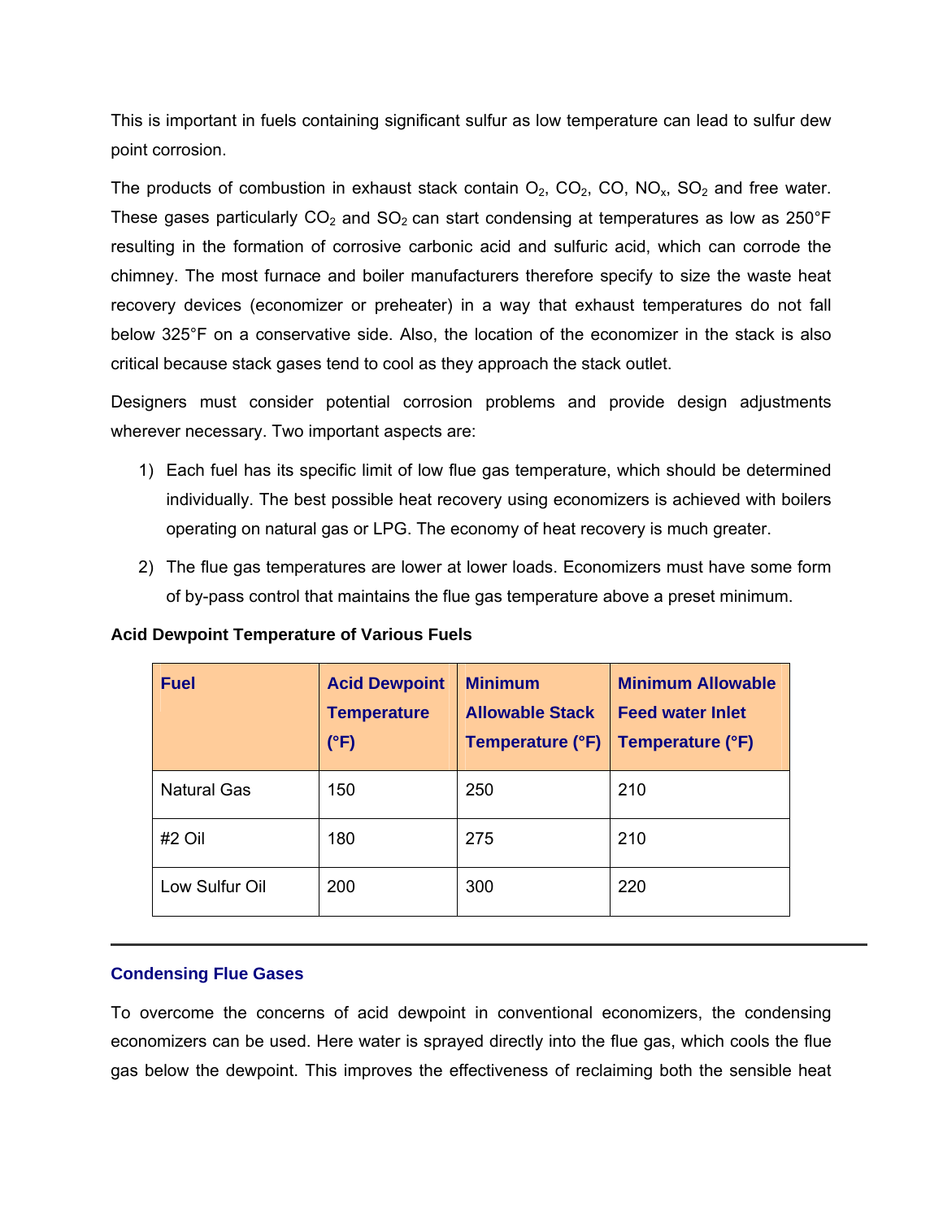This is important in fuels containing significant sulfur as low temperature can lead to sulfur dew point corrosion.

The products of combustion in exhaust stack contain $O_2$, $CO_2$, CO, $NO_x$, $SO_2$ and free water. These gases particularly $CO_2$ and $SO_2$ can start condensing at temperatures as low as 250°F resulting in the formation of corrosive carbonic acid and sulfuric acid, which can corrode the chimney. The most furnace and boiler manufacturers therefore specify to size the waste heat recovery devices (economizer or preheater) in a way that exhaust temperatures do not fall below 325°F on a conservative side. Also, the location of the economizer in the stack is also critical because stack gases tend to cool as they approach the stack outlet.

Designers must consider potential corrosion problems and provide design adjustments wherever necessary. Two important aspects are:

1) Each fuel has its specific limit of low flue gas temperature, which should be determined individually. The best possible heat recovery using economizers is achieved with boilers operating on natural gas or LPG. The economy of heat recovery is much greater.
2) The flue gas temperatures are lower at lower loads. Economizers must have some form of by-pass control that maintains the flue gas temperature above a preset minimum.

**Acid Dewpoint Temperature of Various Fuels**

| Fuel | Acid Dewpoint Temperature (°F) | Minimum Allowable Stack Temperature (°F) | Minimum Allowable Feed water Inlet Temperature (°F) |
|---|---|---|---|
| Natural Gas | 150 | 250 | 210 |
| #2 Oil | 180 | 275 | 210 |
| Low Sulfur Oil | 200 | 300 | 220 |

---

### Condensing Flue Gases

To overcome the concerns of acid dewpoint in conventional economizers, the condensing economizers can be used. Here water is sprayed directly into the flue gas, which cools the flue gas below the dewpoint. This improves the effectiveness of reclaiming both the sensible heat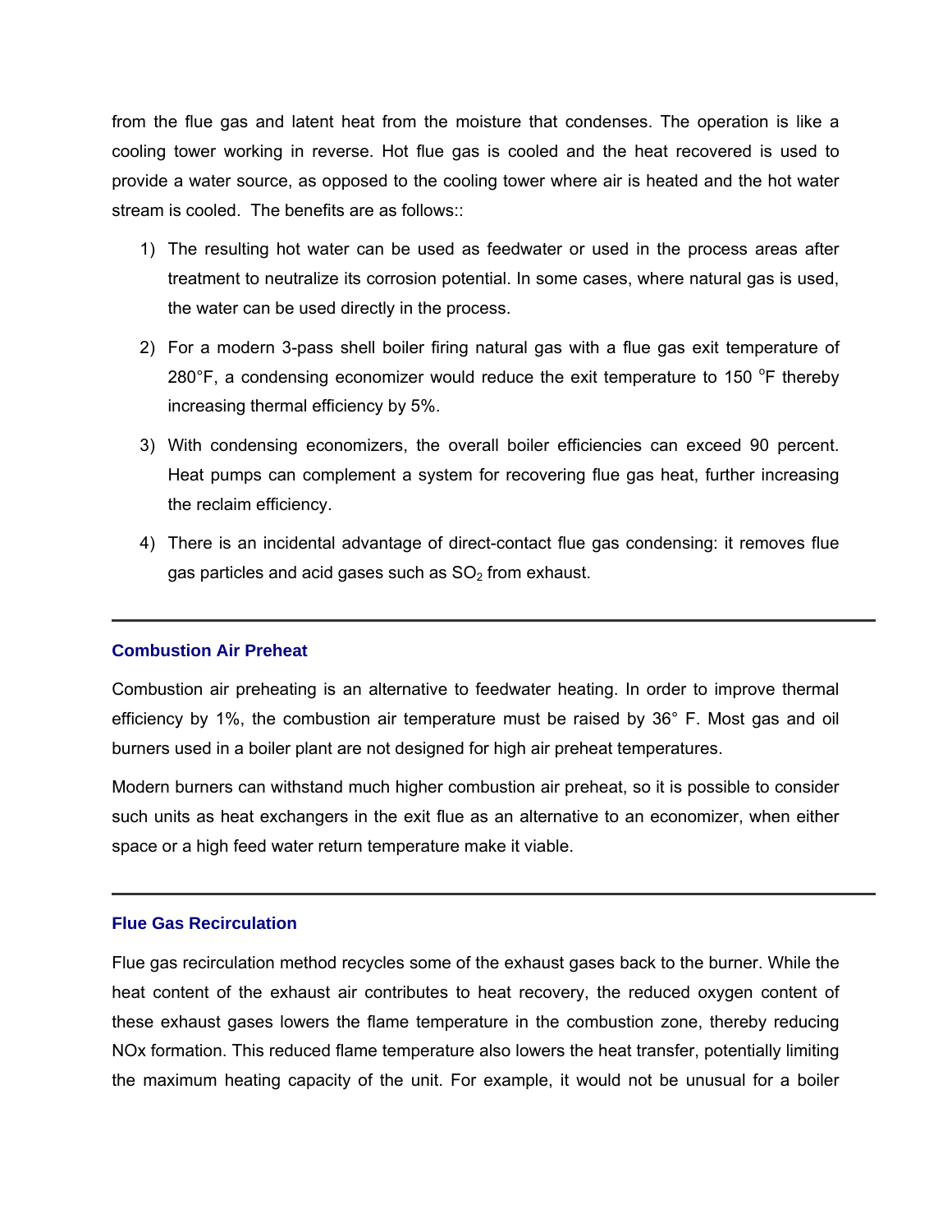from the flue gas and latent heat from the moisture that condenses. The operation is like a cooling tower working in reverse. Hot flue gas is cooled and the heat recovered is used to provide a water source, as opposed to the cooling tower where air is heated and the hot water stream is cooled. The benefits are as follows::

1) The resulting hot water can be used as feedwater or used in the process areas after treatment to neutralize its corrosion potential. In some cases, where natural gas is used, the water can be used directly in the process.
2) For a modern 3-pass shell boiler firing natural gas with a flue gas exit temperature of 280°F, a condensing economizer would reduce the exit temperature to 150 °F thereby increasing thermal efficiency by 5%.
3) With condensing economizers, the overall boiler efficiencies can exceed 90 percent. Heat pumps can complement a system for recovering flue gas heat, further increasing the reclaim efficiency.
4) There is an incidental advantage of direct-contact flue gas condensing: it removes flue gas particles and acid gases such as $SO_2$ from exhaust.

---

### Combustion Air Preheat

Combustion air preheating is an alternative to feedwater heating. In order to improve thermal efficiency by 1%, the combustion air temperature must be raised by 36° F. Most gas and oil burners used in a boiler plant are not designed for high air preheat temperatures.

Modern burners can withstand much higher combustion air preheat, so it is possible to consider such units as heat exchangers in the exit flue as an alternative to an economizer, when either space or a high feed water return temperature make it viable.

---

### Flue Gas Recirculation

Flue gas recirculation method recycles some of the exhaust gases back to the burner. While the heat content of the exhaust air contributes to heat recovery, the reduced oxygen content of these exhaust gases lowers the flame temperature in the combustion zone, thereby reducing NOx formation. This reduced flame temperature also lowers the heat transfer, potentially limiting the maximum heating capacity of the unit. For example, it would not be unusual for a boiler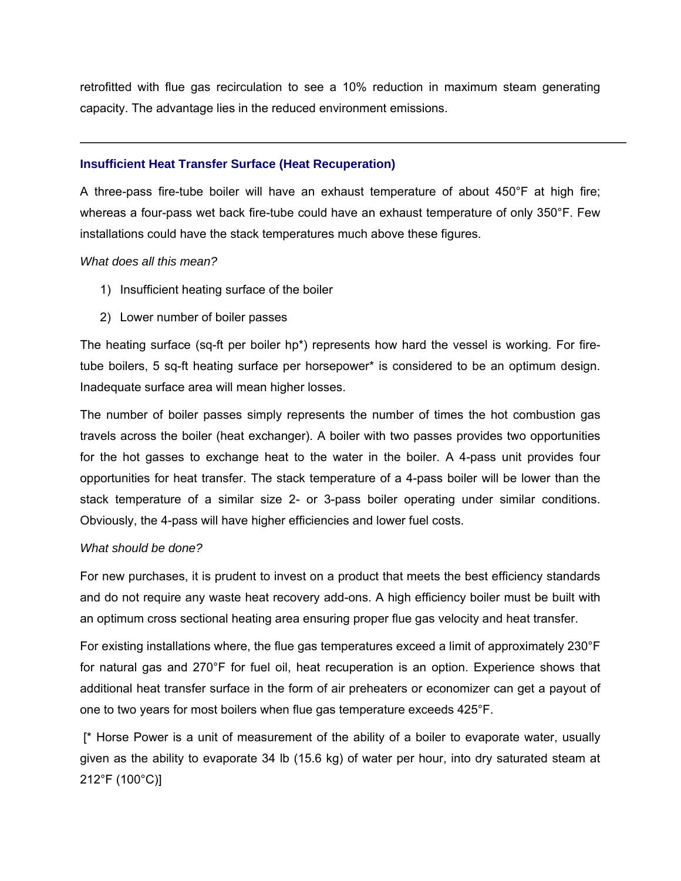retrofitted with flue gas recirculation to see a 10% reduction in maximum steam generating capacity. The advantage lies in the reduced environment emissions.

---

### Insufficient Heat Transfer Surface (Heat Recuperation)

A three-pass fire-tube boiler will have an exhaust temperature of about 450°F at high fire; whereas a four-pass wet back fire-tube could have an exhaust temperature of only 350°F. Few installations could have the stack temperatures much above these figures.

*What does all this mean?*

1) Insufficient heating surface of the boiler
2) Lower number of boiler passes

The heating surface (sq-ft per boiler hp*) represents how hard the vessel is working. For fire-tube boilers, 5 sq-ft heating surface per horsepower* is considered to be an optimum design. Inadequate surface area will mean higher losses.

The number of boiler passes simply represents the number of times the hot combustion gas travels across the boiler (heat exchanger). A boiler with two passes provides two opportunities for the hot gasses to exchange heat to the water in the boiler. A 4-pass unit provides four opportunities for heat transfer. The stack temperature of a 4-pass boiler will be lower than the stack temperature of a similar size 2- or 3-pass boiler operating under similar conditions. Obviously, the 4-pass will have higher efficiencies and lower fuel costs.

*What should be done?*

For new purchases, it is prudent to invest on a product that meets the best efficiency standards and do not require any waste heat recovery add-ons. A high efficiency boiler must be built with an optimum cross sectional heating area ensuring proper flue gas velocity and heat transfer.

For existing installations where, the flue gas temperatures exceed a limit of approximately 230°F for natural gas and 270°F for fuel oil, heat recuperation is an option. Experience shows that additional heat transfer surface in the form of air preheaters or economizer can get a payout of one to two years for most boilers when flue gas temperature exceeds 425°F.

[* Horse Power is a unit of measurement of the ability of a boiler to evaporate water, usually given as the ability to evaporate 34 lb (15.6 kg) of water per hour, into dry saturated steam at 212°F (100°C)]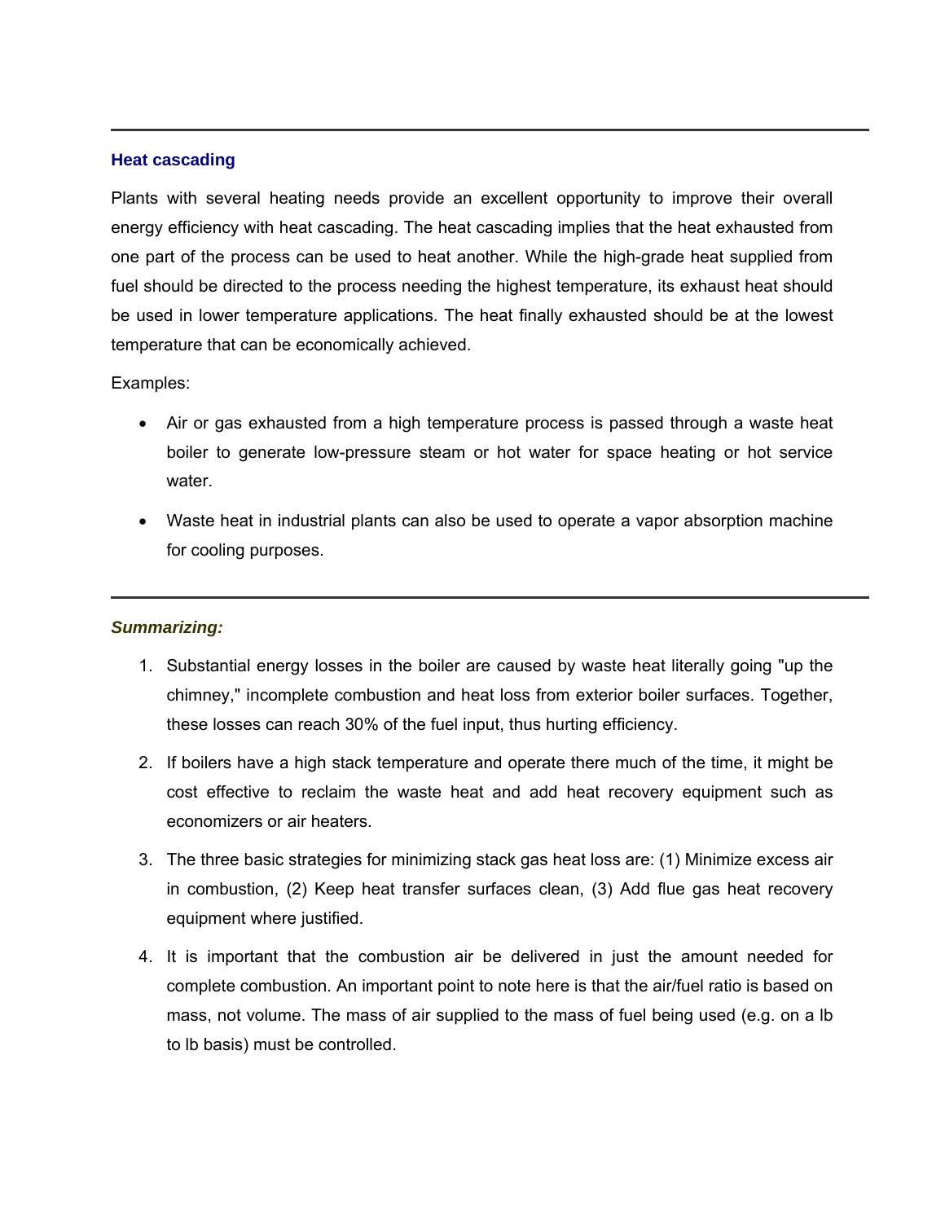---

### Heat cascading

Plants with several heating needs provide an excellent opportunity to improve their overall energy efficiency with heat cascading. The heat cascading implies that the heat exhausted from one part of the process can be used to heat another. While the high-grade heat supplied from fuel should be directed to the process needing the highest temperature, its exhaust heat should be used in lower temperature applications. The heat finally exhausted should be at the lowest temperature that can be economically achieved.

Examples:

- Air or gas exhausted from a high temperature process is passed through a waste heat boiler to generate low-pressure steam or hot water for space heating or hot service water.
- Waste heat in industrial plants can also be used to operate a vapor absorption machine for cooling purposes.

---

***Summarizing:***

1. Substantial energy losses in the boiler are caused by waste heat literally going "up the chimney," incomplete combustion and heat loss from exterior boiler surfaces. Together, these losses can reach 30% of the fuel input, thus hurting efficiency.
2. If boilers have a high stack temperature and operate there much of the time, it might be cost effective to reclaim the waste heat and add heat recovery equipment such as economizers or air heaters.
3. The three basic strategies for minimizing stack gas heat loss are: (1) Minimize excess air in combustion, (2) Keep heat transfer surfaces clean, (3) Add flue gas heat recovery equipment where justified.
4. It is important that the combustion air be delivered in just the amount needed for complete combustion. An important point to note here is that the air/fuel ratio is based on mass, not volume. The mass of air supplied to the mass of fuel being used (e.g. on a lb to lb basis) must be controlled.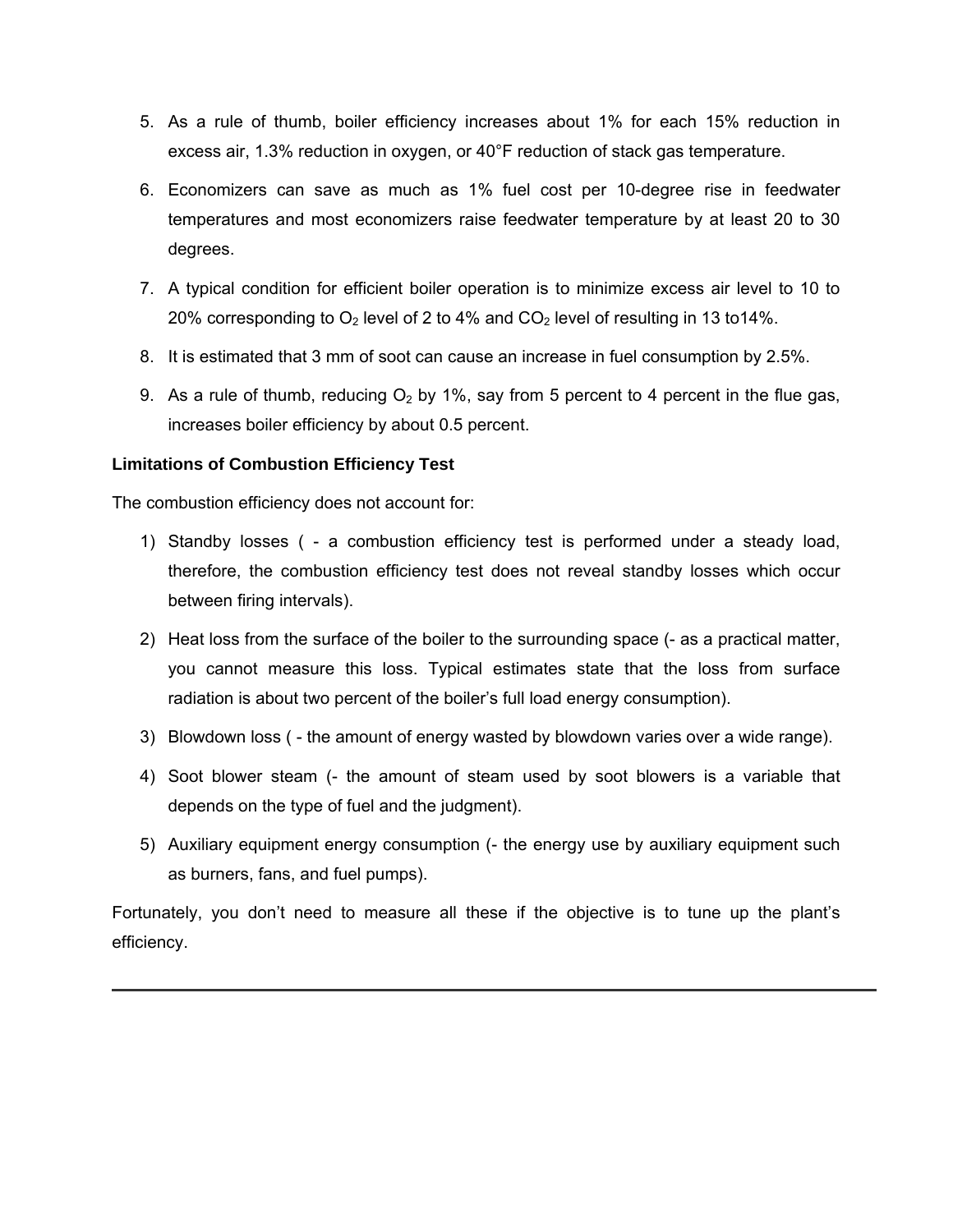5. As a rule of thumb, boiler efficiency increases about 1% for each 15% reduction in excess air, 1.3% reduction in oxygen, or 40°F reduction of stack gas temperature.
6. Economizers can save as much as 1% fuel cost per 10-degree rise in feedwater temperatures and most economizers raise feedwater temperature by at least 20 to 30 degrees.
7. A typical condition for efficient boiler operation is to minimize excess air level to 10 to 20% corresponding to $O_2$ level of 2 to 4% and $CO_2$ level of resulting in 13 to14%.
8. It is estimated that 3 mm of soot can cause an increase in fuel consumption by 2.5%.
9. As a rule of thumb, reducing $O_2$ by 1%, say from 5 percent to 4 percent in the flue gas, increases boiler efficiency by about 0.5 percent.

**Limitations of Combustion Efficiency Test**

The combustion efficiency does not account for:

1) Standby losses ( - a combustion efficiency test is performed under a steady load, therefore, the combustion efficiency test does not reveal standby losses which occur between firing intervals).
2) Heat loss from the surface of the boiler to the surrounding space (- as a practical matter, you cannot measure this loss. Typical estimates state that the loss from surface radiation is about two percent of the boiler's full load energy consumption).
3) Blowdown loss ( - the amount of energy wasted by blowdown varies over a wide range).
4) Soot blower steam (- the amount of steam used by soot blowers is a variable that depends on the type of fuel and the judgment).
5) Auxiliary equipment energy consumption (- the energy use by auxiliary equipment such as burners, fans, and fuel pumps).

Fortunately, you don't need to measure all these if the objective is to tune up the plant's efficiency.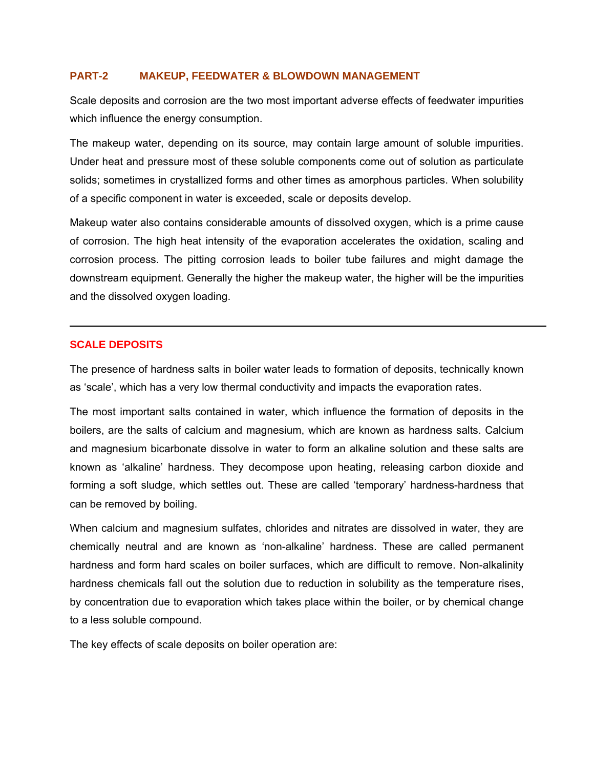## PART-2 MAKEUP, FEEDWATER & BLOWDOWN MANAGEMENT

Scale deposits and corrosion are the two most important adverse effects of feedwater impurities which influence the energy consumption.

The makeup water, depending on its source, may contain large amount of soluble impurities. Under heat and pressure most of these soluble components come out of solution as particulate solids; sometimes in crystallized forms and other times as amorphous particles. When solubility of a specific component in water is exceeded, scale or deposits develop.

Makeup water also contains considerable amounts of dissolved oxygen, which is a prime cause of corrosion. The high heat intensity of the evaporation accelerates the oxidation, scaling and corrosion process. The pitting corrosion leads to boiler tube failures and might damage the downstream equipment. Generally the higher the makeup water, the higher will be the impurities and the dissolved oxygen loading.

---

### SCALE DEPOSITS

The presence of hardness salts in boiler water leads to formation of deposits, technically known as 'scale', which has a very low thermal conductivity and impacts the evaporation rates.

The most important salts contained in water, which influence the formation of deposits in the boilers, are the salts of calcium and magnesium, which are known as hardness salts. Calcium and magnesium bicarbonate dissolve in water to form an alkaline solution and these salts are known as 'alkaline' hardness. They decompose upon heating, releasing carbon dioxide and forming a soft sludge, which settles out. These are called 'temporary' hardness-hardness that can be removed by boiling.

When calcium and magnesium sulfates, chlorides and nitrates are dissolved in water, they are chemically neutral and are known as 'non-alkaline' hardness. These are called permanent hardness and form hard scales on boiler surfaces, which are difficult to remove. Non-alkalinity hardness chemicals fall out the solution due to reduction in solubility as the temperature rises, by concentration due to evaporation which takes place within the boiler, or by chemical change to a less soluble compound.

The key effects of scale deposits on boiler operation are: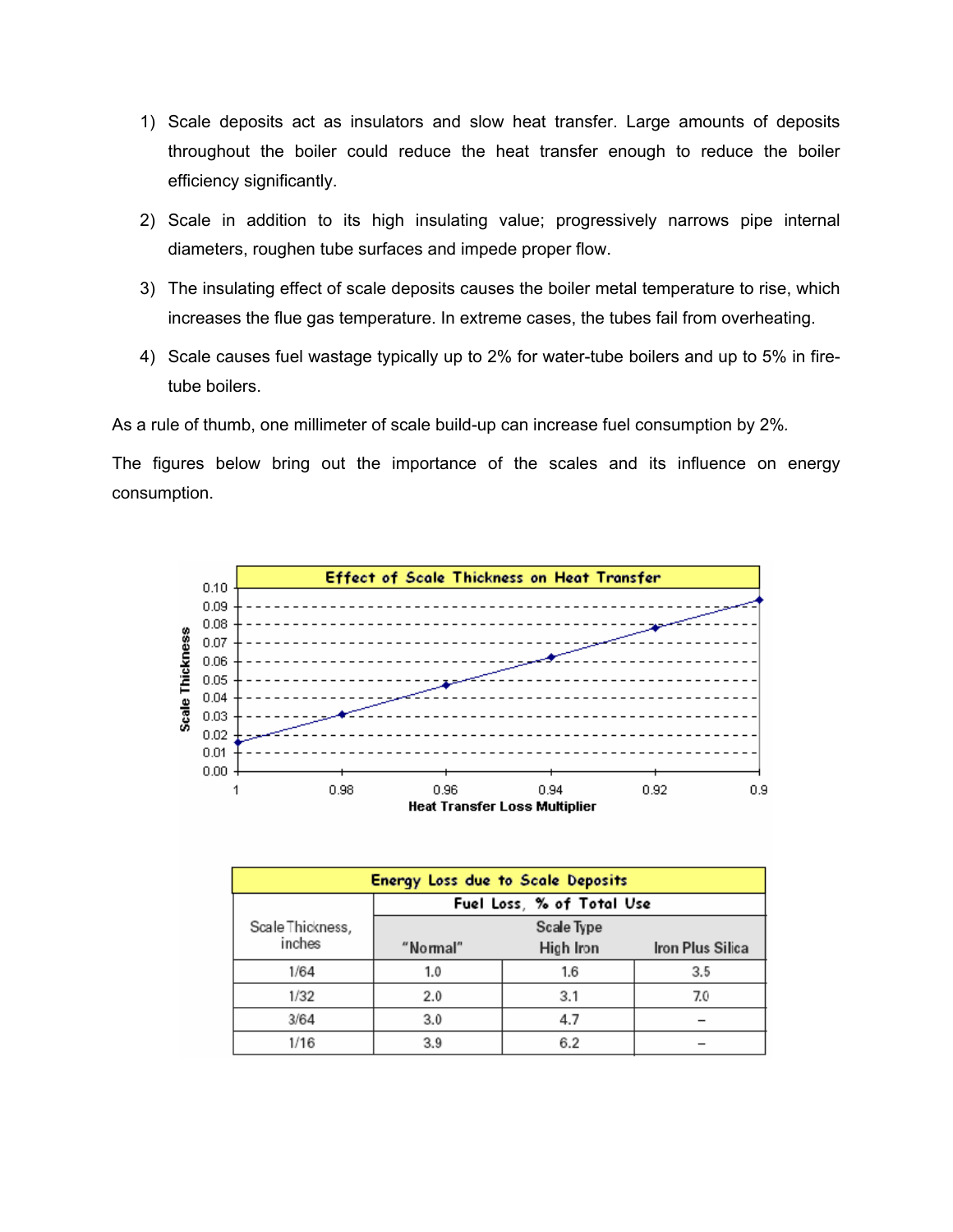1) Scale deposits act as insulators and slow heat transfer. Large amounts of deposits throughout the boiler could reduce the heat transfer enough to reduce the boiler efficiency significantly.

2) Scale in addition to its high insulating value; progressively narrows pipe internal diameters, roughen tube surfaces and impede proper flow.

3) The insulating effect of scale deposits causes the boiler metal temperature to rise, which increases the flue gas temperature. In extreme cases, the tubes fail from overheating.

4) Scale causes fuel wastage typically up to 2% for water-tube boilers and up to 5% in fire-tube boilers.

As a rule of thumb, one millimeter of scale build-up can increase fuel consumption by 2%.

The figures below bring out the importance of the scales and its influence on energy consumption.

**Effect of Scale Thickness on Heat Transfer**

Scale Thickness (0.00 – 0.10) vs. Heat Transfer Loss Multiplier (1 – 0.9)

| Energy Loss due to Scale Deposits | | | |
|---|---|---|---|
| Scale Thickness, inches | Fuel Loss, % of Total Use | | |
| | Scale Type | | |
| | "Normal" | High Iron | Iron Plus Silica |
| 1/64 | 1.0 | 1.6 | 3.5 |
| 1/32 | 2.0 | 3.1 | 7.0 |
| 3/64 | 3.0 | 4.7 | – |
| 1/16 | 3.9 | 6.2 | – |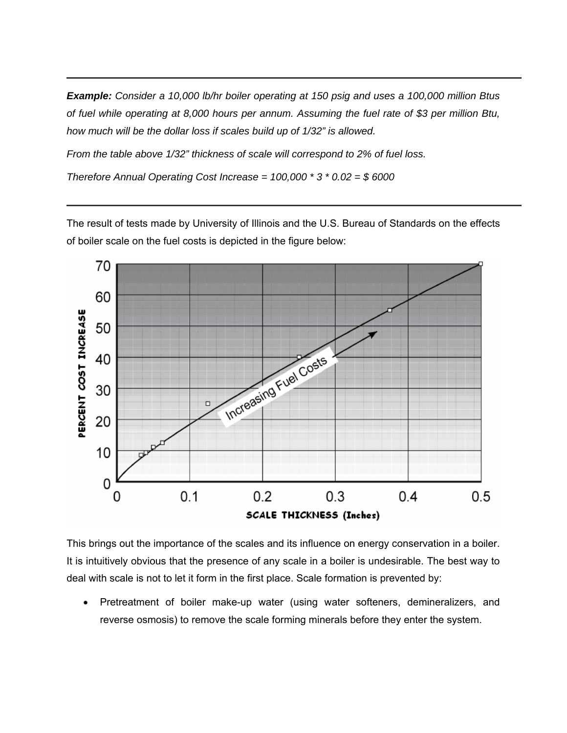---

***Example:*** *Consider a 10,000 lb/hr boiler operating at 150 psig and uses a 100,000 million Btus of fuel while operating at 8,000 hours per annum. Assuming the fuel rate of $3 per million Btu, how much will be the dollar loss if scales build up of 1/32" is allowed.*

*From the table above 1/32" thickness of scale will correspond to 2% of fuel loss.*

*Therefore Annual Operating Cost Increase = 100,000 * 3 * 0.02 = $ 6000*

---

The result of tests made by University of Illinois and the U.S. Bureau of Standards on the effects of boiler scale on the fuel costs is depicted in the figure below:

This brings out the importance of the scales and its influence on energy conservation in a boiler. It is intuitively obvious that the presence of any scale in a boiler is undesirable. The best way to deal with scale is not to let it form in the first place. Scale formation is prevented by:

- Pretreatment of boiler make-up water (using water softeners, demineralizers, and reverse osmosis) to remove the scale forming minerals before they enter the system.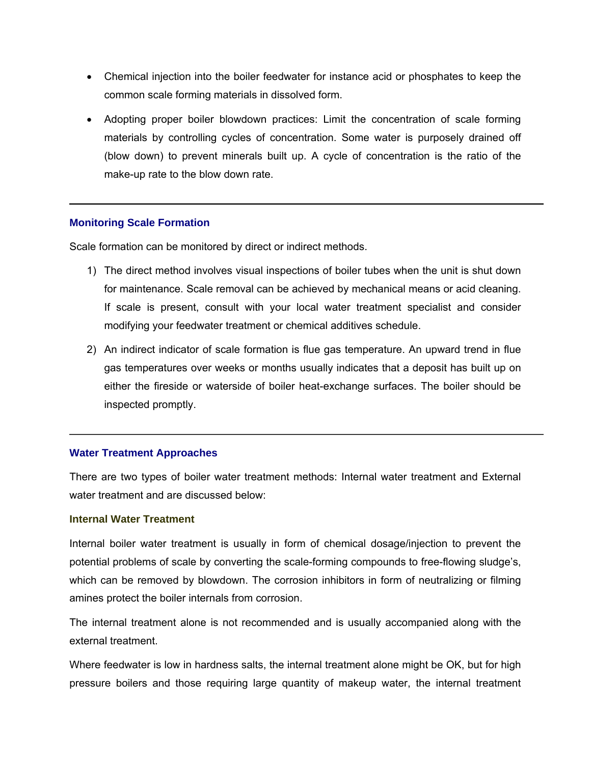- Chemical injection into the boiler feedwater for instance acid or phosphates to keep the common scale forming materials in dissolved form.
- Adopting proper boiler blowdown practices: Limit the concentration of scale forming materials by controlling cycles of concentration. Some water is purposely drained off (blow down) to prevent minerals built up. A cycle of concentration is the ratio of the make-up rate to the blow down rate.

---

### Monitoring Scale Formation

Scale formation can be monitored by direct or indirect methods.

1) The direct method involves visual inspections of boiler tubes when the unit is shut down for maintenance. Scale removal can be achieved by mechanical means or acid cleaning. If scale is present, consult with your local water treatment specialist and consider modifying your feedwater treatment or chemical additives schedule.
2) An indirect indicator of scale formation is flue gas temperature. An upward trend in flue gas temperatures over weeks or months usually indicates that a deposit has built up on either the fireside or waterside of boiler heat-exchange surfaces. The boiler should be inspected promptly.

---

### Water Treatment Approaches

There are two types of boiler water treatment methods: Internal water treatment and External water treatment and are discussed below:

#### Internal Water Treatment

Internal boiler water treatment is usually in form of chemical dosage/injection to prevent the potential problems of scale by converting the scale-forming compounds to free-flowing sludge's, which can be removed by blowdown. The corrosion inhibitors in form of neutralizing or filming amines protect the boiler internals from corrosion.

The internal treatment alone is not recommended and is usually accompanied along with the external treatment.

Where feedwater is low in hardness salts, the internal treatment alone might be OK, but for high pressure boilers and those requiring large quantity of makeup water, the internal treatment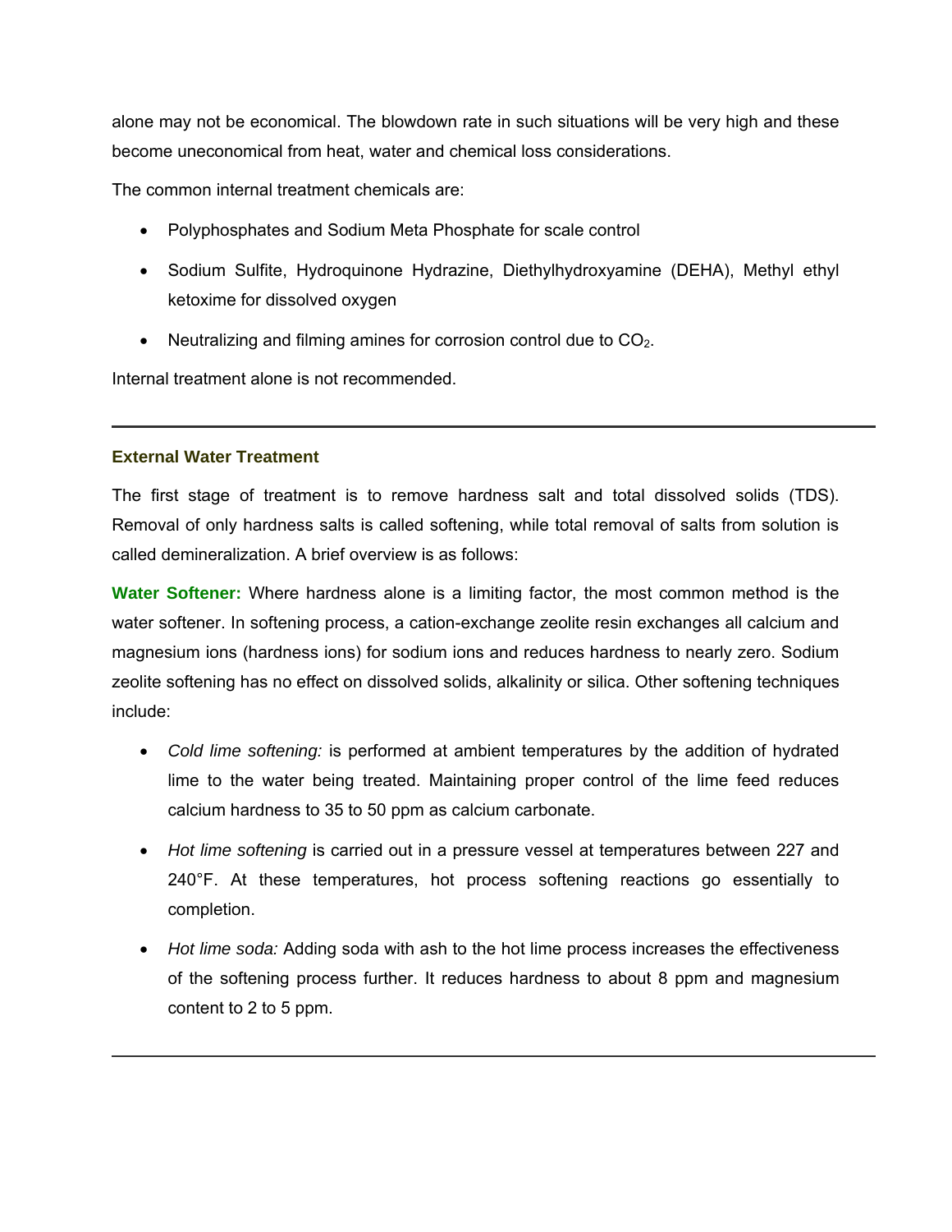alone may not be economical. The blowdown rate in such situations will be very high and these become uneconomical from heat, water and chemical loss considerations.

The common internal treatment chemicals are:

- Polyphosphates and Sodium Meta Phosphate for scale control
- Sodium Sulfite, Hydroquinone Hydrazine, Diethylhydroxyamine (DEHA), Methyl ethyl ketoxime for dissolved oxygen
- Neutralizing and filming amines for corrosion control due to $CO_2$.

Internal treatment alone is not recommended.

---

### External Water Treatment

The first stage of treatment is to remove hardness salt and total dissolved solids (TDS). Removal of only hardness salts is called softening, while total removal of salts from solution is called demineralization. A brief overview is as follows:

**Water Softener:** Where hardness alone is a limiting factor, the most common method is the water softener. In softening process, a cation-exchange zeolite resin exchanges all calcium and magnesium ions (hardness ions) for sodium ions and reduces hardness to nearly zero. Sodium zeolite softening has no effect on dissolved solids, alkalinity or silica. Other softening techniques include:

- *Cold lime softening:* is performed at ambient temperatures by the addition of hydrated lime to the water being treated. Maintaining proper control of the lime feed reduces calcium hardness to 35 to 50 ppm as calcium carbonate.
- *Hot lime softening* is carried out in a pressure vessel at temperatures between 227 and 240°F. At these temperatures, hot process softening reactions go essentially to completion.
- *Hot lime soda:* Adding soda with ash to the hot lime process increases the effectiveness of the softening process further. It reduces hardness to about 8 ppm and magnesium content to 2 to 5 ppm.

---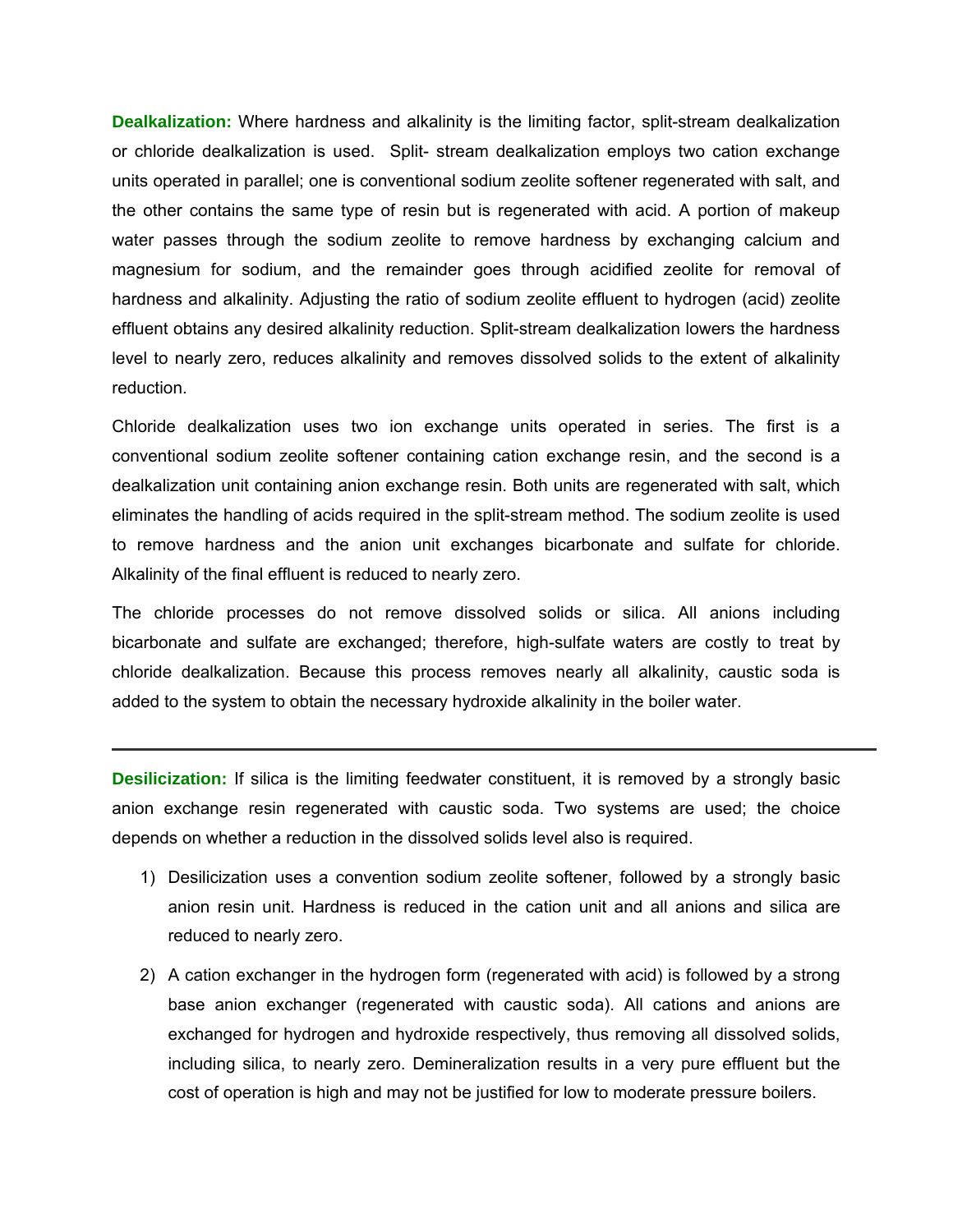**Dealkalization:** Where hardness and alkalinity is the limiting factor, split-stream dealkalization or chloride dealkalization is used. Split- stream dealkalization employs two cation exchange units operated in parallel; one is conventional sodium zeolite softener regenerated with salt, and the other contains the same type of resin but is regenerated with acid. A portion of makeup water passes through the sodium zeolite to remove hardness by exchanging calcium and magnesium for sodium, and the remainder goes through acidified zeolite for removal of hardness and alkalinity. Adjusting the ratio of sodium zeolite effluent to hydrogen (acid) zeolite effluent obtains any desired alkalinity reduction. Split-stream dealkalization lowers the hardness level to nearly zero, reduces alkalinity and removes dissolved solids to the extent of alkalinity reduction.

Chloride dealkalization uses two ion exchange units operated in series. The first is a conventional sodium zeolite softener containing cation exchange resin, and the second is a dealkalization unit containing anion exchange resin. Both units are regenerated with salt, which eliminates the handling of acids required in the split-stream method. The sodium zeolite is used to remove hardness and the anion unit exchanges bicarbonate and sulfate for chloride. Alkalinity of the final effluent is reduced to nearly zero.

The chloride processes do not remove dissolved solids or silica. All anions including bicarbonate and sulfate are exchanged; therefore, high-sulfate waters are costly to treat by chloride dealkalization. Because this process removes nearly all alkalinity, caustic soda is added to the system to obtain the necessary hydroxide alkalinity in the boiler water.

---

**Desilicization:** If silica is the limiting feedwater constituent, it is removed by a strongly basic anion exchange resin regenerated with caustic soda. Two systems are used; the choice depends on whether a reduction in the dissolved solids level also is required.

1) Desilicization uses a convention sodium zeolite softener, followed by a strongly basic anion resin unit. Hardness is reduced in the cation unit and all anions and silica are reduced to nearly zero.

2) A cation exchanger in the hydrogen form (regenerated with acid) is followed by a strong base anion exchanger (regenerated with caustic soda). All cations and anions are exchanged for hydrogen and hydroxide respectively, thus removing all dissolved solids, including silica, to nearly zero. Demineralization results in a very pure effluent but the cost of operation is high and may not be justified for low to moderate pressure boilers.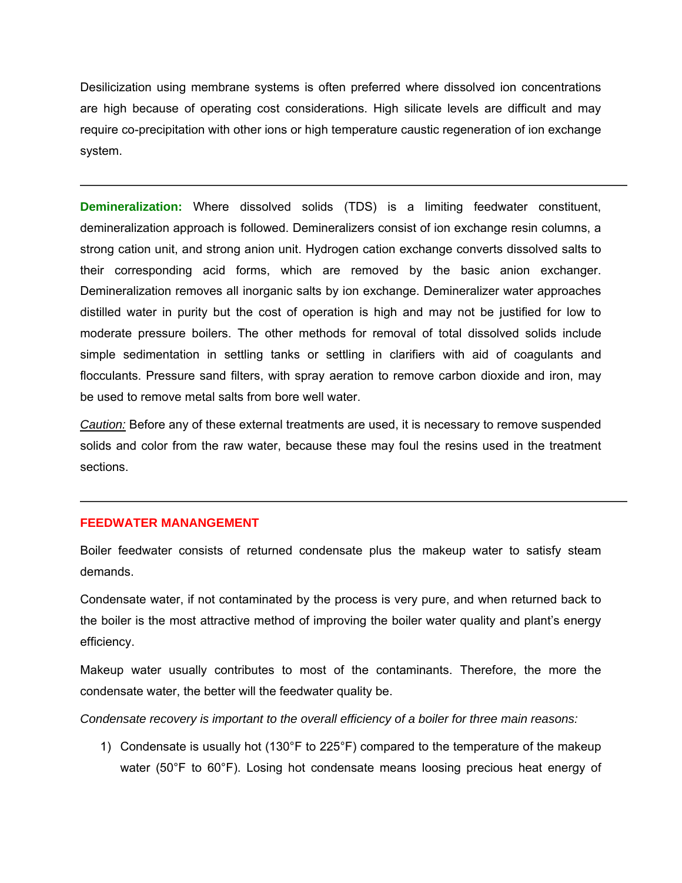Desilicization using membrane systems is often preferred where dissolved ion concentrations are high because of operating cost considerations. High silicate levels are difficult and may require co-precipitation with other ions or high temperature caustic regeneration of ion exchange system.

---

**Demineralization:** Where dissolved solids (TDS) is a limiting feedwater constituent, demineralization approach is followed. Demineralizers consist of ion exchange resin columns, a strong cation unit, and strong anion unit. Hydrogen cation exchange converts dissolved salts to their corresponding acid forms, which are removed by the basic anion exchanger. Demineralization removes all inorganic salts by ion exchange. Demineralizer water approaches distilled water in purity but the cost of operation is high and may not be justified for low to moderate pressure boilers. The other methods for removal of total dissolved solids include simple sedimentation in settling tanks or settling in clarifiers with aid of coagulants and flocculants. Pressure sand filters, with spray aeration to remove carbon dioxide and iron, may be used to remove metal salts from bore well water.

*Caution:* Before any of these external treatments are used, it is necessary to remove suspended solids and color from the raw water, because these may foul the resins used in the treatment sections.

---

## FEEDWATER MANANGEMENT

Boiler feedwater consists of returned condensate plus the makeup water to satisfy steam demands.

Condensate water, if not contaminated by the process is very pure, and when returned back to the boiler is the most attractive method of improving the boiler water quality and plant's energy efficiency.

Makeup water usually contributes to most of the contaminants. Therefore, the more the condensate water, the better will the feedwater quality be.

*Condensate recovery is important to the overall efficiency of a boiler for three main reasons:*

1) Condensate is usually hot (130°F to 225°F) compared to the temperature of the makeup water (50°F to 60°F). Losing hot condensate means loosing precious heat energy of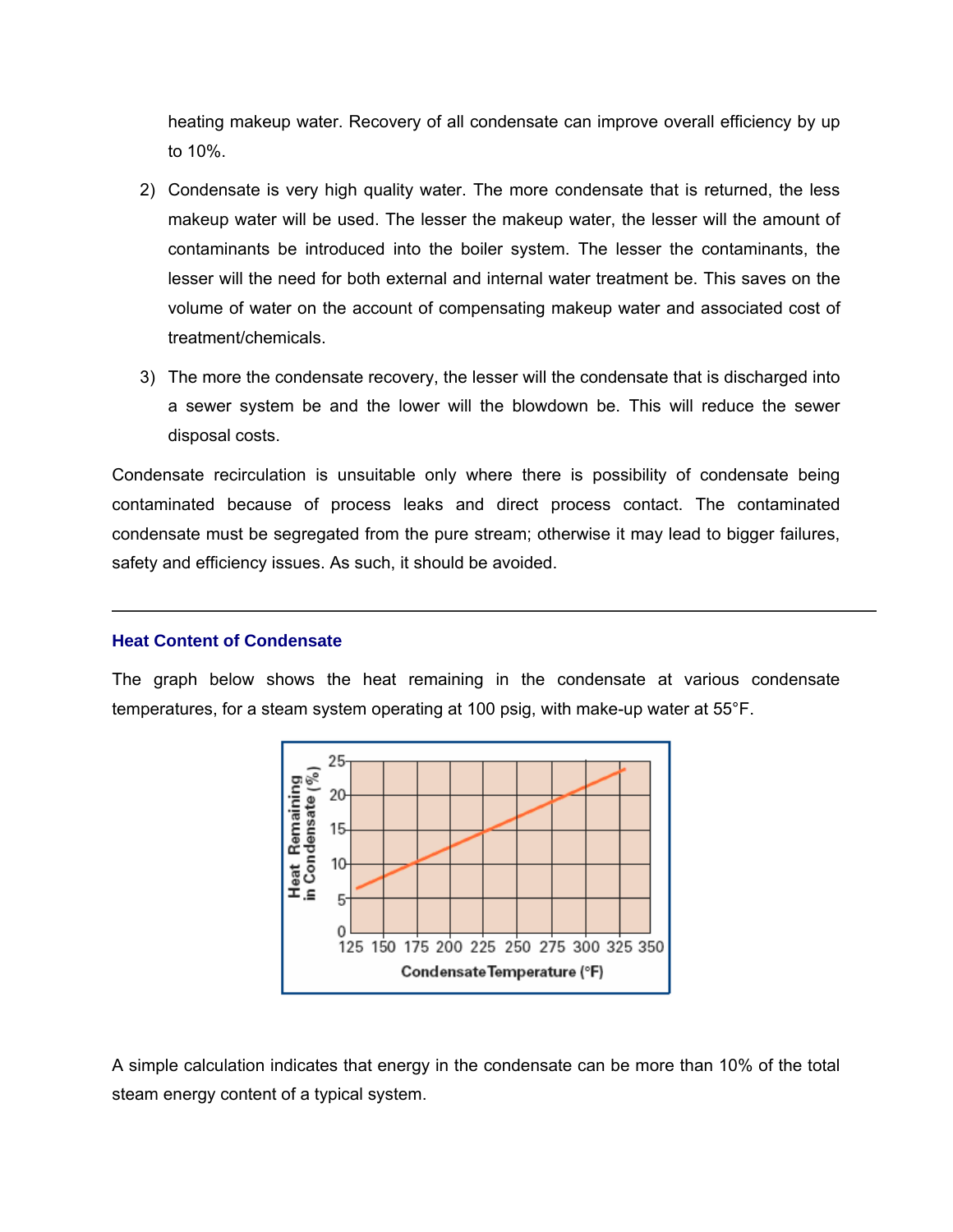heating makeup water. Recovery of all condensate can improve overall efficiency by up to 10%.

2) Condensate is very high quality water. The more condensate that is returned, the less makeup water will be used. The lesser the makeup water, the lesser will the amount of contaminants be introduced into the boiler system. The lesser the contaminants, the lesser will the need for both external and internal water treatment be. This saves on the volume of water on the account of compensating makeup water and associated cost of treatment/chemicals.

3) The more the condensate recovery, the lesser will the condensate that is discharged into a sewer system be and the lower will the blowdown be. This will reduce the sewer disposal costs.

Condensate recirculation is unsuitable only where there is possibility of condensate being contaminated because of process leaks and direct process contact. The contaminated condensate must be segregated from the pure stream; otherwise it may lead to bigger failures, safety and efficiency issues. As such, it should be avoided.

---

### Heat Content of Condensate

The graph below shows the heat remaining in the condensate at various condensate temperatures, for a steam system operating at 100 psig, with make-up water at 55°F.

A simple calculation indicates that energy in the condensate can be more than 10% of the total steam energy content of a typical system.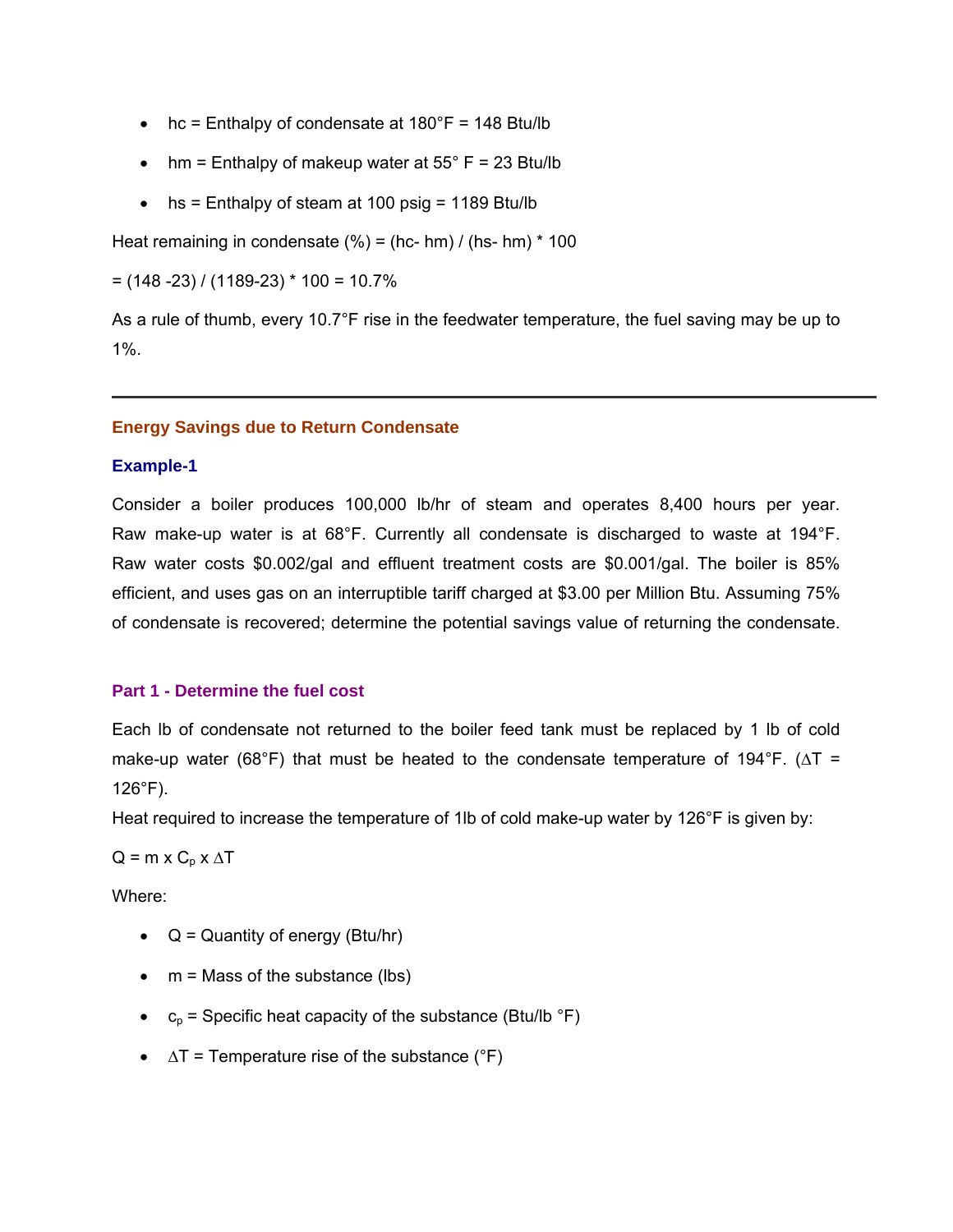- hc = Enthalpy of condensate at 180°F = 148 Btu/lb
- hm = Enthalpy of makeup water at 55° F = 23 Btu/lb
- hs = Enthalpy of steam at 100 psig = 1189 Btu/lb

Heat remaining in condensate (%) = (hc- hm) / (hs- hm) * 100

= (148 -23) / (1189-23) * 100 = 10.7%

As a rule of thumb, every 10.7°F rise in the feedwater temperature, the fuel saving may be up to 1%.

---

## Energy Savings due to Return Condensate

### Example-1

Consider a boiler produces 100,000 lb/hr of steam and operates 8,400 hours per year. Raw make-up water is at 68°F. Currently all condensate is discharged to waste at 194°F. Raw water costs $0.002/gal and effluent treatment costs are $0.001/gal. The boiler is 85% efficient, and uses gas on an interruptible tariff charged at $3.00 per Million Btu. Assuming 75% of condensate is recovered; determine the potential savings value of returning the condensate.

#### Part 1 - Determine the fuel cost

Each lb of condensate not returned to the boiler feed tank must be replaced by 1 lb of cold make-up water (68°F) that must be heated to the condensate temperature of 194°F. ($\Delta T$ = 126°F).

Heat required to increase the temperature of 1lb of cold make-up water by 126°F is given by:

$Q = m \times C_p \times \Delta T$

Where:

- Q = Quantity of energy (Btu/hr)
- m = Mass of the substance (lbs)
- $c_p$ = Specific heat capacity of the substance (Btu/lb °F)
- $\Delta T$ = Temperature rise of the substance (°F)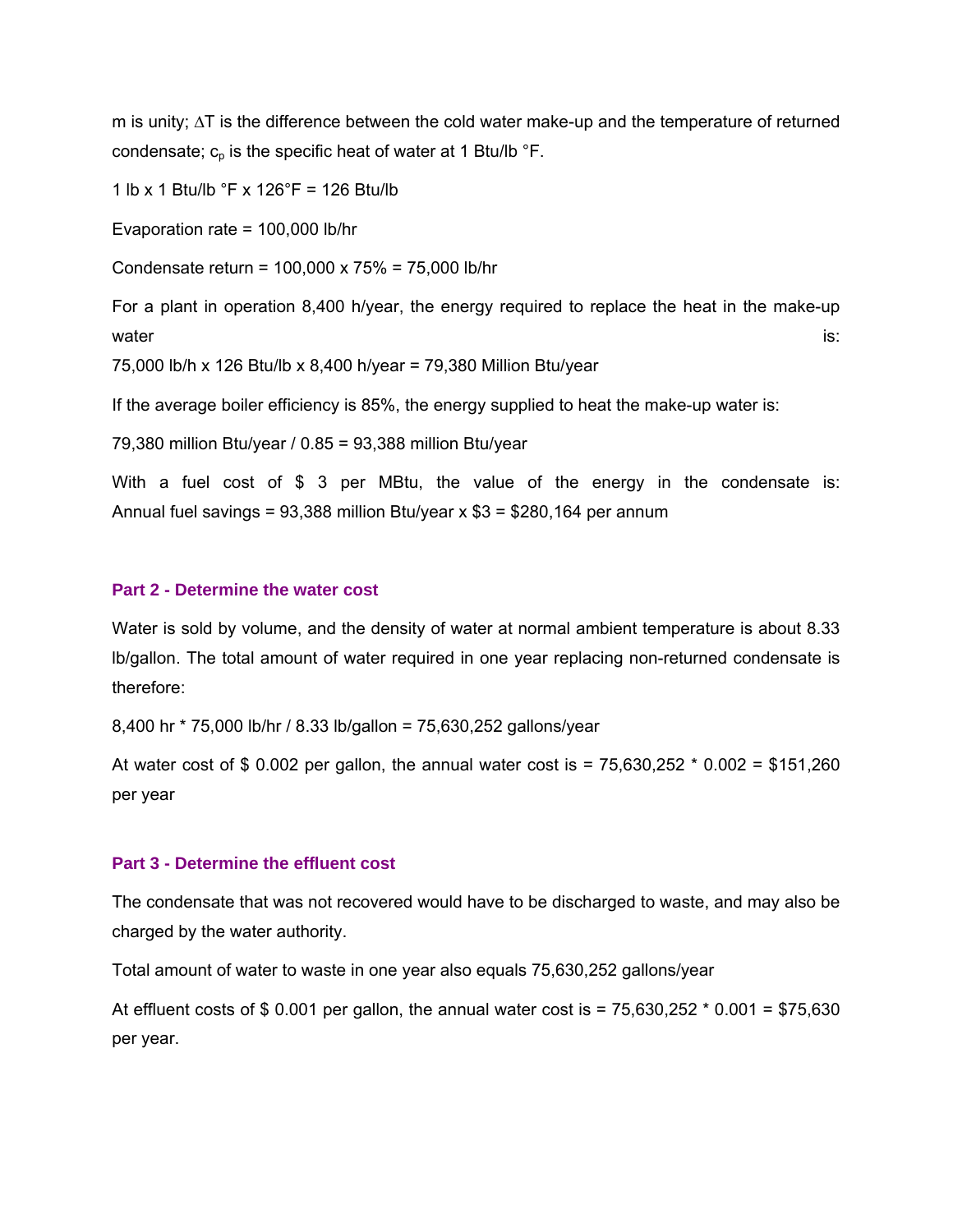m is unity; $\Delta T$ is the difference between the cold water make-up and the temperature of returned condensate; $c_p$ is the specific heat of water at 1 Btu/lb °F.

1 lb x 1 Btu/lb °F x 126°F = 126 Btu/lb

Evaporation rate = 100,000 lb/hr

Condensate return = 100,000 x 75% = 75,000 lb/hr

For a plant in operation 8,400 h/year, the energy required to replace the heat in the make-up water is:

75,000 lb/h x 126 Btu/lb x 8,400 h/year = 79,380 Million Btu/year

If the average boiler efficiency is 85%, the energy supplied to heat the make-up water is:

79,380 million Btu/year / 0.85 = 93,388 million Btu/year

With a fuel cost of $ 3 per MBtu, the value of the energy in the condensate is: Annual fuel savings = 93,388 million Btu/year x $3 = $280,164 per annum

### Part 2 - Determine the water cost

Water is sold by volume, and the density of water at normal ambient temperature is about 8.33 lb/gallon. The total amount of water required in one year replacing non-returned condensate is therefore:

8,400 hr * 75,000 lb/hr / 8.33 lb/gallon = 75,630,252 gallons/year

At water cost of $ 0.002 per gallon, the annual water cost is = 75,630,252 * 0.002 = $151,260 per year

### Part 3 - Determine the effluent cost

The condensate that was not recovered would have to be discharged to waste, and may also be charged by the water authority.

Total amount of water to waste in one year also equals 75,630,252 gallons/year

At effluent costs of $ 0.001 per gallon, the annual water cost is = 75,630,252 * 0.001 = $75,630 per year.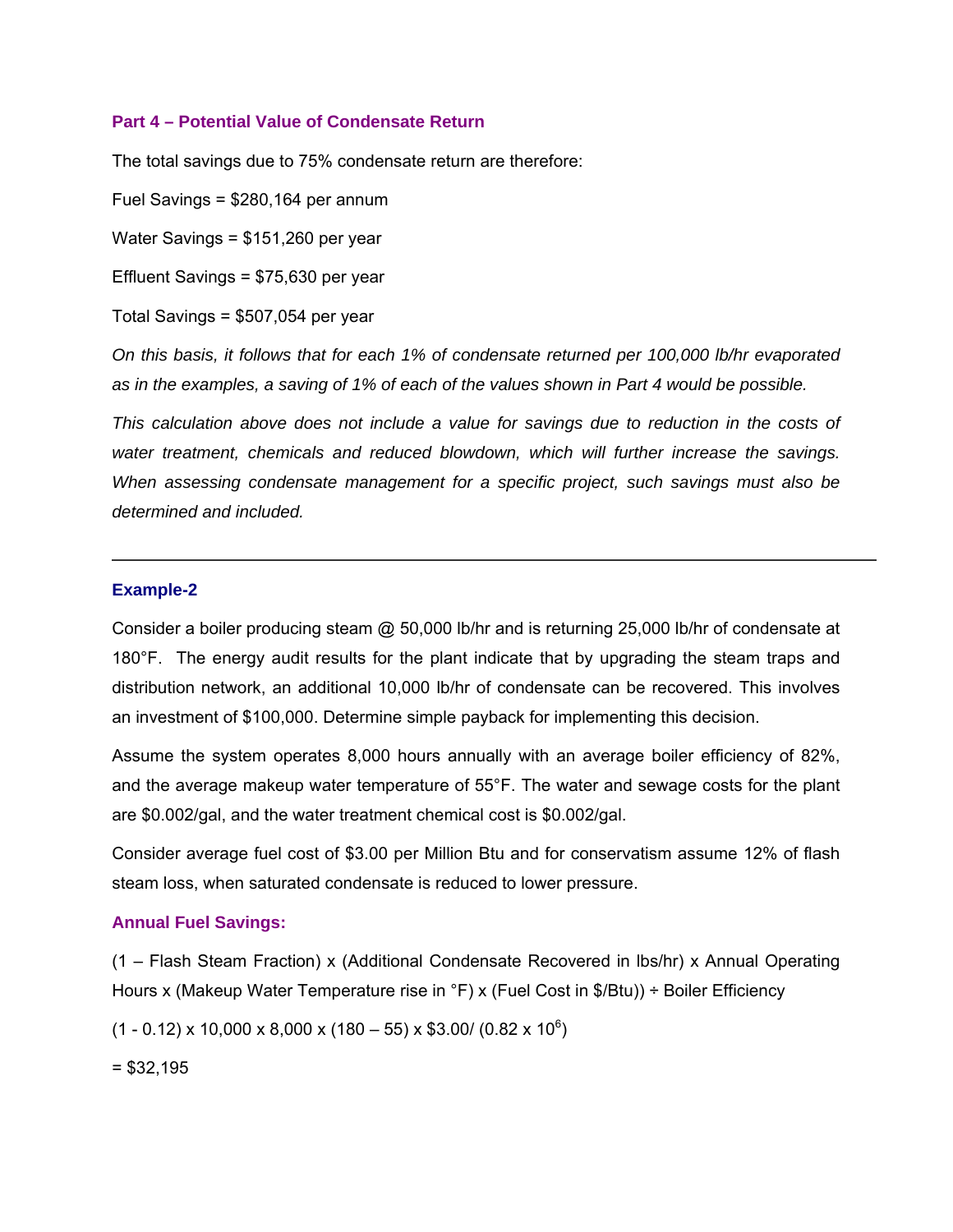### Part 4 – Potential Value of Condensate Return

The total savings due to 75% condensate return are therefore:

Fuel Savings = $280,164 per annum

Water Savings = $151,260 per year

Effluent Savings = $75,630 per year

Total Savings = $507,054 per year

*On this basis, it follows that for each 1% of condensate returned per 100,000 lb/hr evaporated as in the examples, a saving of 1% of each of the values shown in Part 4 would be possible.*

*This calculation above does not include a value for savings due to reduction in the costs of water treatment, chemicals and reduced blowdown, which will further increase the savings. When assessing condensate management for a specific project, such savings must also be determined and included.*

---

### Example-2

Consider a boiler producing steam @ 50,000 lb/hr and is returning 25,000 lb/hr of condensate at 180°F. The energy audit results for the plant indicate that by upgrading the steam traps and distribution network, an additional 10,000 lb/hr of condensate can be recovered. This involves an investment of $100,000. Determine simple payback for implementing this decision.

Assume the system operates 8,000 hours annually with an average boiler efficiency of 82%, and the average makeup water temperature of 55°F. The water and sewage costs for the plant are $0.002/gal, and the water treatment chemical cost is $0.002/gal.

Consider average fuel cost of $3.00 per Million Btu and for conservatism assume 12% of flash steam loss, when saturated condensate is reduced to lower pressure.

#### Annual Fuel Savings:

(1 – Flash Steam Fraction) x (Additional Condensate Recovered in lbs/hr) x Annual Operating Hours x (Makeup Water Temperature rise in °F) x (Fuel Cost in $/Btu)) ÷ Boiler Efficiency

$(1 - 0.12) \times 10{,}000 \times 8{,}000 \times (180 - 55) \times \$3.00 / (0.82 \times 10^6)$

= $32,195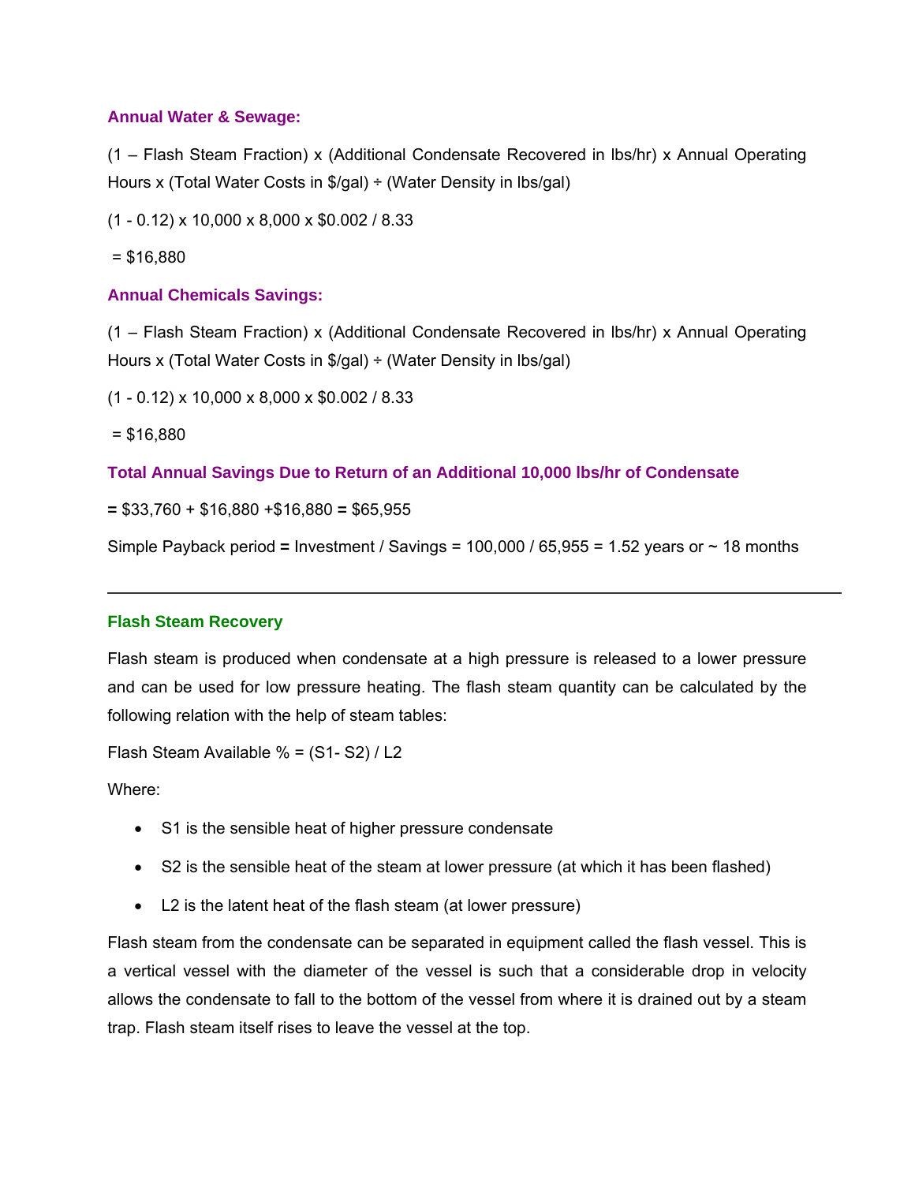**Annual Water & Sewage:**

(1 – Flash Steam Fraction) x (Additional Condensate Recovered in lbs/hr) x Annual Operating Hours x (Total Water Costs in \$/gal) ÷ (Water Density in lbs/gal)

(1 - 0.12) x 10,000 x 8,000 x \$0.002 / 8.33

= \$16,880

**Annual Chemicals Savings:**

(1 – Flash Steam Fraction) x (Additional Condensate Recovered in lbs/hr) x Annual Operating Hours x (Total Water Costs in \$/gal) ÷ (Water Density in lbs/gal)

(1 - 0.12) x 10,000 x 8,000 x \$0.002 / 8.33

= \$16,880

**Total Annual Savings Due to Return of an Additional 10,000 lbs/hr of Condensate**

**=** \$33,760 + \$16,880 +\$16,880 **=** \$65,955

Simple Payback period **=** Investment / Savings = 100,000 / 65,955 = 1.52 years or ~ 18 months

---

## Flash Steam Recovery

Flash steam is produced when condensate at a high pressure is released to a lower pressure and can be used for low pressure heating. The flash steam quantity can be calculated by the following relation with the help of steam tables:

Flash Steam Available % = (S1- S2) / L2

Where:

- S1 is the sensible heat of higher pressure condensate
- S2 is the sensible heat of the steam at lower pressure (at which it has been flashed)
- L2 is the latent heat of the flash steam (at lower pressure)

Flash steam from the condensate can be separated in equipment called the flash vessel. This is a vertical vessel with the diameter of the vessel is such that a considerable drop in velocity allows the condensate to fall to the bottom of the vessel from where it is drained out by a steam trap. Flash steam itself rises to leave the vessel at the top.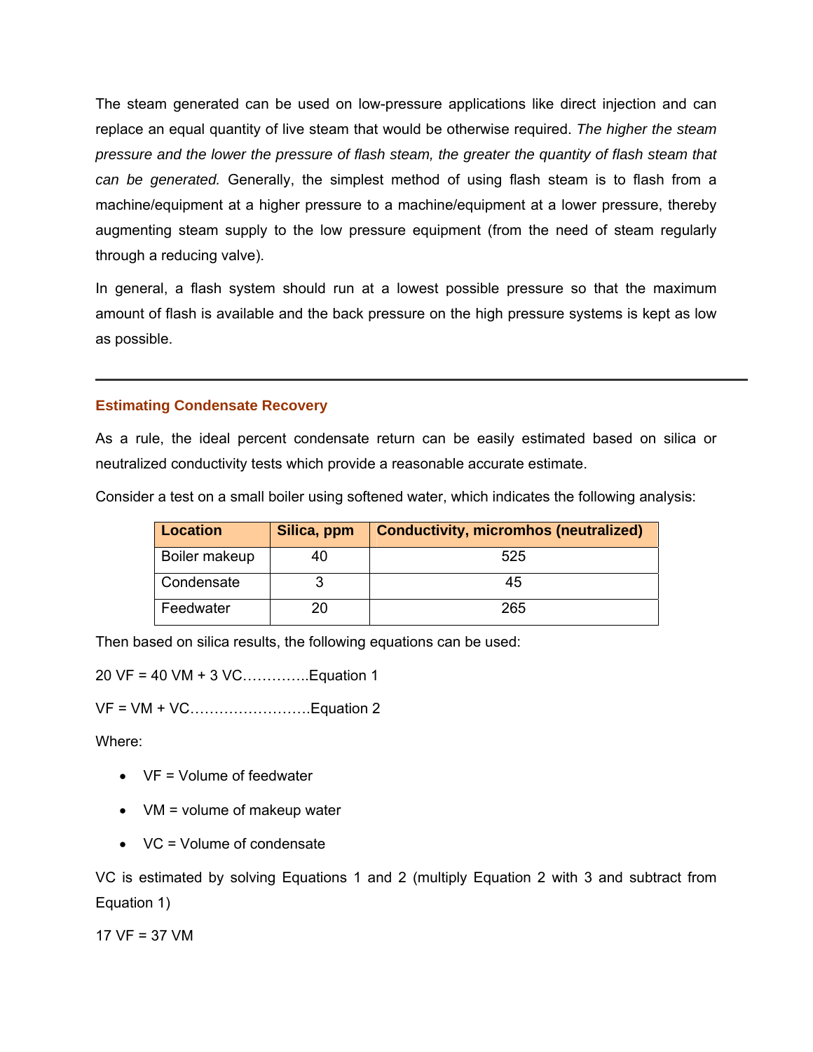The steam generated can be used on low-pressure applications like direct injection and can replace an equal quantity of live steam that would be otherwise required. *The higher the steam pressure and the lower the pressure of flash steam, the greater the quantity of flash steam that can be generated.* Generally, the simplest method of using flash steam is to flash from a machine/equipment at a higher pressure to a machine/equipment at a lower pressure, thereby augmenting steam supply to the low pressure equipment (from the need of steam regularly through a reducing valve).

In general, a flash system should run at a lowest possible pressure so that the maximum amount of flash is available and the back pressure on the high pressure systems is kept as low as possible.

---

### Estimating Condensate Recovery

As a rule, the ideal percent condensate return can be easily estimated based on silica or neutralized conductivity tests which provide a reasonable accurate estimate.

Consider a test on a small boiler using softened water, which indicates the following analysis:

| Location | Silica, ppm | Conductivity, micromhos (neutralized) |
|---|---|---|
| Boiler makeup | 40 | 525 |
| Condensate | 3 | 45 |
| Feedwater | 20 | 265 |

Then based on silica results, the following equations can be used:

$20\ VF = 40\ VM + 3\ VC$…………..Equation 1

$VF = VM + VC$…………………….Equation 2

Where:

- VF = Volume of feedwater
- VM = volume of makeup water
- VC = Volume of condensate

VC is estimated by solving Equations 1 and 2 (multiply Equation 2 with 3 and subtract from Equation 1)

$17\ VF = 37\ VM$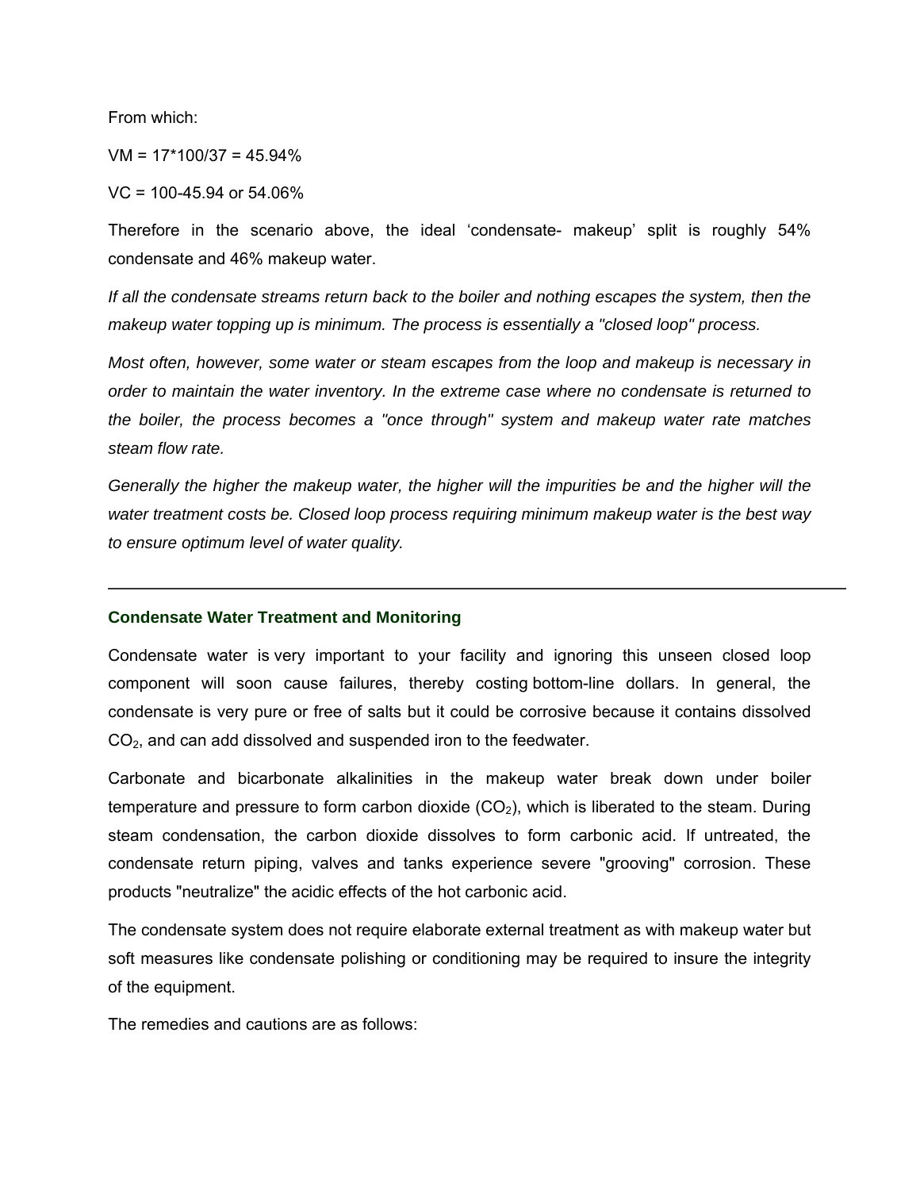From which:

VM = 17*100/37 = 45.94%

VC = 100-45.94 or 54.06%

Therefore in the scenario above, the ideal 'condensate- makeup' split is roughly 54% condensate and 46% makeup water.

*If all the condensate streams return back to the boiler and nothing escapes the system, then the makeup water topping up is minimum. The process is essentially a "closed loop" process.*

*Most often, however, some water or steam escapes from the loop and makeup is necessary in order to maintain the water inventory. In the extreme case where no condensate is returned to the boiler, the process becomes a "once through" system and makeup water rate matches steam flow rate.*

*Generally the higher the makeup water, the higher will the impurities be and the higher will the water treatment costs be. Closed loop process requiring minimum makeup water is the best way to ensure optimum level of water quality.*

---

### Condensate Water Treatment and Monitoring

Condensate water is very important to your facility and ignoring this unseen closed loop component will soon cause failures, thereby costing bottom-line dollars. In general, the condensate is very pure or free of salts but it could be corrosive because it contains dissolved $CO_2$, and can add dissolved and suspended iron to the feedwater.

Carbonate and bicarbonate alkalinities in the makeup water break down under boiler temperature and pressure to form carbon dioxide ($CO_2$), which is liberated to the steam. During steam condensation, the carbon dioxide dissolves to form carbonic acid. If untreated, the condensate return piping, valves and tanks experience severe "grooving" corrosion. These products "neutralize" the acidic effects of the hot carbonic acid.

The condensate system does not require elaborate external treatment as with makeup water but soft measures like condensate polishing or conditioning may be required to insure the integrity of the equipment.

The remedies and cautions are as follows: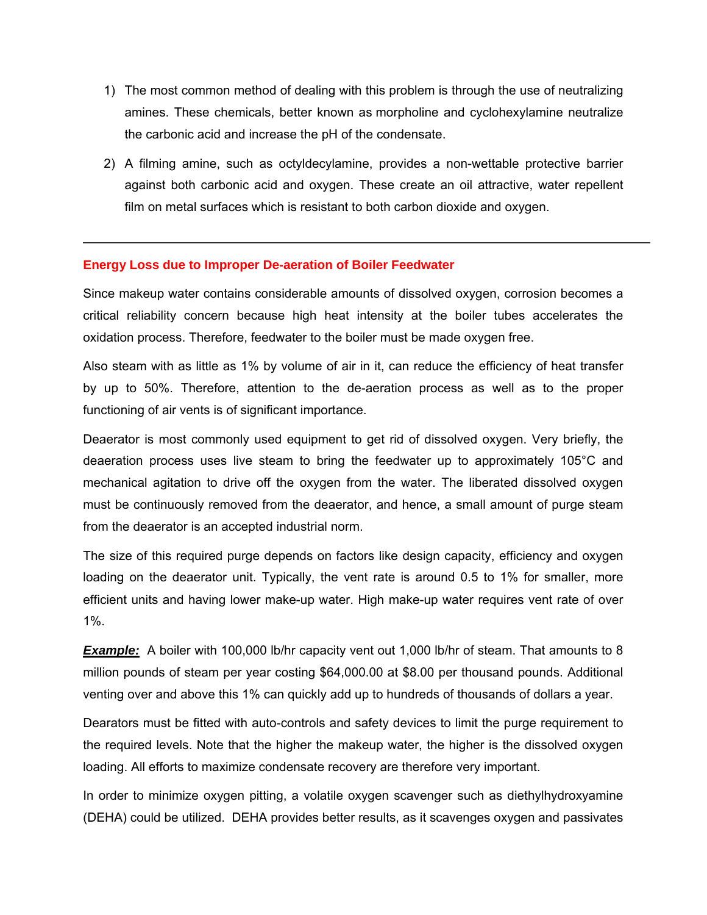1) The most common method of dealing with this problem is through the use of neutralizing amines. These chemicals, better known as morpholine and cyclohexylamine neutralize the carbonic acid and increase the pH of the condensate.

2) A filming amine, such as octyldecylamine, provides a non-wettable protective barrier against both carbonic acid and oxygen. These create an oil attractive, water repellent film on metal surfaces which is resistant to both carbon dioxide and oxygen.

---

**Energy Loss due to Improper De-aeration of Boiler Feedwater**

Since makeup water contains considerable amounts of dissolved oxygen, corrosion becomes a critical reliability concern because high heat intensity at the boiler tubes accelerates the oxidation process. Therefore, feedwater to the boiler must be made oxygen free.

Also steam with as little as 1% by volume of air in it, can reduce the efficiency of heat transfer by up to 50%. Therefore, attention to the de-aeration process as well as to the proper functioning of air vents is of significant importance.

Deaerator is most commonly used equipment to get rid of dissolved oxygen. Very briefly, the deaeration process uses live steam to bring the feedwater up to approximately 105°C and mechanical agitation to drive off the oxygen from the water. The liberated dissolved oxygen must be continuously removed from the deaerator, and hence, a small amount of purge steam from the deaerator is an accepted industrial norm.

The size of this required purge depends on factors like design capacity, efficiency and oxygen loading on the deaerator unit. Typically, the vent rate is around 0.5 to 1% for smaller, more efficient units and having lower make-up water. High make-up water requires vent rate of over 1%.

***Example:*** A boiler with 100,000 lb/hr capacity vent out 1,000 lb/hr of steam. That amounts to 8 million pounds of steam per year costing $64,000.00 at $8.00 per thousand pounds. Additional venting over and above this 1% can quickly add up to hundreds of thousands of dollars a year.

Dearators must be fitted with auto-controls and safety devices to limit the purge requirement to the required levels. Note that the higher the makeup water, the higher is the dissolved oxygen loading. All efforts to maximize condensate recovery are therefore very important.

In order to minimize oxygen pitting, a volatile oxygen scavenger such as diethylhydroxyamine (DEHA) could be utilized. DEHA provides better results, as it scavenges oxygen and passivates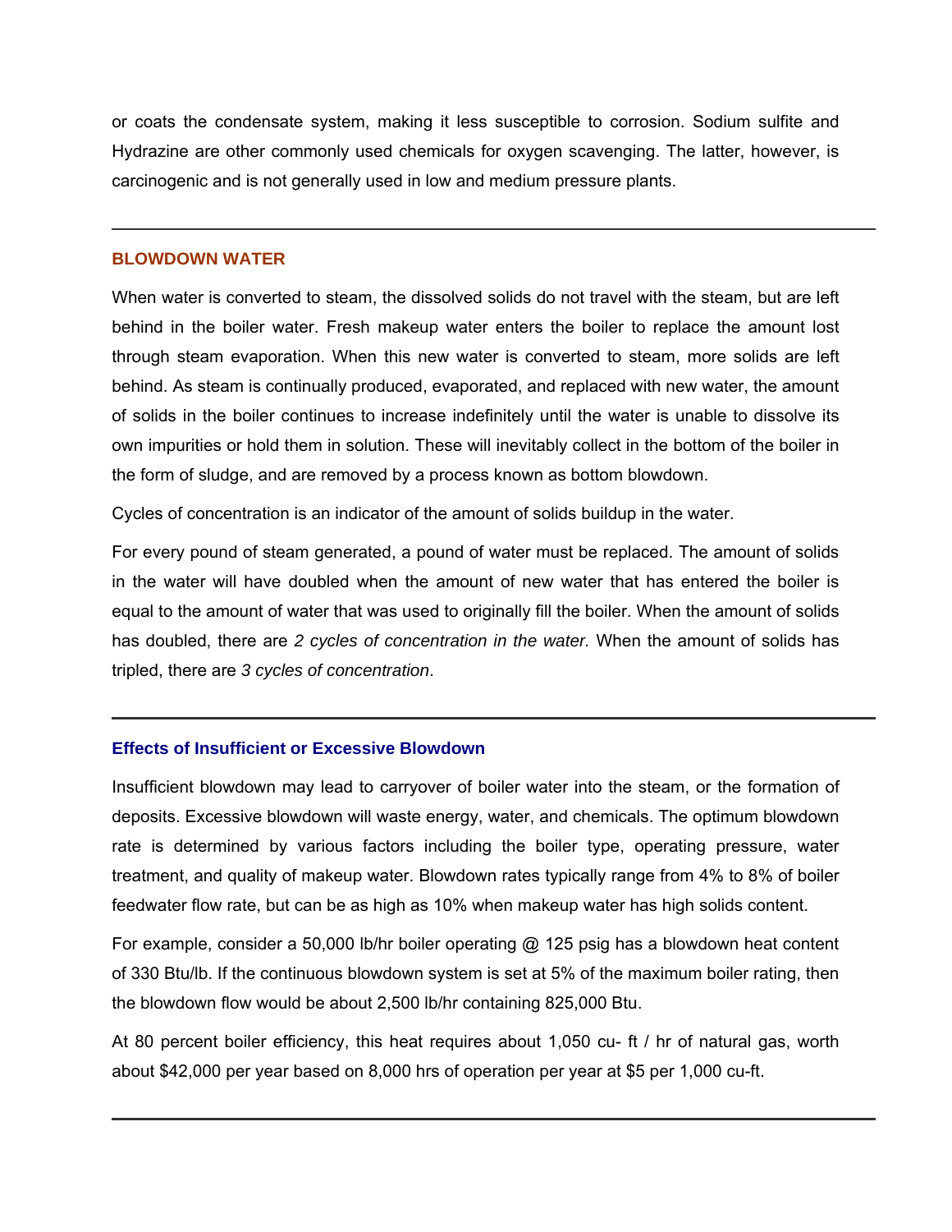or coats the condensate system, making it less susceptible to corrosion. Sodium sulfite and Hydrazine are other commonly used chemicals for oxygen scavenging. The latter, however, is carcinogenic and is not generally used in low and medium pressure plants.

---

## BLOWDOWN WATER

When water is converted to steam, the dissolved solids do not travel with the steam, but are left behind in the boiler water. Fresh makeup water enters the boiler to replace the amount lost through steam evaporation. When this new water is converted to steam, more solids are left behind. As steam is continually produced, evaporated, and replaced with new water, the amount of solids in the boiler continues to increase indefinitely until the water is unable to dissolve its own impurities or hold them in solution. These will inevitably collect in the bottom of the boiler in the form of sludge, and are removed by a process known as bottom blowdown.

Cycles of concentration is an indicator of the amount of solids buildup in the water.

For every pound of steam generated, a pound of water must be replaced. The amount of solids in the water will have doubled when the amount of new water that has entered the boiler is equal to the amount of water that was used to originally fill the boiler. When the amount of solids has doubled, there are *2 cycles of concentration in the water.* When the amount of solids has tripled, there are *3 cycles of concentration*.

---

### Effects of Insufficient or Excessive Blowdown

Insufficient blowdown may lead to carryover of boiler water into the steam, or the formation of deposits. Excessive blowdown will waste energy, water, and chemicals. The optimum blowdown rate is determined by various factors including the boiler type, operating pressure, water treatment, and quality of makeup water. Blowdown rates typically range from 4% to 8% of boiler feedwater flow rate, but can be as high as 10% when makeup water has high solids content.

For example, consider a 50,000 lb/hr boiler operating @ 125 psig has a blowdown heat content of 330 Btu/lb. If the continuous blowdown system is set at 5% of the maximum boiler rating, then the blowdown flow would be about 2,500 lb/hr containing 825,000 Btu.

At 80 percent boiler efficiency, this heat requires about 1,050 cu- ft / hr of natural gas, worth about $42,000 per year based on 8,000 hrs of operation per year at $5 per 1,000 cu-ft.

---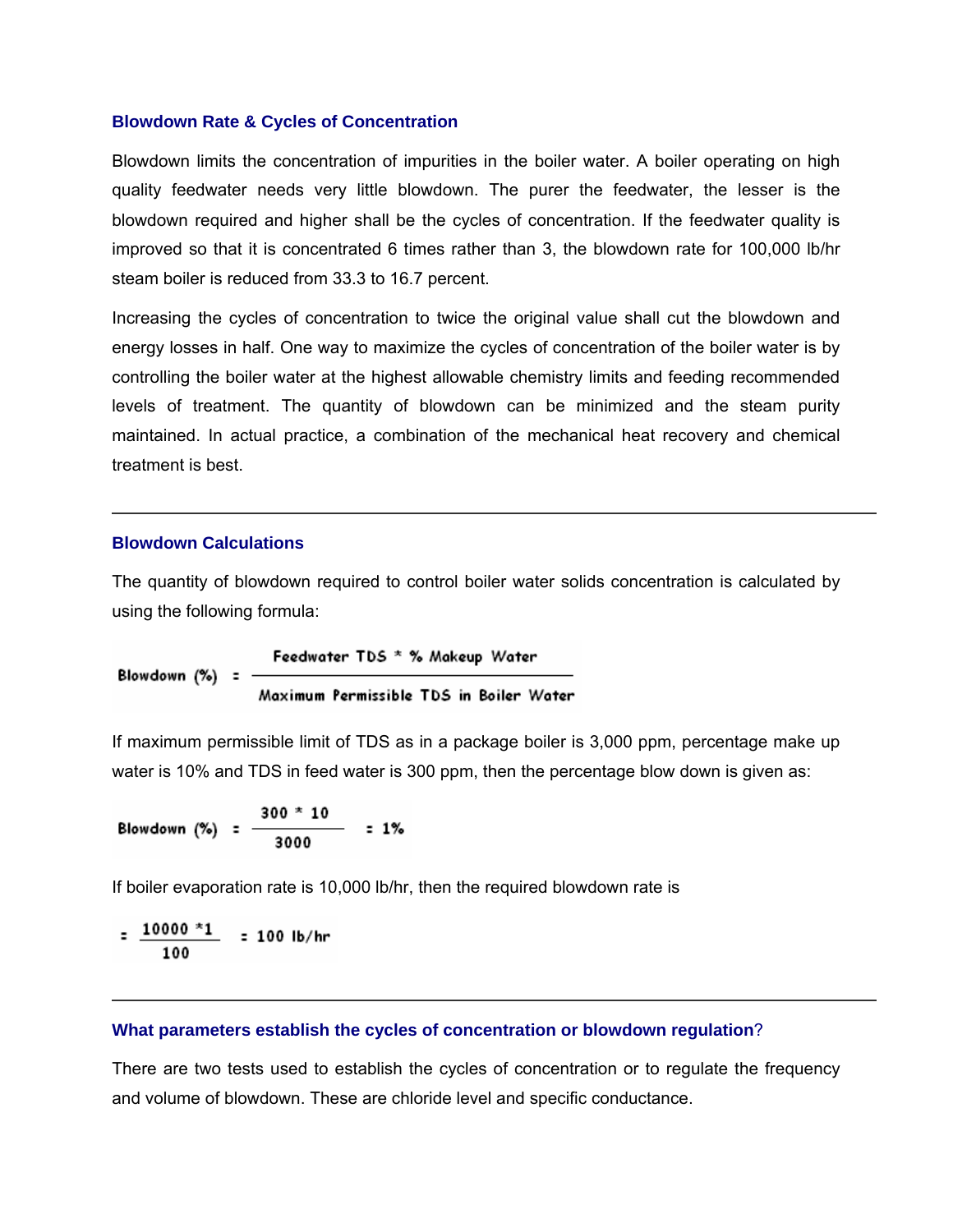## Blowdown Rate & Cycles of Concentration

Blowdown limits the concentration of impurities in the boiler water. A boiler operating on high quality feedwater needs very little blowdown. The purer the feedwater, the lesser is the blowdown required and higher shall be the cycles of concentration. If the feedwater quality is improved so that it is concentrated 6 times rather than 3, the blowdown rate for 100,000 lb/hr steam boiler is reduced from 33.3 to 16.7 percent.

Increasing the cycles of concentration to twice the original value shall cut the blowdown and energy losses in half. One way to maximize the cycles of concentration of the boiler water is by controlling the boiler water at the highest allowable chemistry limits and feeding recommended levels of treatment. The quantity of blowdown can be minimized and the steam purity maintained. In actual practice, a combination of the mechanical heat recovery and chemical treatment is best.

---

## Blowdown Calculations

The quantity of blowdown required to control boiler water solids concentration is calculated by using the following formula:

$$\text{Blowdown (\%)} = \frac{\text{Feedwater TDS} * \text{\% Makeup Water}}{\text{Maximum Permissible TDS in Boiler Water}}$$

If maximum permissible limit of TDS as in a package boiler is 3,000 ppm, percentage make up water is 10% and TDS in feed water is 300 ppm, then the percentage blow down is given as:

$$\text{Blowdown (\%)} = \frac{300 * 10}{3000} = 1\%$$

If boiler evaporation rate is 10,000 lb/hr, then the required blowdown rate is

$$= \frac{10000 * 1}{100} = 100 \text{ lb/hr}$$

---

## What parameters establish the cycles of concentration or blowdown regulation?

There are two tests used to establish the cycles of concentration or to regulate the frequency and volume of blowdown. These are chloride level and specific conductance.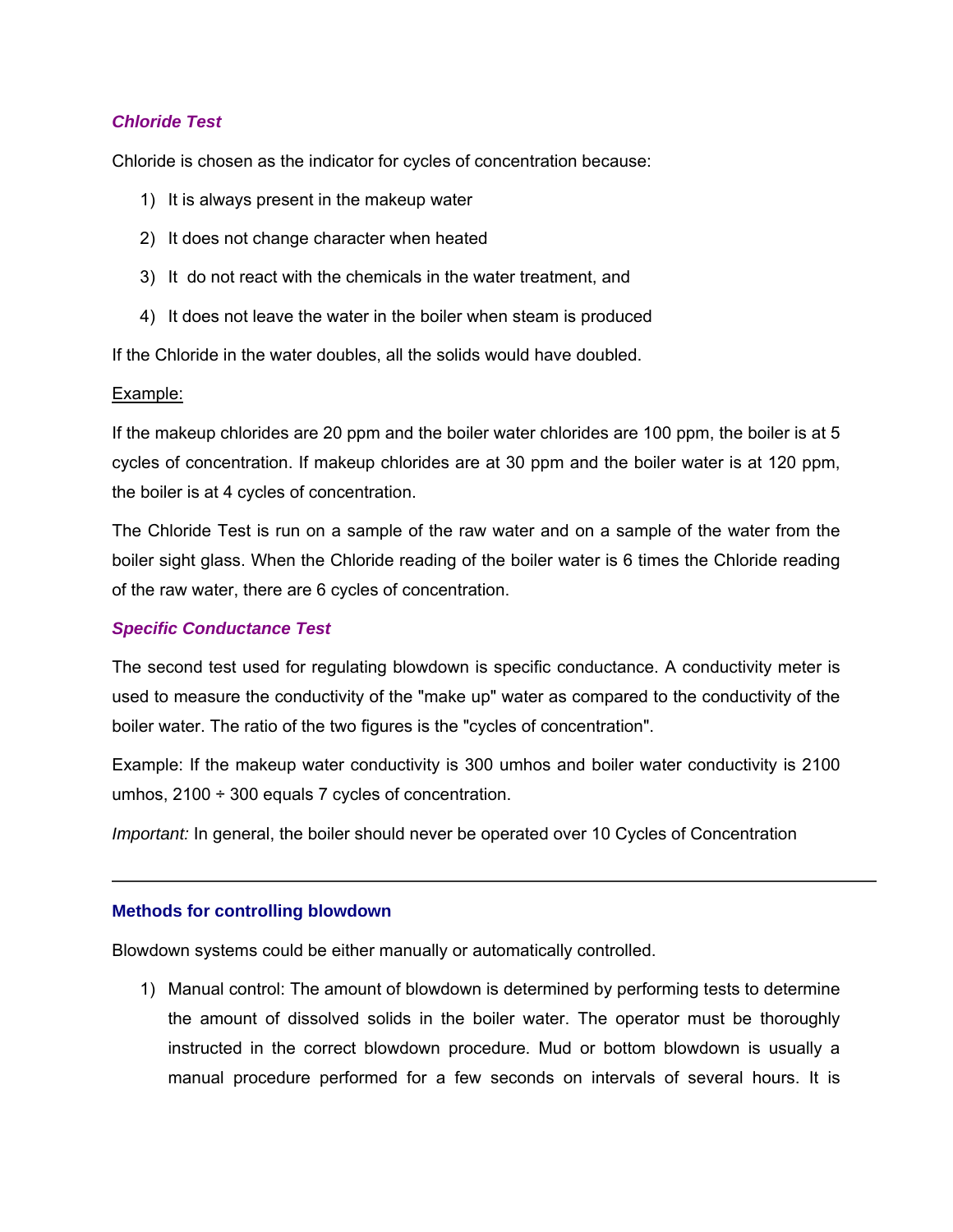### *Chloride Test*

Chloride is chosen as the indicator for cycles of concentration because:

1) It is always present in the makeup water
2) It does not change character when heated
3) It do not react with the chemicals in the water treatment, and
4) It does not leave the water in the boiler when steam is produced

If the Chloride in the water doubles, all the solids would have doubled.

Example:

If the makeup chlorides are 20 ppm and the boiler water chlorides are 100 ppm, the boiler is at 5 cycles of concentration. If makeup chlorides are at 30 ppm and the boiler water is at 120 ppm, the boiler is at 4 cycles of concentration.

The Chloride Test is run on a sample of the raw water and on a sample of the water from the boiler sight glass. When the Chloride reading of the boiler water is 6 times the Chloride reading of the raw water, there are 6 cycles of concentration.

### *Specific Conductance Test*

The second test used for regulating blowdown is specific conductance. A conductivity meter is used to measure the conductivity of the "make up" water as compared to the conductivity of the boiler water. The ratio of the two figures is the "cycles of concentration".

Example: If the makeup water conductivity is 300 umhos and boiler water conductivity is 2100 umhos, 2100 ÷ 300 equals 7 cycles of concentration.

*Important:* In general, the boiler should never be operated over 10 Cycles of Concentration

---

### Methods for controlling blowdown

Blowdown systems could be either manually or automatically controlled.

1) Manual control: The amount of blowdown is determined by performing tests to determine the amount of dissolved solids in the boiler water. The operator must be thoroughly instructed in the correct blowdown procedure. Mud or bottom blowdown is usually a manual procedure performed for a few seconds on intervals of several hours. It is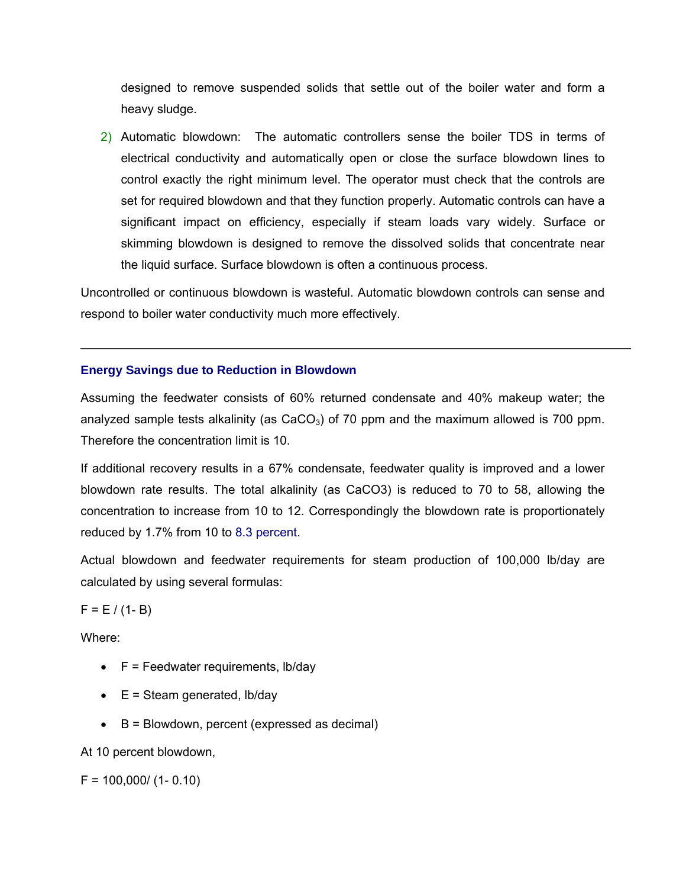designed to remove suspended solids that settle out of the boiler water and form a heavy sludge.

2) Automatic blowdown: The automatic controllers sense the boiler TDS in terms of electrical conductivity and automatically open or close the surface blowdown lines to control exactly the right minimum level. The operator must check that the controls are set for required blowdown and that they function properly. Automatic controls can have a significant impact on efficiency, especially if steam loads vary widely. Surface or skimming blowdown is designed to remove the dissolved solids that concentrate near the liquid surface. Surface blowdown is often a continuous process.

Uncontrolled or continuous blowdown is wasteful. Automatic blowdown controls can sense and respond to boiler water conductivity much more effectively.

---

### Energy Savings due to Reduction in Blowdown

Assuming the feedwater consists of 60% returned condensate and 40% makeup water; the analyzed sample tests alkalinity (as $CaCO_3$) of 70 ppm and the maximum allowed is 700 ppm. Therefore the concentration limit is 10.

If additional recovery results in a 67% condensate, feedwater quality is improved and a lower blowdown rate results. The total alkalinity (as CaCO3) is reduced to 70 to 58, allowing the concentration to increase from 10 to 12. Correspondingly the blowdown rate is proportionately reduced by 1.7% from 10 to 8.3 percent.

Actual blowdown and feedwater requirements for steam production of 100,000 lb/day are calculated by using several formulas:

$F = E / (1- B)$

Where:

- F = Feedwater requirements, lb/day
- E = Steam generated, lb/day
- B = Blowdown, percent (expressed as decimal)

At 10 percent blowdown,

$F = 100,000/ (1- 0.10)$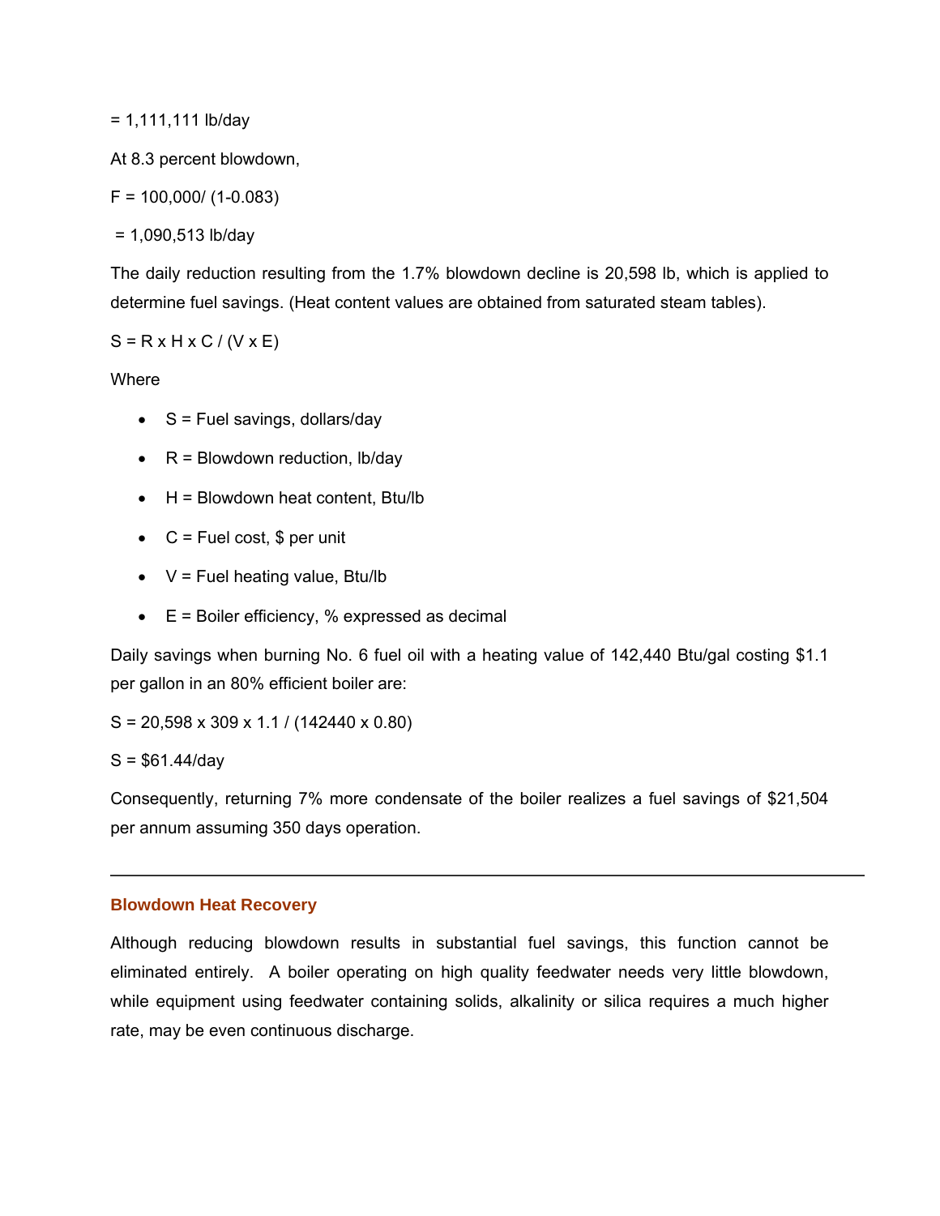= 1,111,111 lb/day

At 8.3 percent blowdown,

$F = 100,000/ (1-0.083)$

= 1,090,513 lb/day

The daily reduction resulting from the 1.7% blowdown decline is 20,598 lb, which is applied to determine fuel savings. (Heat content values are obtained from saturated steam tables).

$S = R \times H \times C / (V \times E)$

Where

- S = Fuel savings, dollars/day
- R = Blowdown reduction, lb/day
- H = Blowdown heat content, Btu/lb
- C = Fuel cost, $ per unit
- V = Fuel heating value, Btu/lb
- E = Boiler efficiency, % expressed as decimal

Daily savings when burning No. 6 fuel oil with a heating value of 142,440 Btu/gal costing $1.1 per gallon in an 80% efficient boiler are:

$S = 20,598 \times 309 \times 1.1 / (142440 \times 0.80)$

S = $61.44/day

Consequently, returning 7% more condensate of the boiler realizes a fuel savings of $21,504 per annum assuming 350 days operation.

---

## Blowdown Heat Recovery

Although reducing blowdown results in substantial fuel savings, this function cannot be eliminated entirely. A boiler operating on high quality feedwater needs very little blowdown, while equipment using feedwater containing solids, alkalinity or silica requires a much higher rate, may be even continuous discharge.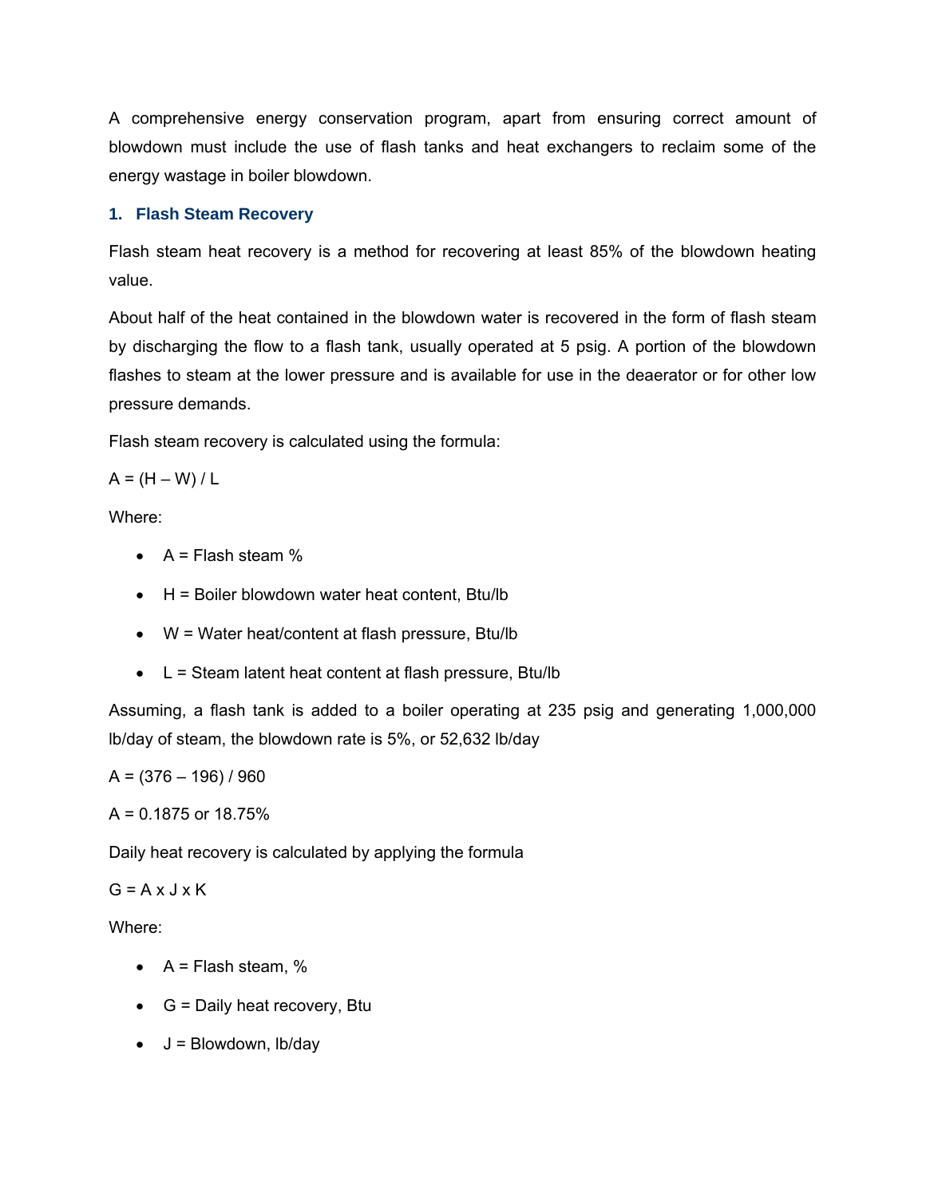A comprehensive energy conservation program, apart from ensuring correct amount of blowdown must include the use of flash tanks and heat exchangers to reclaim some of the energy wastage in boiler blowdown.

### 1. Flash Steam Recovery

Flash steam heat recovery is a method for recovering at least 85% of the blowdown heating value.

About half of the heat contained in the blowdown water is recovered in the form of flash steam by discharging the flow to a flash tank, usually operated at 5 psig. A portion of the blowdown flashes to steam at the lower pressure and is available for use in the deaerator or for other low pressure demands.

Flash steam recovery is calculated using the formula:

A = (H – W) / L

Where:

- A = Flash steam %
- H = Boiler blowdown water heat content, Btu/lb
- W = Water heat/content at flash pressure, Btu/lb
- L = Steam latent heat content at flash pressure, Btu/lb

Assuming, a flash tank is added to a boiler operating at 235 psig and generating 1,000,000 lb/day of steam, the blowdown rate is 5%, or 52,632 lb/day

A = (376 – 196) / 960

A = 0.1875 or 18.75%

Daily heat recovery is calculated by applying the formula

G = A x J x K

Where:

- A = Flash steam, %
- G = Daily heat recovery, Btu
- J = Blowdown, lb/day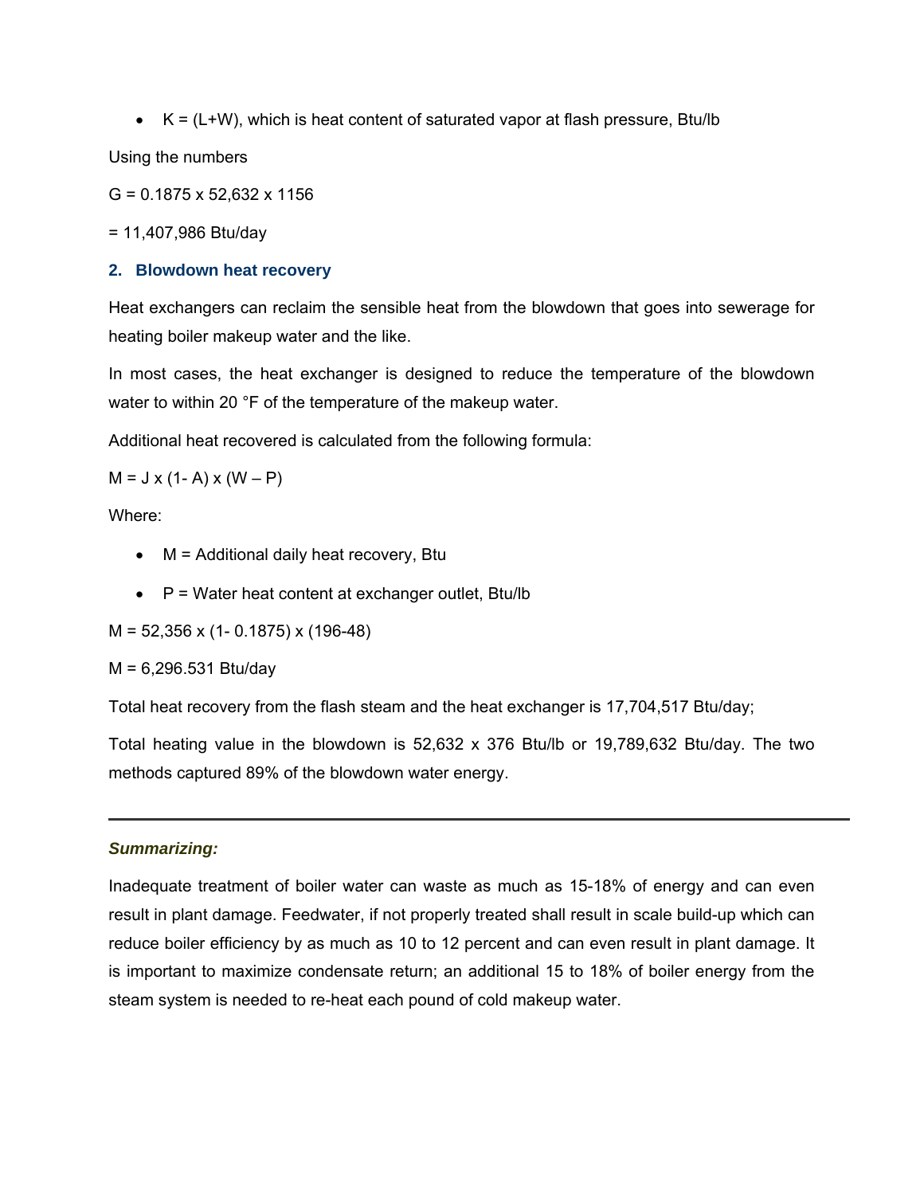- K = (L+W), which is heat content of saturated vapor at flash pressure, Btu/lb

Using the numbers

G = 0.1875 x 52,632 x 1156

= 11,407,986 Btu/day

### 2. Blowdown heat recovery

Heat exchangers can reclaim the sensible heat from the blowdown that goes into sewerage for heating boiler makeup water and the like.

In most cases, the heat exchanger is designed to reduce the temperature of the blowdown water to within 20 °F of the temperature of the makeup water.

Additional heat recovered is calculated from the following formula:

M = J x (1- A) x (W – P)

Where:

- M = Additional daily heat recovery, Btu
- P = Water heat content at exchanger outlet, Btu/lb

M = 52,356 x (1- 0.1875) x (196-48)

M = 6,296.531 Btu/day

Total heat recovery from the flash steam and the heat exchanger is 17,704,517 Btu/day;

Total heating value in the blowdown is 52,632 x 376 Btu/lb or 19,789,632 Btu/day. The two methods captured 89% of the blowdown water energy.

---

***Summarizing:***

Inadequate treatment of boiler water can waste as much as 15-18% of energy and can even result in plant damage. Feedwater, if not properly treated shall result in scale build-up which can reduce boiler efficiency by as much as 10 to 12 percent and can even result in plant damage. It is important to maximize condensate return; an additional 15 to 18% of boiler energy from the steam system is needed to re-heat each pound of cold makeup water.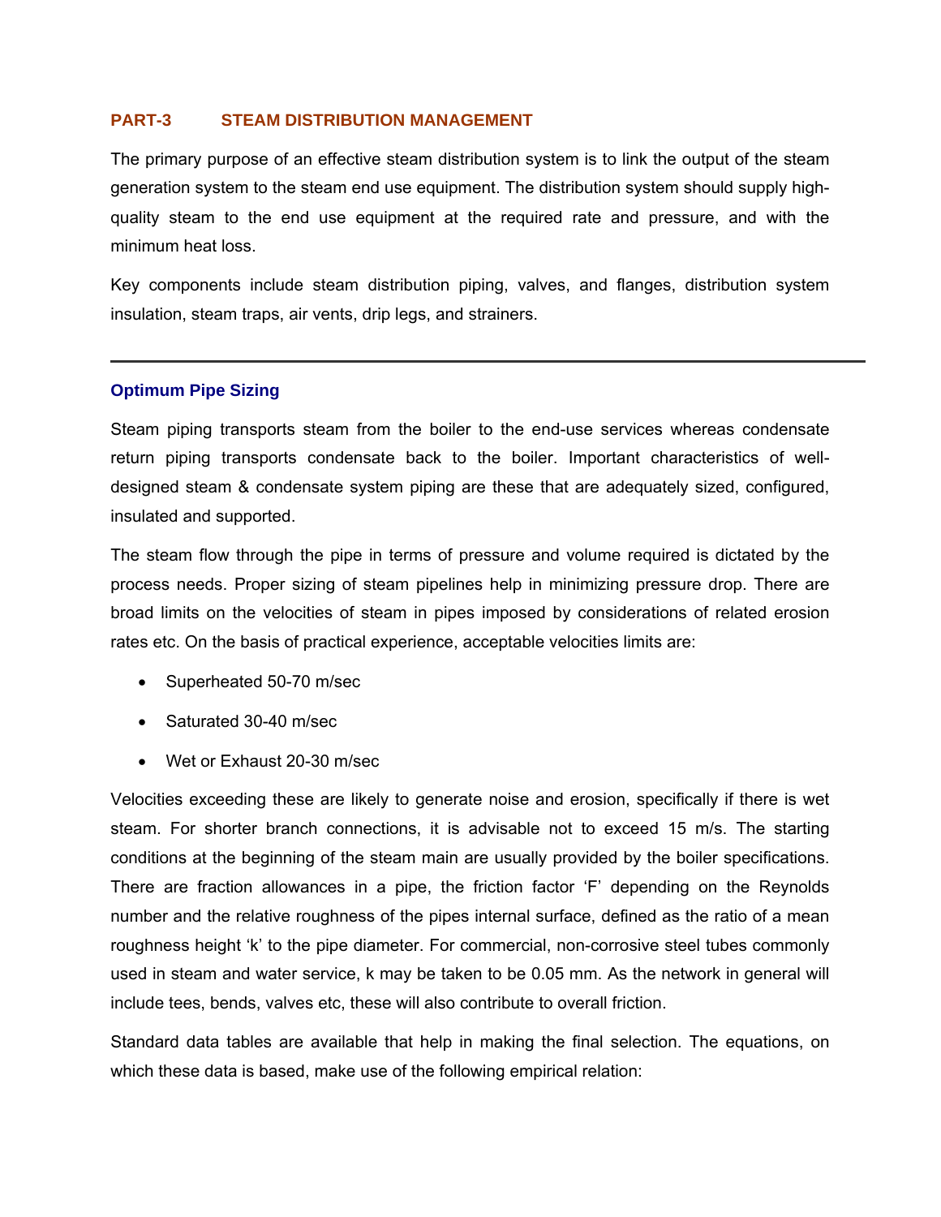## PART-3 STEAM DISTRIBUTION MANAGEMENT

The primary purpose of an effective steam distribution system is to link the output of the steam generation system to the steam end use equipment. The distribution system should supply high-quality steam to the end use equipment at the required rate and pressure, and with the minimum heat loss.

Key components include steam distribution piping, valves, and flanges, distribution system insulation, steam traps, air vents, drip legs, and strainers.

---

### Optimum Pipe Sizing

Steam piping transports steam from the boiler to the end-use services whereas condensate return piping transports condensate back to the boiler. Important characteristics of well-designed steam & condensate system piping are these that are adequately sized, configured, insulated and supported.

The steam flow through the pipe in terms of pressure and volume required is dictated by the process needs. Proper sizing of steam pipelines help in minimizing pressure drop. There are broad limits on the velocities of steam in pipes imposed by considerations of related erosion rates etc. On the basis of practical experience, acceptable velocities limits are:

- Superheated 50-70 m/sec
- Saturated 30-40 m/sec
- Wet or Exhaust 20-30 m/sec

Velocities exceeding these are likely to generate noise and erosion, specifically if there is wet steam. For shorter branch connections, it is advisable not to exceed 15 m/s. The starting conditions at the beginning of the steam main are usually provided by the boiler specifications. There are fraction allowances in a pipe, the friction factor 'F' depending on the Reynolds number and the relative roughness of the pipes internal surface, defined as the ratio of a mean roughness height 'k' to the pipe diameter. For commercial, non-corrosive steel tubes commonly used in steam and water service, k may be taken to be 0.05 mm. As the network in general will include tees, bends, valves etc, these will also contribute to overall friction.

Standard data tables are available that help in making the final selection. The equations, on which these data is based, make use of the following empirical relation: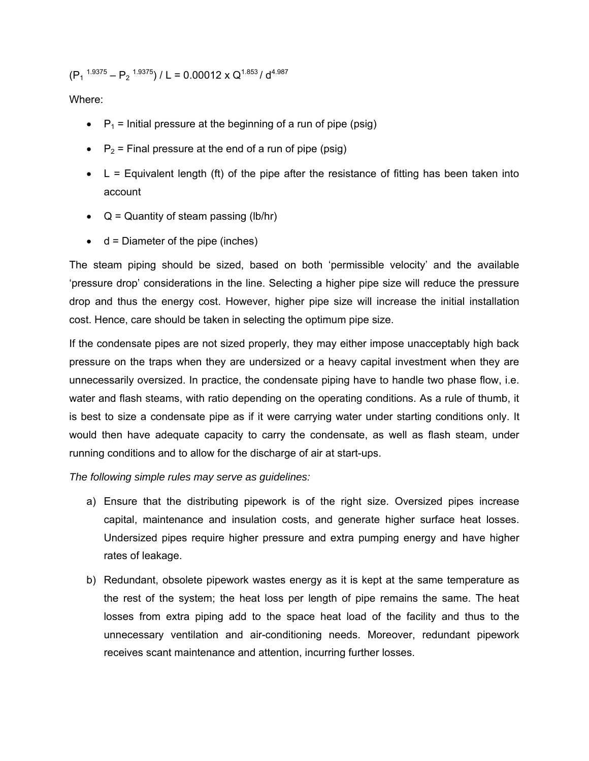$$(P_1^{1.9375} - P_2^{1.9375}) / L = 0.00012 \times Q^{1.853} / d^{4.987}$$

Where:

- $P_1$ = Initial pressure at the beginning of a run of pipe (psig)
- $P_2$ = Final pressure at the end of a run of pipe (psig)
- L = Equivalent length (ft) of the pipe after the resistance of fitting has been taken into account
- Q = Quantity of steam passing (lb/hr)
- d = Diameter of the pipe (inches)

The steam piping should be sized, based on both 'permissible velocity' and the available 'pressure drop' considerations in the line. Selecting a higher pipe size will reduce the pressure drop and thus the energy cost. However, higher pipe size will increase the initial installation cost. Hence, care should be taken in selecting the optimum pipe size.

If the condensate pipes are not sized properly, they may either impose unacceptably high back pressure on the traps when they are undersized or a heavy capital investment when they are unnecessarily oversized. In practice, the condensate piping have to handle two phase flow, i.e. water and flash steams, with ratio depending on the operating conditions. As a rule of thumb, it is best to size a condensate pipe as if it were carrying water under starting conditions only. It would then have adequate capacity to carry the condensate, as well as flash steam, under running conditions and to allow for the discharge of air at start-ups.

*The following simple rules may serve as guidelines:*

a) Ensure that the distributing pipework is of the right size. Oversized pipes increase capital, maintenance and insulation costs, and generate higher surface heat losses. Undersized pipes require higher pressure and extra pumping energy and have higher rates of leakage.

b) Redundant, obsolete pipework wastes energy as it is kept at the same temperature as the rest of the system; the heat loss per length of pipe remains the same. The heat losses from extra piping add to the space heat load of the facility and thus to the unnecessary ventilation and air-conditioning needs. Moreover, redundant pipework receives scant maintenance and attention, incurring further losses.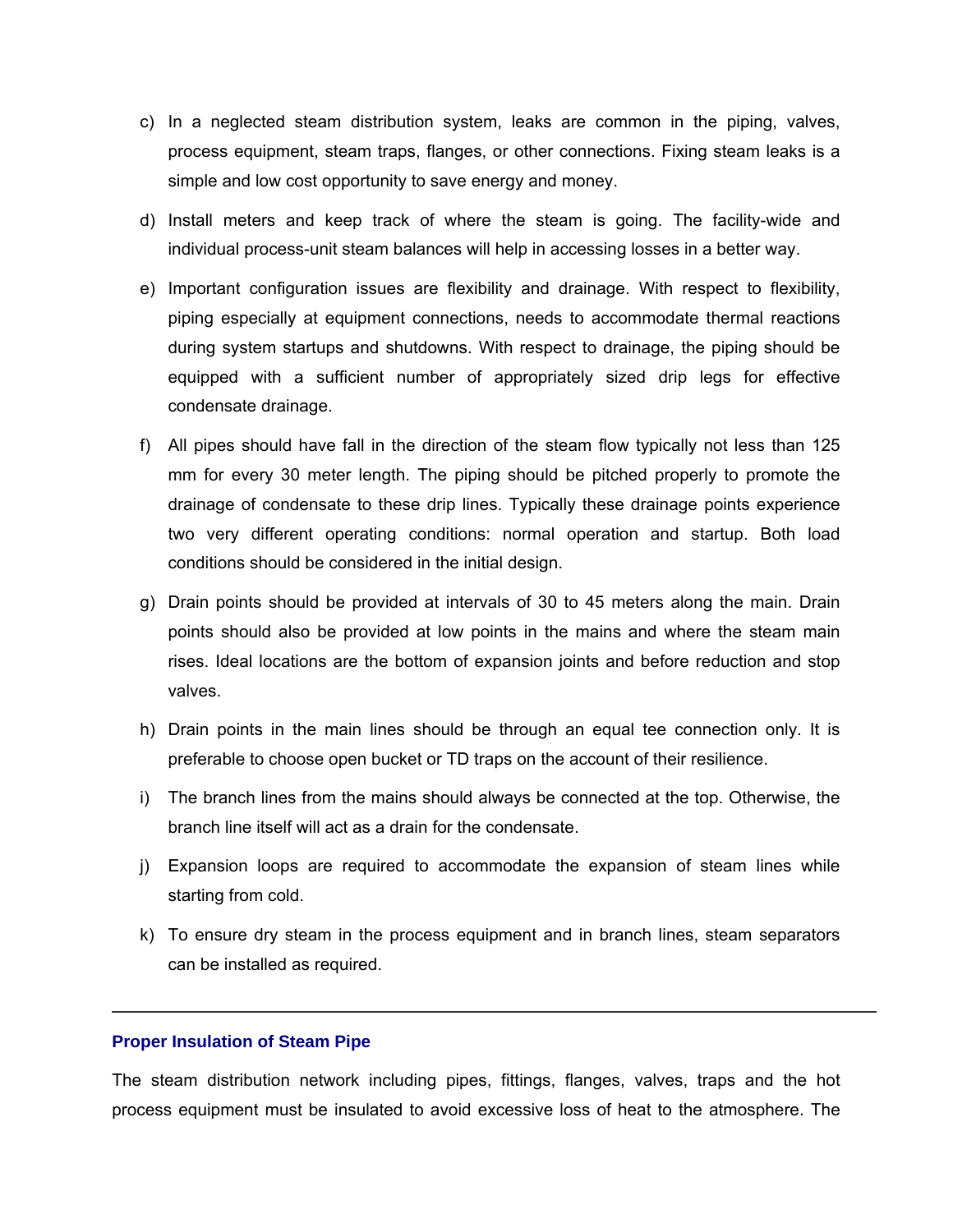c) In a neglected steam distribution system, leaks are common in the piping, valves, process equipment, steam traps, flanges, or other connections. Fixing steam leaks is a simple and low cost opportunity to save energy and money.

d) Install meters and keep track of where the steam is going. The facility-wide and individual process-unit steam balances will help in accessing losses in a better way.

e) Important configuration issues are flexibility and drainage. With respect to flexibility, piping especially at equipment connections, needs to accommodate thermal reactions during system startups and shutdowns. With respect to drainage, the piping should be equipped with a sufficient number of appropriately sized drip legs for effective condensate drainage.

f) All pipes should have fall in the direction of the steam flow typically not less than 125 mm for every 30 meter length. The piping should be pitched properly to promote the drainage of condensate to these drip lines. Typically these drainage points experience two very different operating conditions: normal operation and startup. Both load conditions should be considered in the initial design.

g) Drain points should be provided at intervals of 30 to 45 meters along the main. Drain points should also be provided at low points in the mains and where the steam main rises. Ideal locations are the bottom of expansion joints and before reduction and stop valves.

h) Drain points in the main lines should be through an equal tee connection only. It is preferable to choose open bucket or TD traps on the account of their resilience.

i) The branch lines from the mains should always be connected at the top. Otherwise, the branch line itself will act as a drain for the condensate.

j) Expansion loops are required to accommodate the expansion of steam lines while starting from cold.

k) To ensure dry steam in the process equipment and in branch lines, steam separators can be installed as required.

---

### Proper Insulation of Steam Pipe

The steam distribution network including pipes, fittings, flanges, valves, traps and the hot process equipment must be insulated to avoid excessive loss of heat to the atmosphere. The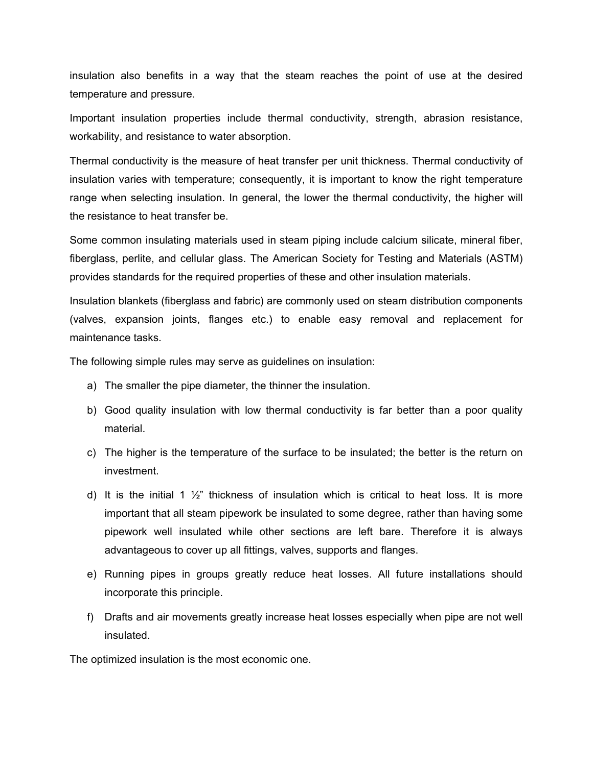insulation also benefits in a way that the steam reaches the point of use at the desired temperature and pressure.

Important insulation properties include thermal conductivity, strength, abrasion resistance, workability, and resistance to water absorption.

Thermal conductivity is the measure of heat transfer per unit thickness. Thermal conductivity of insulation varies with temperature; consequently, it is important to know the right temperature range when selecting insulation. In general, the lower the thermal conductivity, the higher will the resistance to heat transfer be.

Some common insulating materials used in steam piping include calcium silicate, mineral fiber, fiberglass, perlite, and cellular glass. The American Society for Testing and Materials (ASTM) provides standards for the required properties of these and other insulation materials.

Insulation blankets (fiberglass and fabric) are commonly used on steam distribution components (valves, expansion joints, flanges etc.) to enable easy removal and replacement for maintenance tasks.

The following simple rules may serve as guidelines on insulation:

a) The smaller the pipe diameter, the thinner the insulation.

b) Good quality insulation with low thermal conductivity is far better than a poor quality material.

c) The higher is the temperature of the surface to be insulated; the better is the return on investment.

d) It is the initial 1 ½" thickness of insulation which is critical to heat loss. It is more important that all steam pipework be insulated to some degree, rather than having some pipework well insulated while other sections are left bare. Therefore it is always advantageous to cover up all fittings, valves, supports and flanges.

e) Running pipes in groups greatly reduce heat losses. All future installations should incorporate this principle.

f) Drafts and air movements greatly increase heat losses especially when pipe are not well insulated.

The optimized insulation is the most economic one.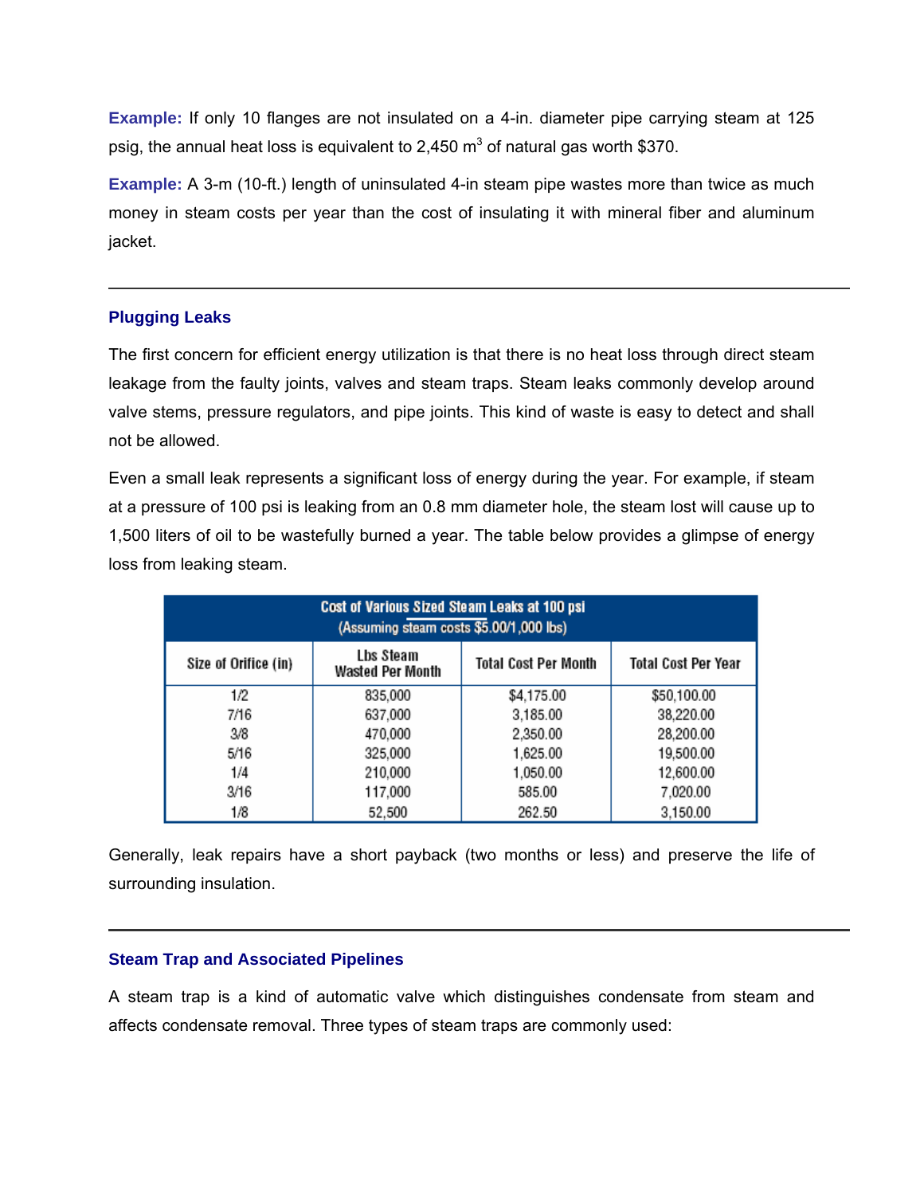**Example:** If only 10 flanges are not insulated on a 4-in. diameter pipe carrying steam at 125 psig, the annual heat loss is equivalent to 2,450 $m^3$ of natural gas worth $370.

**Example:** A 3-m (10-ft.) length of uninsulated 4-in steam pipe wastes more than twice as much money in steam costs per year than the cost of insulating it with mineral fiber and aluminum jacket.

---

### Plugging Leaks

The first concern for efficient energy utilization is that there is no heat loss through direct steam leakage from the faulty joints, valves and steam traps. Steam leaks commonly develop around valve stems, pressure regulators, and pipe joints. This kind of waste is easy to detect and shall not be allowed.

Even a small leak represents a significant loss of energy during the year. For example, if steam at a pressure of 100 psi is leaking from an 0.8 mm diameter hole, the steam lost will cause up to 1,500 liters of oil to be wastefully burned a year. The table below provides a glimpse of energy loss from leaking steam.

**Cost of Various Sized Steam Leaks at 100 psi**
(Assuming steam costs $5.00/1,000 lbs)

| Size of Orifice (in) | Lbs Steam Wasted Per Month | Total Cost Per Month | Total Cost Per Year |
|---|---|---|---|
| 1/2 | 835,000 | $4,175.00 | $50,100.00 |
| 7/16 | 637,000 | 3,185.00 | 38,220.00 |
| 3/8 | 470,000 | 2,350.00 | 28,200.00 |
| 5/16 | 325,000 | 1,625.00 | 19,500.00 |
| 1/4 | 210,000 | 1,050.00 | 12,600.00 |
| 3/16 | 117,000 | 585.00 | 7,020.00 |
| 1/8 | 52,500 | 262.50 | 3,150.00 |

Generally, leak repairs have a short payback (two months or less) and preserve the life of surrounding insulation.

---

### Steam Trap and Associated Pipelines

A steam trap is a kind of automatic valve which distinguishes condensate from steam and affects condensate removal. Three types of steam traps are commonly used: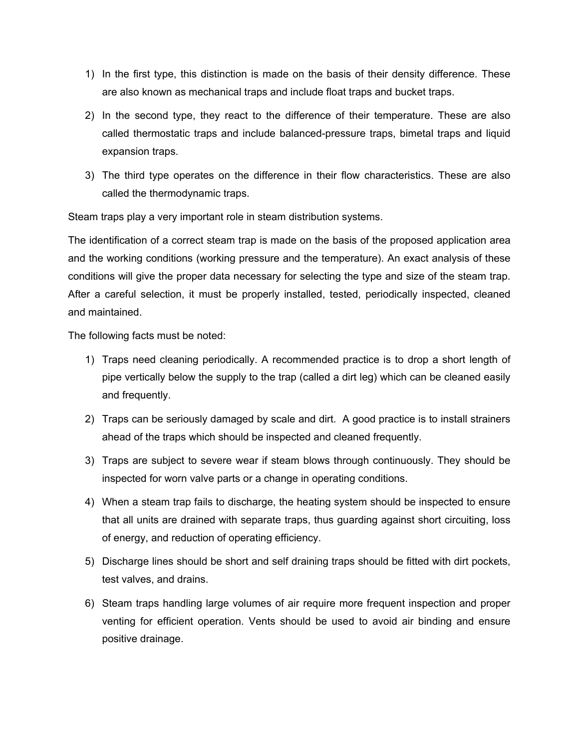1) In the first type, this distinction is made on the basis of their density difference. These are also known as mechanical traps and include float traps and bucket traps.
2) In the second type, they react to the difference of their temperature. These are also called thermostatic traps and include balanced-pressure traps, bimetal traps and liquid expansion traps.
3) The third type operates on the difference in their flow characteristics. These are also called the thermodynamic traps.

Steam traps play a very important role in steam distribution systems.

The identification of a correct steam trap is made on the basis of the proposed application area and the working conditions (working pressure and the temperature). An exact analysis of these conditions will give the proper data necessary for selecting the type and size of the steam trap. After a careful selection, it must be properly installed, tested, periodically inspected, cleaned and maintained.

The following facts must be noted:

1) Traps need cleaning periodically. A recommended practice is to drop a short length of pipe vertically below the supply to the trap (called a dirt leg) which can be cleaned easily and frequently.
2) Traps can be seriously damaged by scale and dirt. A good practice is to install strainers ahead of the traps which should be inspected and cleaned frequently.
3) Traps are subject to severe wear if steam blows through continuously. They should be inspected for worn valve parts or a change in operating conditions.
4) When a steam trap fails to discharge, the heating system should be inspected to ensure that all units are drained with separate traps, thus guarding against short circuiting, loss of energy, and reduction of operating efficiency.
5) Discharge lines should be short and self draining traps should be fitted with dirt pockets, test valves, and drains.
6) Steam traps handling large volumes of air require more frequent inspection and proper venting for efficient operation. Vents should be used to avoid air binding and ensure positive drainage.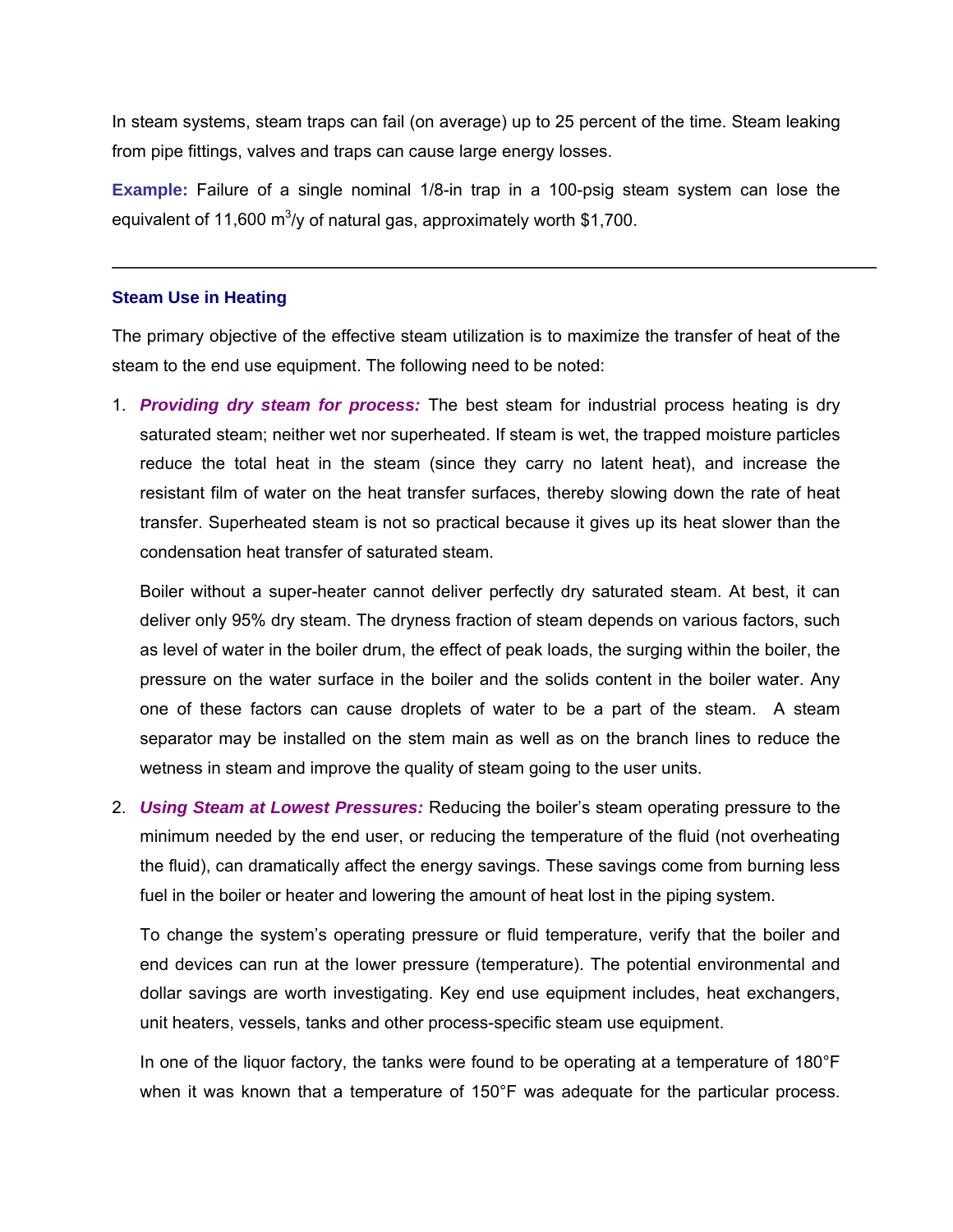In steam systems, steam traps can fail (on average) up to 25 percent of the time. Steam leaking from pipe fittings, valves and traps can cause large energy losses.

**Example:** Failure of a single nominal 1/8-in trap in a 100-psig steam system can lose the equivalent of 11,600 $m^3$/y of natural gas, approximately worth $1,700.

---

### Steam Use in Heating

The primary objective of the effective steam utilization is to maximize the transfer of heat of the steam to the end use equipment. The following need to be noted:

1. ***Providing dry steam for process:*** The best steam for industrial process heating is dry saturated steam; neither wet nor superheated. If steam is wet, the trapped moisture particles reduce the total heat in the steam (since they carry no latent heat), and increase the resistant film of water on the heat transfer surfaces, thereby slowing down the rate of heat transfer. Superheated steam is not so practical because it gives up its heat slower than the condensation heat transfer of saturated steam.

   Boiler without a super-heater cannot deliver perfectly dry saturated steam. At best, it can deliver only 95% dry steam. The dryness fraction of steam depends on various factors, such as level of water in the boiler drum, the effect of peak loads, the surging within the boiler, the pressure on the water surface in the boiler and the solids content in the boiler water. Any one of these factors can cause droplets of water to be a part of the steam. A steam separator may be installed on the stem main as well as on the branch lines to reduce the wetness in steam and improve the quality of steam going to the user units.

2. ***Using Steam at Lowest Pressures:*** Reducing the boiler's steam operating pressure to the minimum needed by the end user, or reducing the temperature of the fluid (not overheating the fluid), can dramatically affect the energy savings. These savings come from burning less fuel in the boiler or heater and lowering the amount of heat lost in the piping system.

   To change the system's operating pressure or fluid temperature, verify that the boiler and end devices can run at the lower pressure (temperature). The potential environmental and dollar savings are worth investigating. Key end use equipment includes, heat exchangers, unit heaters, vessels, tanks and other process-specific steam use equipment.

   In one of the liquor factory, the tanks were found to be operating at a temperature of 180°F when it was known that a temperature of 150°F was adequate for the particular process.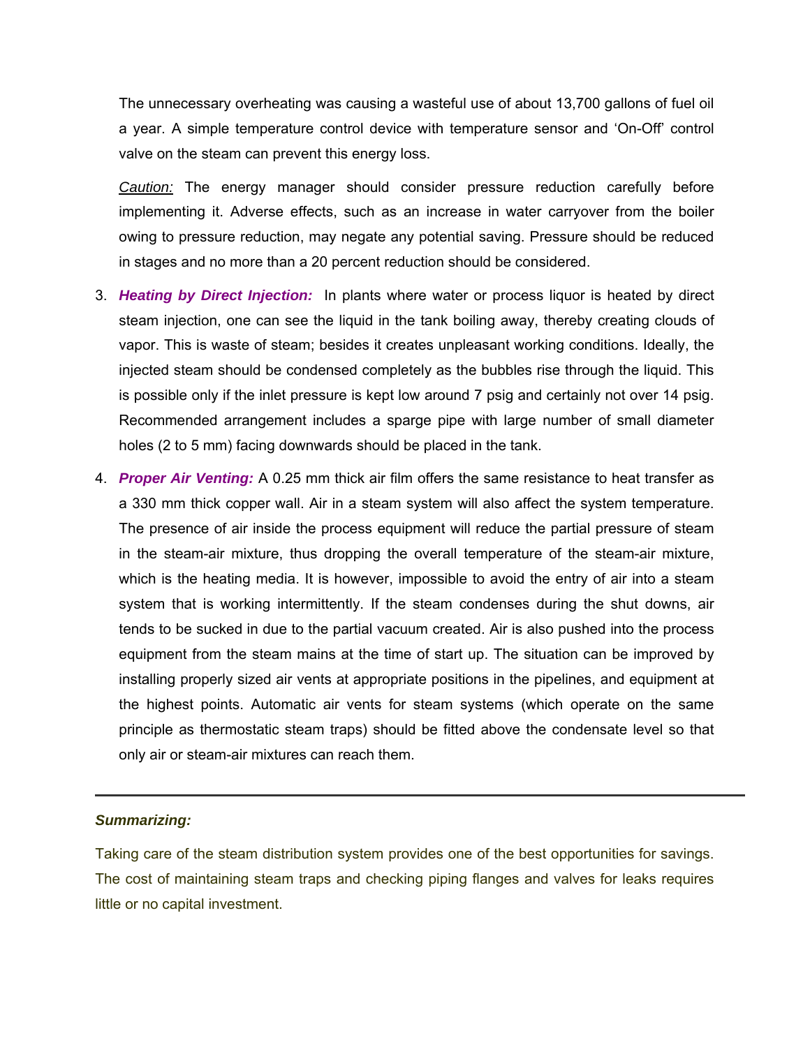The unnecessary overheating was causing a wasteful use of about 13,700 gallons of fuel oil a year. A simple temperature control device with temperature sensor and 'On-Off' control valve on the steam can prevent this energy loss.

*Caution:* The energy manager should consider pressure reduction carefully before implementing it. Adverse effects, such as an increase in water carryover from the boiler owing to pressure reduction, may negate any potential saving. Pressure should be reduced in stages and no more than a 20 percent reduction should be considered.

3. ***Heating by Direct Injection:*** In plants where water or process liquor is heated by direct steam injection, one can see the liquid in the tank boiling away, thereby creating clouds of vapor. This is waste of steam; besides it creates unpleasant working conditions. Ideally, the injected steam should be condensed completely as the bubbles rise through the liquid. This is possible only if the inlet pressure is kept low around 7 psig and certainly not over 14 psig. Recommended arrangement includes a sparge pipe with large number of small diameter holes (2 to 5 mm) facing downwards should be placed in the tank.

4. ***Proper Air Venting:*** A 0.25 mm thick air film offers the same resistance to heat transfer as a 330 mm thick copper wall. Air in a steam system will also affect the system temperature. The presence of air inside the process equipment will reduce the partial pressure of steam in the steam-air mixture, thus dropping the overall temperature of the steam-air mixture, which is the heating media. It is however, impossible to avoid the entry of air into a steam system that is working intermittently. If the steam condenses during the shut downs, air tends to be sucked in due to the partial vacuum created. Air is also pushed into the process equipment from the steam mains at the time of start up. The situation can be improved by installing properly sized air vents at appropriate positions in the pipelines, and equipment at the highest points. Automatic air vents for steam systems (which operate on the same principle as thermostatic steam traps) should be fitted above the condensate level so that only air or steam-air mixtures can reach them.

---

***Summarizing:***

Taking care of the steam distribution system provides one of the best opportunities for savings. The cost of maintaining steam traps and checking piping flanges and valves for leaks requires little or no capital investment.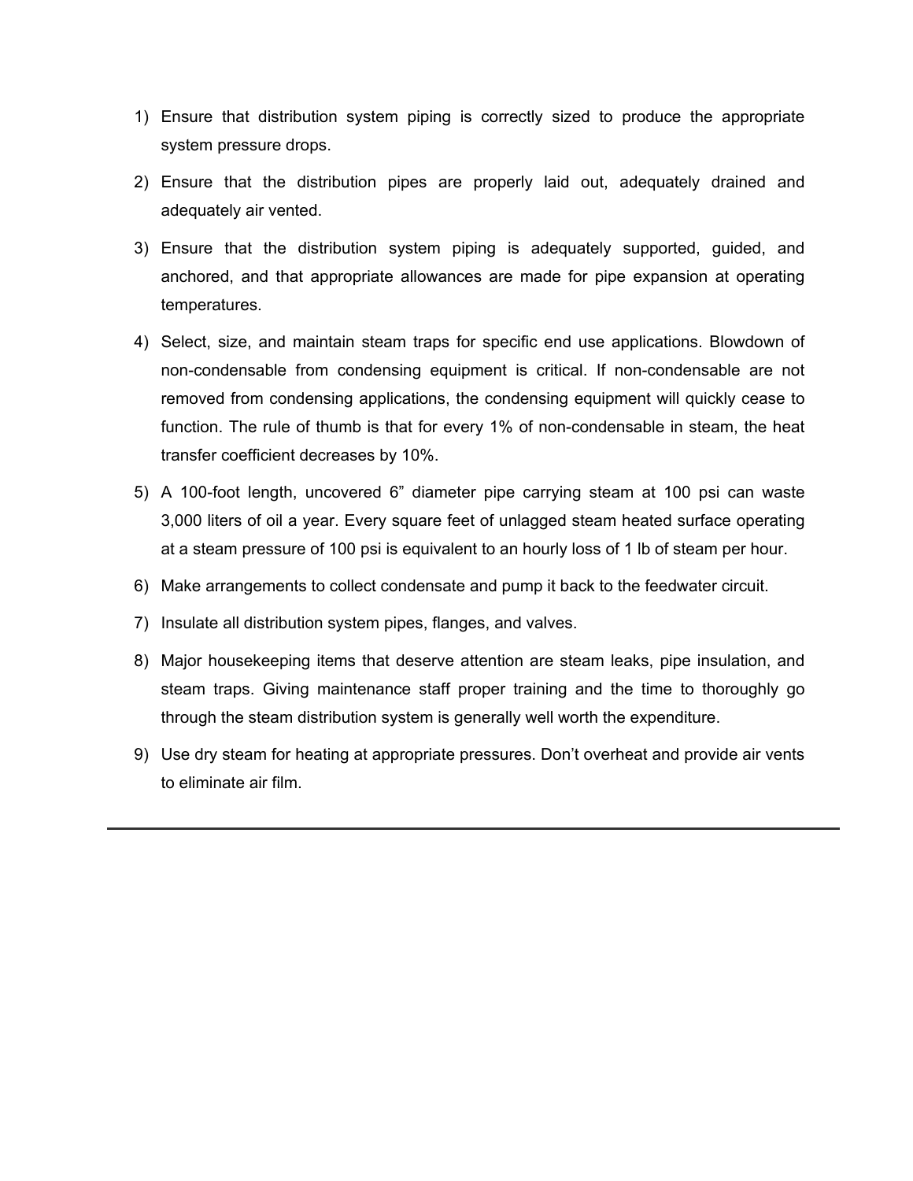1) Ensure that distribution system piping is correctly sized to produce the appropriate system pressure drops.
2) Ensure that the distribution pipes are properly laid out, adequately drained and adequately air vented.
3) Ensure that the distribution system piping is adequately supported, guided, and anchored, and that appropriate allowances are made for pipe expansion at operating temperatures.
4) Select, size, and maintain steam traps for specific end use applications. Blowdown of non-condensable from condensing equipment is critical. If non-condensable are not removed from condensing applications, the condensing equipment will quickly cease to function. The rule of thumb is that for every 1% of non-condensable in steam, the heat transfer coefficient decreases by 10%.
5) A 100-foot length, uncovered 6" diameter pipe carrying steam at 100 psi can waste 3,000 liters of oil a year. Every square feet of unlagged steam heated surface operating at a steam pressure of 100 psi is equivalent to an hourly loss of 1 lb of steam per hour.
6) Make arrangements to collect condensate and pump it back to the feedwater circuit.
7) Insulate all distribution system pipes, flanges, and valves.
8) Major housekeeping items that deserve attention are steam leaks, pipe insulation, and steam traps. Giving maintenance staff proper training and the time to thoroughly go through the steam distribution system is generally well worth the expenditure.
9) Use dry steam for heating at appropriate pressures. Don't overheat and provide air vents to eliminate air film.

---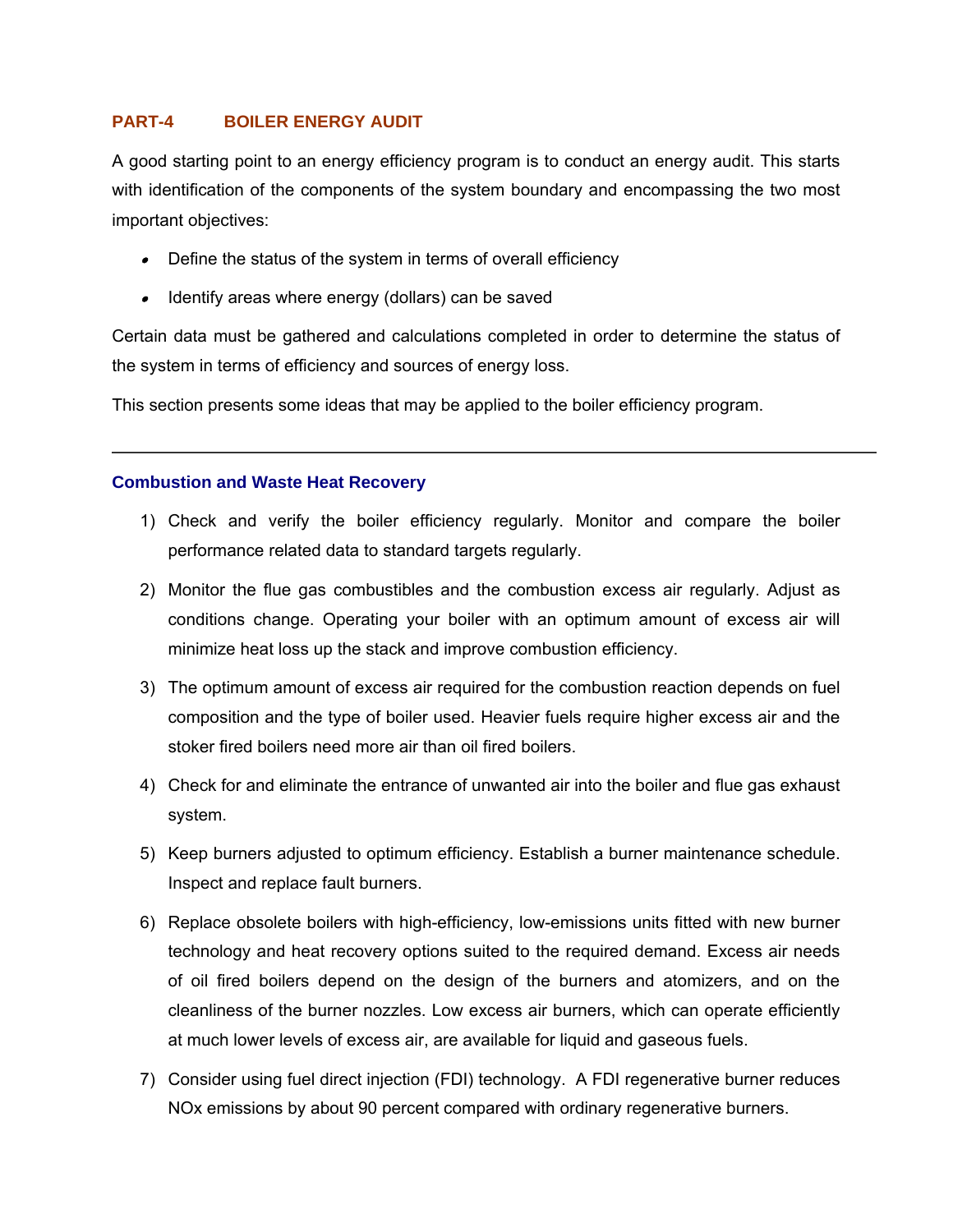## PART-4 BOILER ENERGY AUDIT

A good starting point to an energy efficiency program is to conduct an energy audit. This starts with identification of the components of the system boundary and encompassing the two most important objectives:

- Define the status of the system in terms of overall efficiency
- Identify areas where energy (dollars) can be saved

Certain data must be gathered and calculations completed in order to determine the status of the system in terms of efficiency and sources of energy loss.

This section presents some ideas that may be applied to the boiler efficiency program.

---

### Combustion and Waste Heat Recovery

1) Check and verify the boiler efficiency regularly. Monitor and compare the boiler performance related data to standard targets regularly.

2) Monitor the flue gas combustibles and the combustion excess air regularly. Adjust as conditions change. Operating your boiler with an optimum amount of excess air will minimize heat loss up the stack and improve combustion efficiency.

3) The optimum amount of excess air required for the combustion reaction depends on fuel composition and the type of boiler used. Heavier fuels require higher excess air and the stoker fired boilers need more air than oil fired boilers.

4) Check for and eliminate the entrance of unwanted air into the boiler and flue gas exhaust system.

5) Keep burners adjusted to optimum efficiency. Establish a burner maintenance schedule. Inspect and replace fault burners.

6) Replace obsolete boilers with high-efficiency, low-emissions units fitted with new burner technology and heat recovery options suited to the required demand. Excess air needs of oil fired boilers depend on the design of the burners and atomizers, and on the cleanliness of the burner nozzles. Low excess air burners, which can operate efficiently at much lower levels of excess air, are available for liquid and gaseous fuels.

7) Consider using fuel direct injection (FDI) technology. A FDI regenerative burner reduces NOx emissions by about 90 percent compared with ordinary regenerative burners.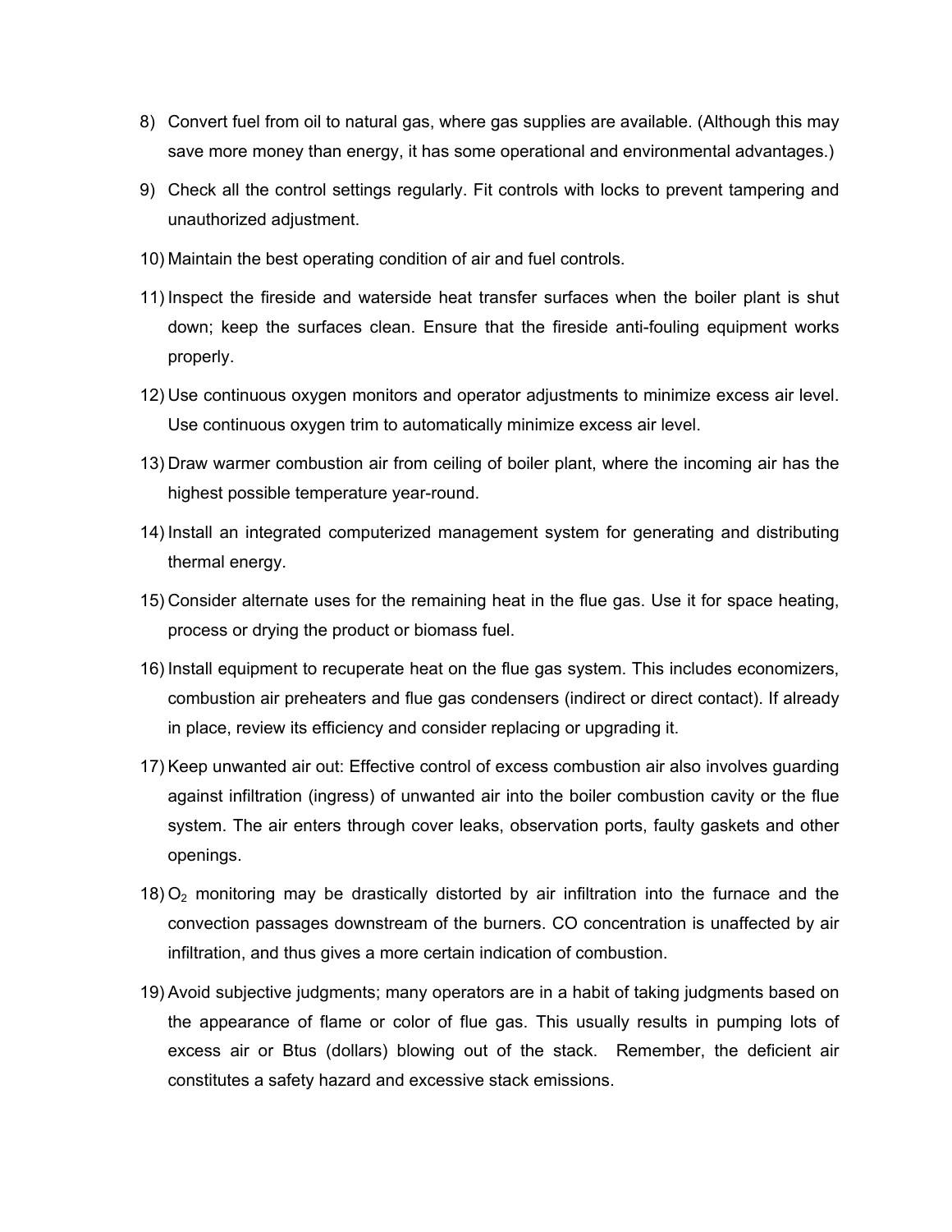8) Convert fuel from oil to natural gas, where gas supplies are available. (Although this may save more money than energy, it has some operational and environmental advantages.)

9) Check all the control settings regularly. Fit controls with locks to prevent tampering and unauthorized adjustment.

10) Maintain the best operating condition of air and fuel controls.

11) Inspect the fireside and waterside heat transfer surfaces when the boiler plant is shut down; keep the surfaces clean. Ensure that the fireside anti-fouling equipment works properly.

12) Use continuous oxygen monitors and operator adjustments to minimize excess air level. Use continuous oxygen trim to automatically minimize excess air level.

13) Draw warmer combustion air from ceiling of boiler plant, where the incoming air has the highest possible temperature year-round.

14) Install an integrated computerized management system for generating and distributing thermal energy.

15) Consider alternate uses for the remaining heat in the flue gas. Use it for space heating, process or drying the product or biomass fuel.

16) Install equipment to recuperate heat on the flue gas system. This includes economizers, combustion air preheaters and flue gas condensers (indirect or direct contact). If already in place, review its efficiency and consider replacing or upgrading it.

17) Keep unwanted air out: Effective control of excess combustion air also involves guarding against infiltration (ingress) of unwanted air into the boiler combustion cavity or the flue system. The air enters through cover leaks, observation ports, faulty gaskets and other openings.

18) $O_2$ monitoring may be drastically distorted by air infiltration into the furnace and the convection passages downstream of the burners. CO concentration is unaffected by air infiltration, and thus gives a more certain indication of combustion.

19) Avoid subjective judgments; many operators are in a habit of taking judgments based on the appearance of flame or color of flue gas. This usually results in pumping lots of excess air or Btus (dollars) blowing out of the stack. Remember, the deficient air constitutes a safety hazard and excessive stack emissions.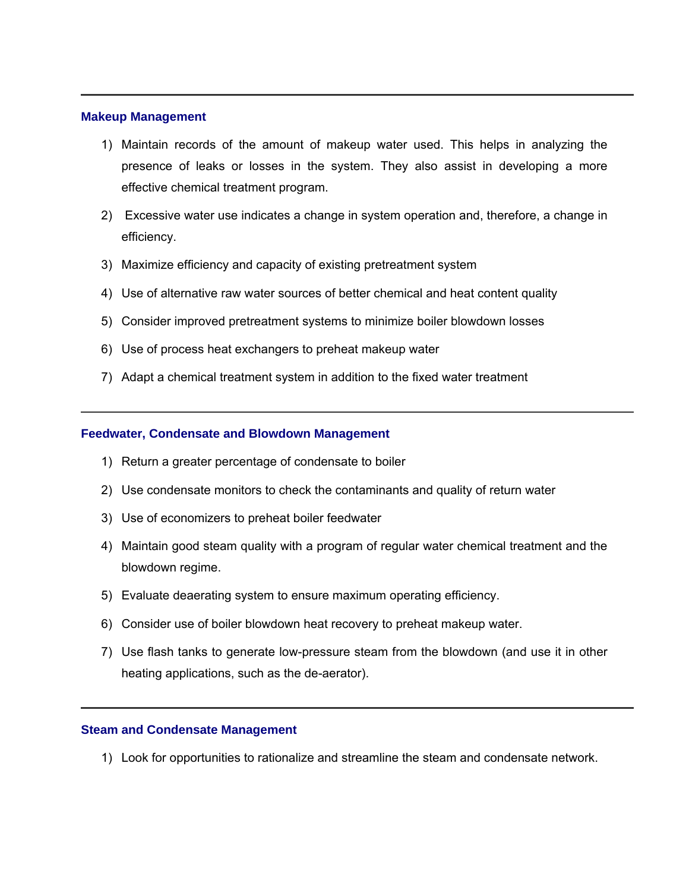---

### Makeup Management

1) Maintain records of the amount of makeup water used. This helps in analyzing the presence of leaks or losses in the system. They also assist in developing a more effective chemical treatment program.
2) Excessive water use indicates a change in system operation and, therefore, a change in efficiency.
3) Maximize efficiency and capacity of existing pretreatment system
4) Use of alternative raw water sources of better chemical and heat content quality
5) Consider improved pretreatment systems to minimize boiler blowdown losses
6) Use of process heat exchangers to preheat makeup water
7) Adapt a chemical treatment system in addition to the fixed water treatment

---

### Feedwater, Condensate and Blowdown Management

1) Return a greater percentage of condensate to boiler
2) Use condensate monitors to check the contaminants and quality of return water
3) Use of economizers to preheat boiler feedwater
4) Maintain good steam quality with a program of regular water chemical treatment and the blowdown regime.
5) Evaluate deaerating system to ensure maximum operating efficiency.
6) Consider use of boiler blowdown heat recovery to preheat makeup water.
7) Use flash tanks to generate low-pressure steam from the blowdown (and use it in other heating applications, such as the de-aerator).

---

### Steam and Condensate Management

1) Look for opportunities to rationalize and streamline the steam and condensate network.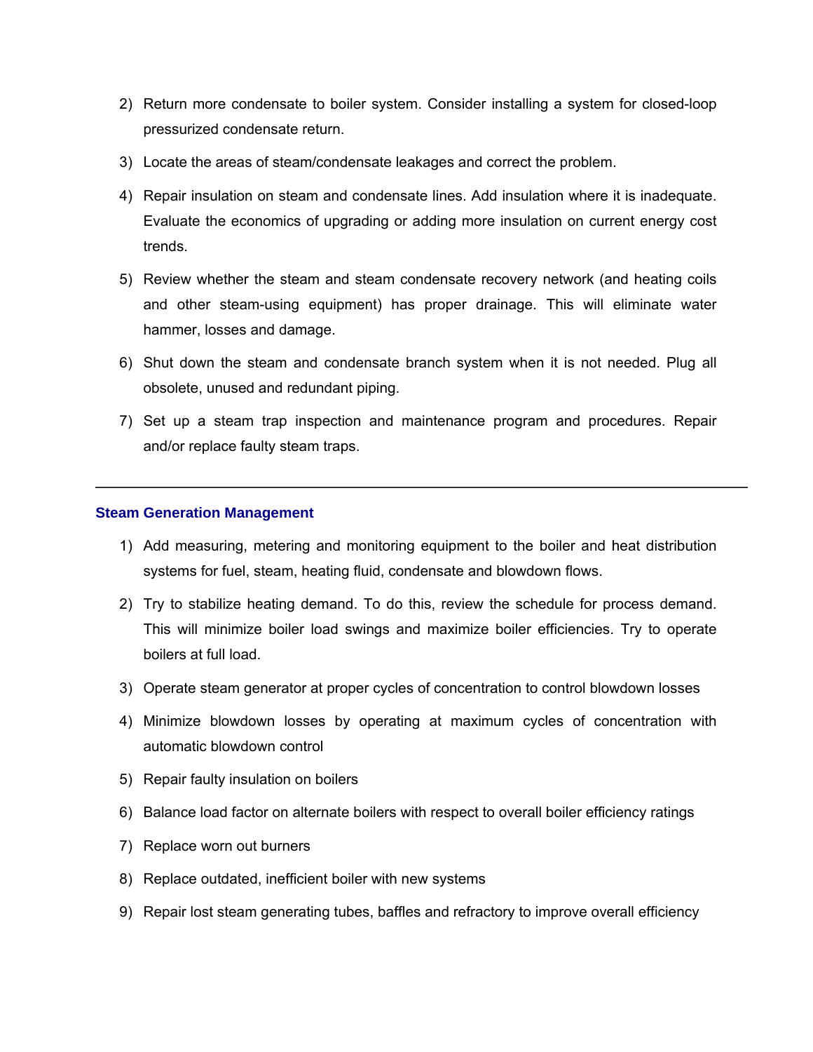2) Return more condensate to boiler system. Consider installing a system for closed-loop pressurized condensate return.

3) Locate the areas of steam/condensate leakages and correct the problem.

4) Repair insulation on steam and condensate lines. Add insulation where it is inadequate. Evaluate the economics of upgrading or adding more insulation on current energy cost trends.

5) Review whether the steam and steam condensate recovery network (and heating coils and other steam-using equipment) has proper drainage. This will eliminate water hammer, losses and damage.

6) Shut down the steam and condensate branch system when it is not needed. Plug all obsolete, unused and redundant piping.

7) Set up a steam trap inspection and maintenance program and procedures. Repair and/or replace faulty steam traps.

---

### Steam Generation Management

1) Add measuring, metering and monitoring equipment to the boiler and heat distribution systems for fuel, steam, heating fluid, condensate and blowdown flows.

2) Try to stabilize heating demand. To do this, review the schedule for process demand. This will minimize boiler load swings and maximize boiler efficiencies. Try to operate boilers at full load.

3) Operate steam generator at proper cycles of concentration to control blowdown losses

4) Minimize blowdown losses by operating at maximum cycles of concentration with automatic blowdown control

5) Repair faulty insulation on boilers

6) Balance load factor on alternate boilers with respect to overall boiler efficiency ratings

7) Replace worn out burners

8) Replace outdated, inefficient boiler with new systems

9) Repair lost steam generating tubes, baffles and refractory to improve overall efficiency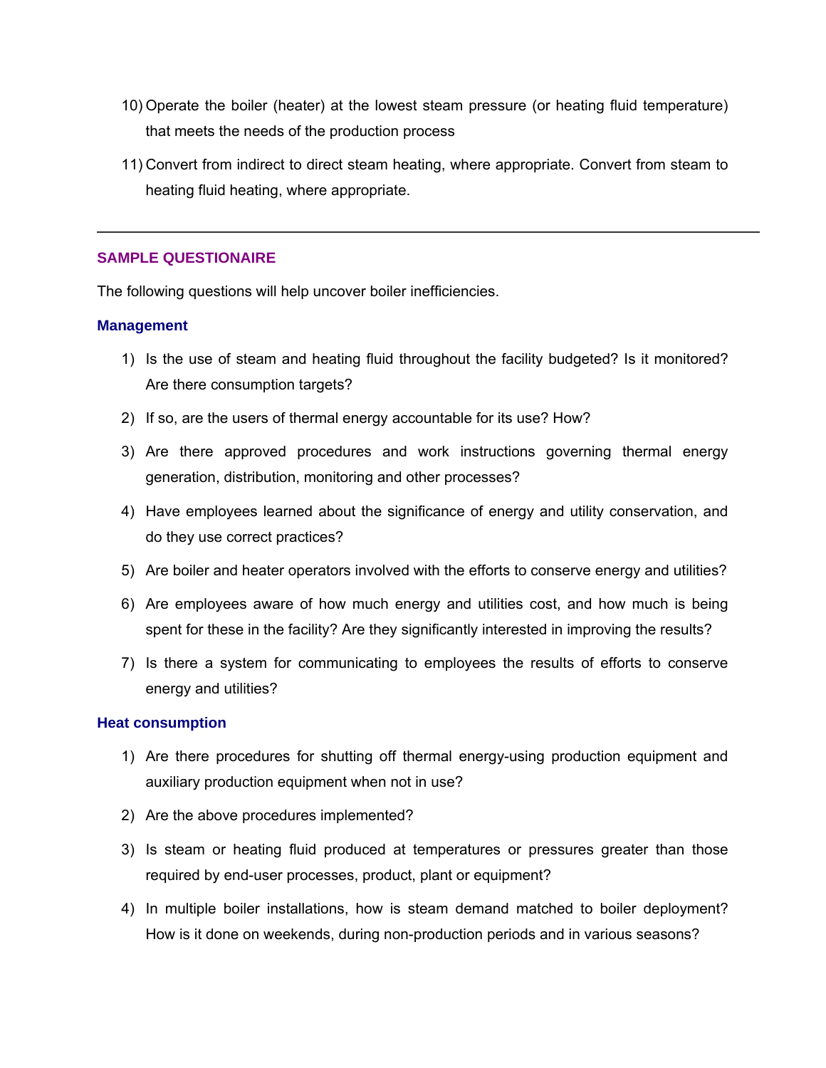10) Operate the boiler (heater) at the lowest steam pressure (or heating fluid temperature) that meets the needs of the production process

11) Convert from indirect to direct steam heating, where appropriate. Convert from steam to heating fluid heating, where appropriate.

---

## SAMPLE QUESTIONAIRE

The following questions will help uncover boiler inefficiencies.

### Management

1) Is the use of steam and heating fluid throughout the facility budgeted? Is it monitored? Are there consumption targets?
2) If so, are the users of thermal energy accountable for its use? How?
3) Are there approved procedures and work instructions governing thermal energy generation, distribution, monitoring and other processes?
4) Have employees learned about the significance of energy and utility conservation, and do they use correct practices?
5) Are boiler and heater operators involved with the efforts to conserve energy and utilities?
6) Are employees aware of how much energy and utilities cost, and how much is being spent for these in the facility? Are they significantly interested in improving the results?
7) Is there a system for communicating to employees the results of efforts to conserve energy and utilities?

### Heat consumption

1) Are there procedures for shutting off thermal energy-using production equipment and auxiliary production equipment when not in use?
2) Are the above procedures implemented?
3) Is steam or heating fluid produced at temperatures or pressures greater than those required by end-user processes, product, plant or equipment?
4) In multiple boiler installations, how is steam demand matched to boiler deployment? How is it done on weekends, during non-production periods and in various seasons?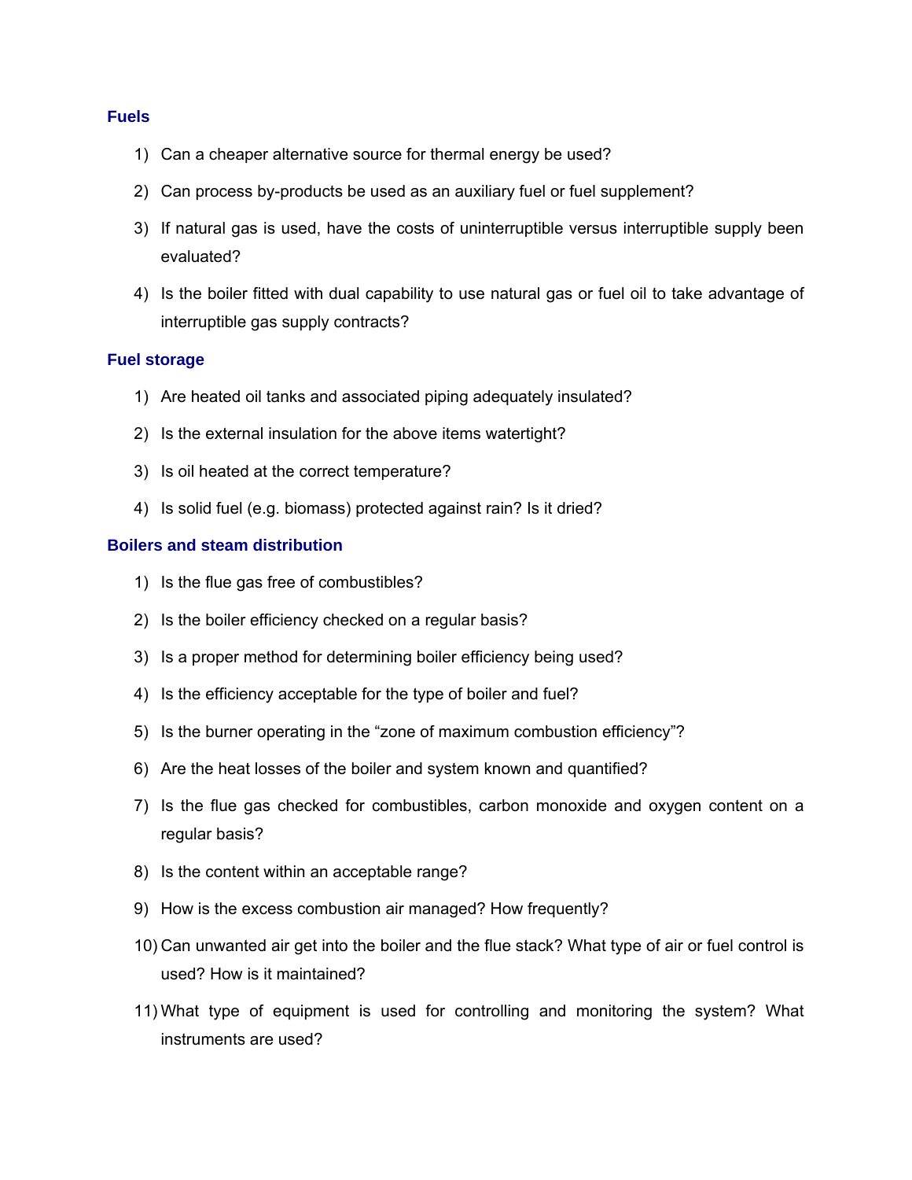### Fuels

1) Can a cheaper alternative source for thermal energy be used?
2) Can process by-products be used as an auxiliary fuel or fuel supplement?
3) If natural gas is used, have the costs of uninterruptible versus interruptible supply been evaluated?
4) Is the boiler fitted with dual capability to use natural gas or fuel oil to take advantage of interruptible gas supply contracts?

### Fuel storage

1) Are heated oil tanks and associated piping adequately insulated?
2) Is the external insulation for the above items watertight?
3) Is oil heated at the correct temperature?
4) Is solid fuel (e.g. biomass) protected against rain? Is it dried?

### Boilers and steam distribution

1) Is the flue gas free of combustibles?
2) Is the boiler efficiency checked on a regular basis?
3) Is a proper method for determining boiler efficiency being used?
4) Is the efficiency acceptable for the type of boiler and fuel?
5) Is the burner operating in the "zone of maximum combustion efficiency"?
6) Are the heat losses of the boiler and system known and quantified?
7) Is the flue gas checked for combustibles, carbon monoxide and oxygen content on a regular basis?
8) Is the content within an acceptable range?
9) How is the excess combustion air managed? How frequently?
10) Can unwanted air get into the boiler and the flue stack? What type of air or fuel control is used? How is it maintained?
11) What type of equipment is used for controlling and monitoring the system? What instruments are used?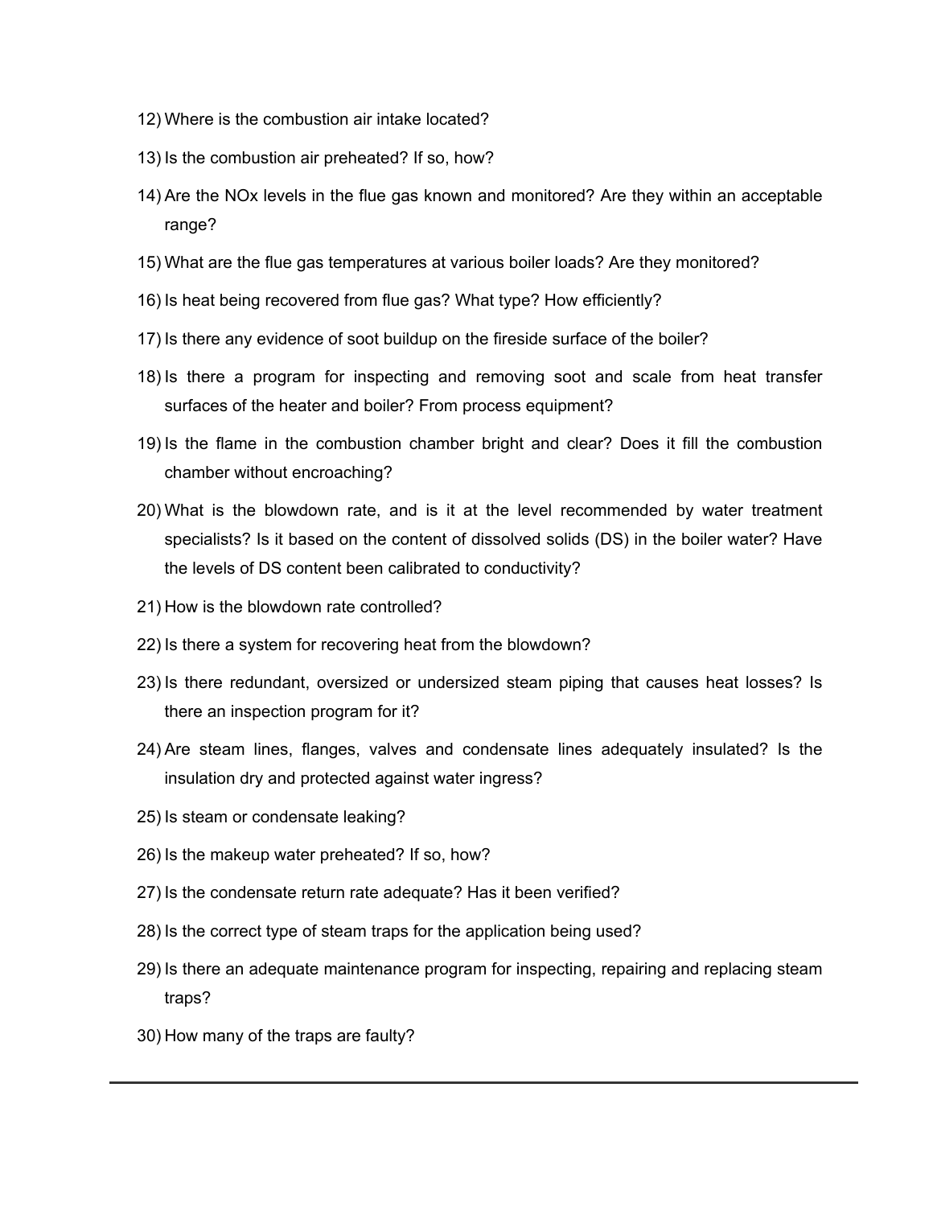12) Where is the combustion air intake located?

13) Is the combustion air preheated? If so, how?

14) Are the NOx levels in the flue gas known and monitored? Are they within an acceptable range?

15) What are the flue gas temperatures at various boiler loads? Are they monitored?

16) Is heat being recovered from flue gas? What type? How efficiently?

17) Is there any evidence of soot buildup on the fireside surface of the boiler?

18) Is there a program for inspecting and removing soot and scale from heat transfer surfaces of the heater and boiler? From process equipment?

19) Is the flame in the combustion chamber bright and clear? Does it fill the combustion chamber without encroaching?

20) What is the blowdown rate, and is it at the level recommended by water treatment specialists? Is it based on the content of dissolved solids (DS) in the boiler water? Have the levels of DS content been calibrated to conductivity?

21) How is the blowdown rate controlled?

22) Is there a system for recovering heat from the blowdown?

23) Is there redundant, oversized or undersized steam piping that causes heat losses? Is there an inspection program for it?

24) Are steam lines, flanges, valves and condensate lines adequately insulated? Is the insulation dry and protected against water ingress?

25) Is steam or condensate leaking?

26) Is the makeup water preheated? If so, how?

27) Is the condensate return rate adequate? Has it been verified?

28) Is the correct type of steam traps for the application being used?

29) Is there an adequate maintenance program for inspecting, repairing and replacing steam traps?

30) How many of the traps are faulty?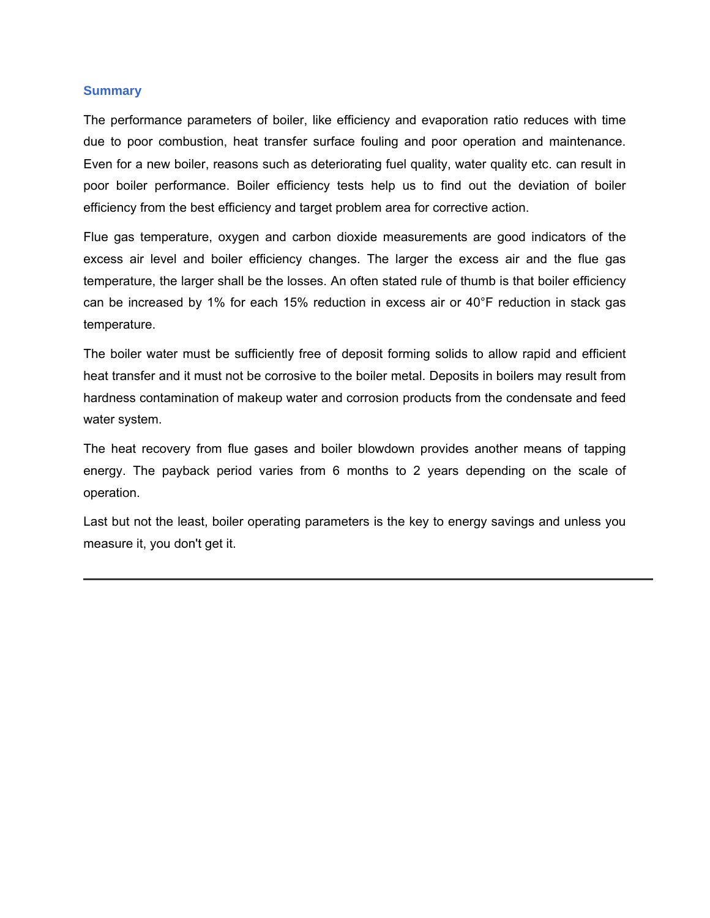## Summary

The performance parameters of boiler, like efficiency and evaporation ratio reduces with time due to poor combustion, heat transfer surface fouling and poor operation and maintenance. Even for a new boiler, reasons such as deteriorating fuel quality, water quality etc. can result in poor boiler performance. Boiler efficiency tests help us to find out the deviation of boiler efficiency from the best efficiency and target problem area for corrective action.

Flue gas temperature, oxygen and carbon dioxide measurements are good indicators of the excess air level and boiler efficiency changes. The larger the excess air and the flue gas temperature, the larger shall be the losses. An often stated rule of thumb is that boiler efficiency can be increased by 1% for each 15% reduction in excess air or 40°F reduction in stack gas temperature.

The boiler water must be sufficiently free of deposit forming solids to allow rapid and efficient heat transfer and it must not be corrosive to the boiler metal. Deposits in boilers may result from hardness contamination of makeup water and corrosion products from the condensate and feed water system.

The heat recovery from flue gases and boiler blowdown provides another means of tapping energy. The payback period varies from 6 months to 2 years depending on the scale of operation.

Last but not the least, boiler operating parameters is the key to energy savings and unless you measure it, you don't get it.

---